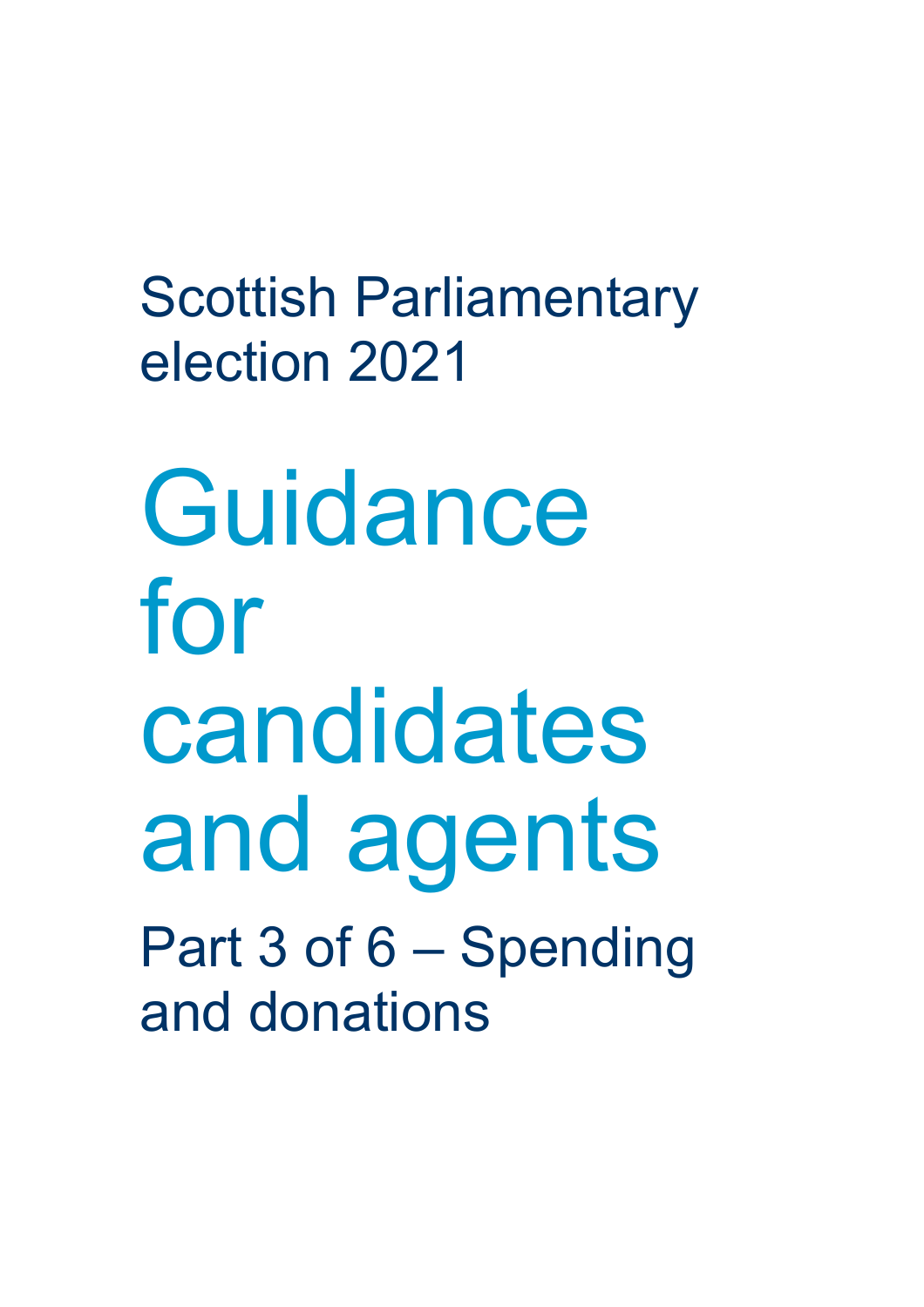Scottish Parliamentary election 2021

# Guidance for candidates and agents

## Part 3 of 6 – Spending and donations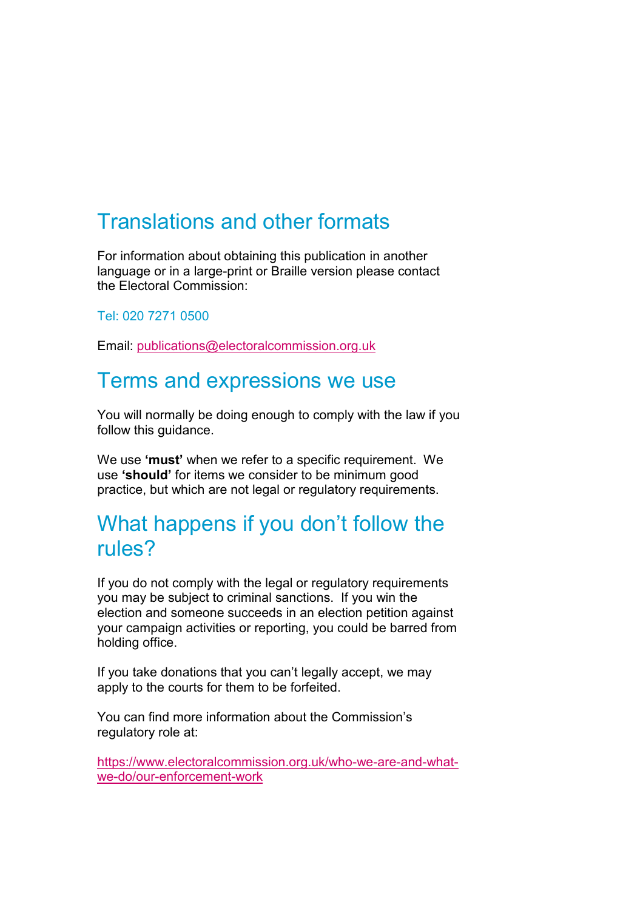## Translations and other formats

For information about obtaining this publication in another language or in a large-print or Braille version please contact the Electoral Commission:

Tel: 020 7271 0500

Email: publications@electoralcommission.org.uk

## Terms and expressions we use

You will normally be doing enough to comply with the law if you follow this guidance.

We use **'must'** when we refer to a specific requirement. We use **'should'** for items we consider to be minimum good practice, but which are not legal or regulatory requirements.

## What happens if you don't follow the rules?

If you do not comply with the legal or regulatory requirements you may be subject to criminal sanctions. If you win the election and someone succeeds in an election petition against your campaign activities or reporting, you could be barred from holding office.

If you take donations that you can't legally accept, we may apply to the courts for them to be forfeited.

You can find more information about the Commission's regulatory role at:

https://www.electoralcommission.org.uk/who-we-are-and-what-we-do/our-enforcement-work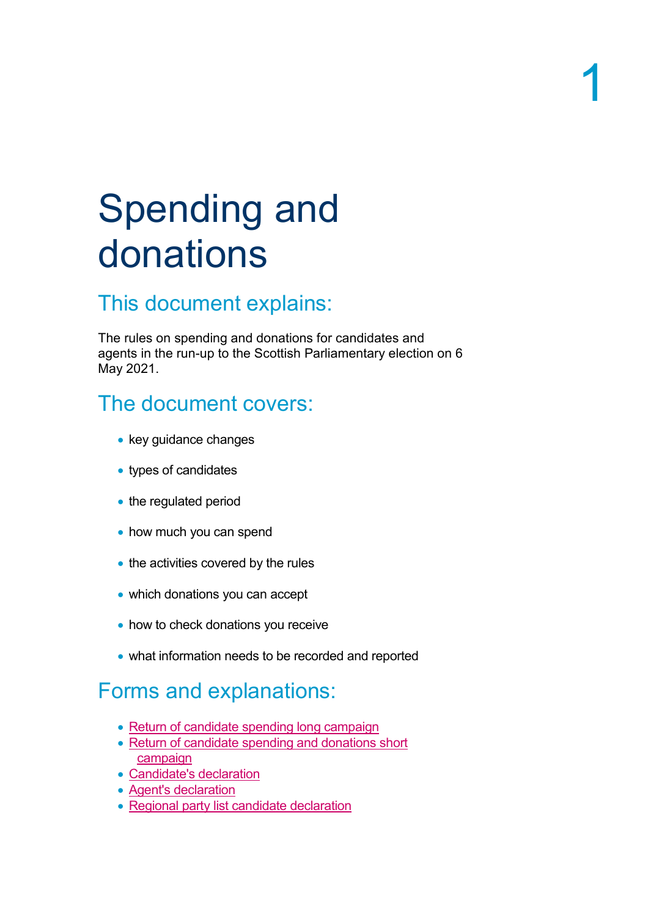# Spending and donations

## This document explains:

The rules on spending and donations for candidates and agents in the run-up to the Scottish Parliamentary election on 6 May 2021.

## The document covers:

- key guidance changes
- types of candidates
- the regulated period
- how much you can spend
- the activities covered by the rules
- which donations you can accept
- how to check donations you receive
- what information needs to be recorded and reported

## Forms and explanations:

- Return of candidate spending long campaign
- Return of candidate spending and donations short campaign
- Candidate's declaration
- Agent's declaration
- Regional party list candidate declaration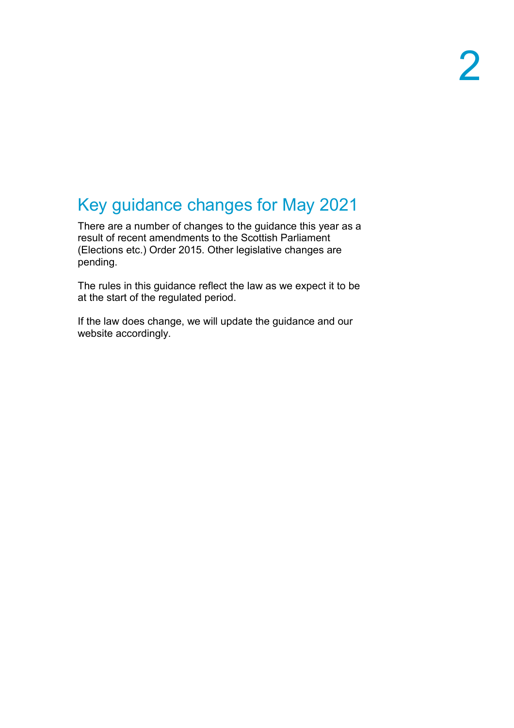# 2 Key guidance changes for May 2021

There are a number of changes to the guidance this year as a result of recent amendments to the Scottish Parliament (Elections etc.) Order 2015. Other legislative changes are pending.

The rules in this guidance reflect the law as we expect it to be at the start of the regulated period.

If the law does change, we will update the guidance and our website accordingly.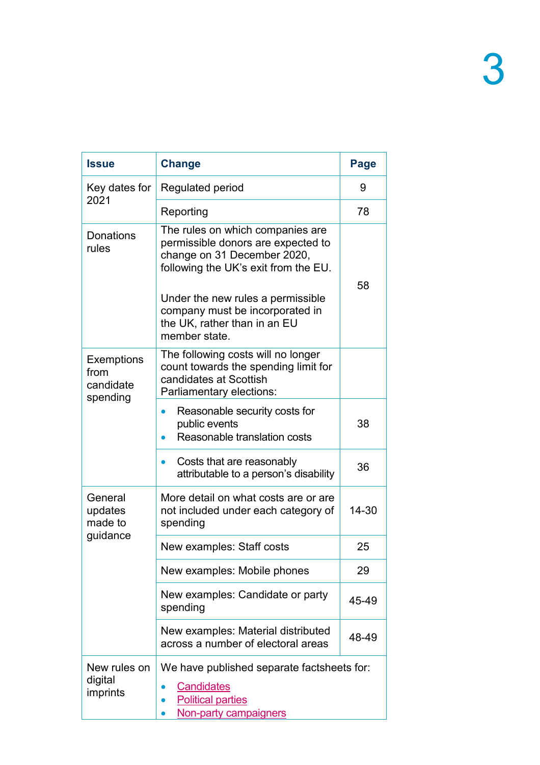| Issue | Change | Page |
|---|---|---|
| Key dates for 2021 | Regulated period | 9 |
| | Reporting | 78 |
| Donations rules | The rules on which companies are permissible donors are expected to change on 31 December 2020, following the UK's exit from the EU.<br><br>Under the new rules a permissible company must be incorporated in the UK, rather than in an EU member state. | 58 |
| Exemptions from candidate spending | The following costs will no longer count towards the spending limit for candidates at Scottish Parliamentary elections: | |
| | • Reasonable security costs for public events<br>• Reasonable translation costs | 38 |
| | • Costs that are reasonably attributable to a person's disability | 36 |
| General updates made to guidance | More detail on what costs are or are not included under each category of spending | 14-30 |
| | New examples: Staff costs | 25 |
| | New examples: Mobile phones | 29 |
| | New examples: Candidate or party spending | 45-49 |
| | New examples: Material distributed across a number of electoral areas | 48-49 |
| New rules on digital imprints | We have published separate factsheets for:<br>• Candidates<br>• Political parties<br>• Non-party campaigners | |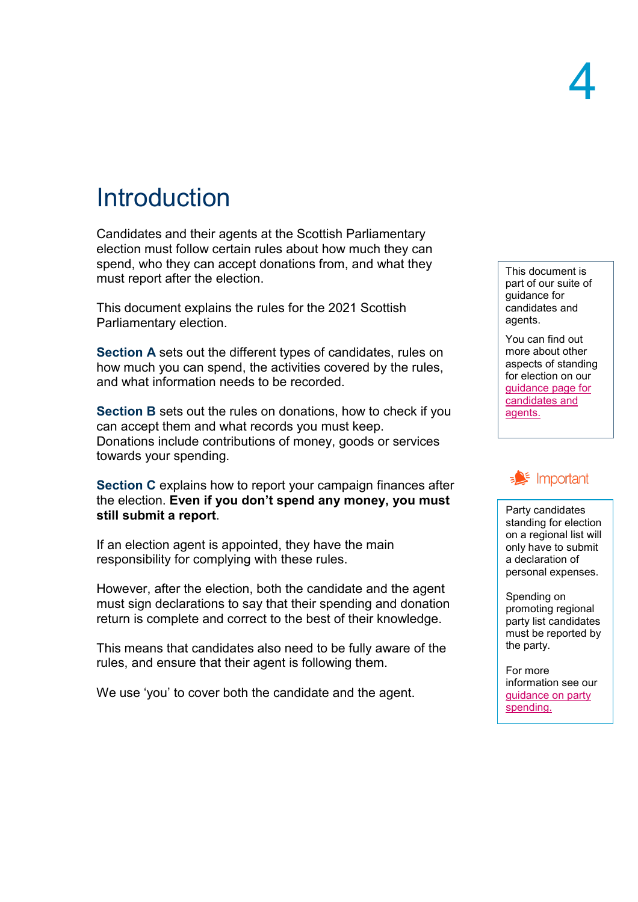# Introduction

Candidates and their agents at the Scottish Parliamentary election must follow certain rules about how much they can spend, who they can accept donations from, and what they must report after the election.

This document explains the rules for the 2021 Scottish Parliamentary election.

**Section A** sets out the different types of candidates, rules on how much you can spend, the activities covered by the rules, and what information needs to be recorded.

**Section B** sets out the rules on donations, how to check if you can accept them and what records you must keep. Donations include contributions of money, goods or services towards your spending.

**Section C** explains how to report your campaign finances after the election. **Even if you don't spend any money, you must still submit a report**.

If an election agent is appointed, they have the main responsibility for complying with these rules.

However, after the election, both the candidate and the agent must sign declarations to say that their spending and donation return is complete and correct to the best of their knowledge.

This means that candidates also need to be fully aware of the rules, and ensure that their agent is following them.

We use 'you' to cover both the candidate and the agent.

> This document is part of our suite of guidance for candidates and agents.
>
> You can find out more about other aspects of standing for election on our [guidance page for candidates and agents.]

**Important**

> Party candidates standing for election on a regional list will only have to submit a declaration of personal expenses.
>
> Spending on promoting regional party list candidates must be reported by the party.
>
> For more information see our [guidance on party spending.]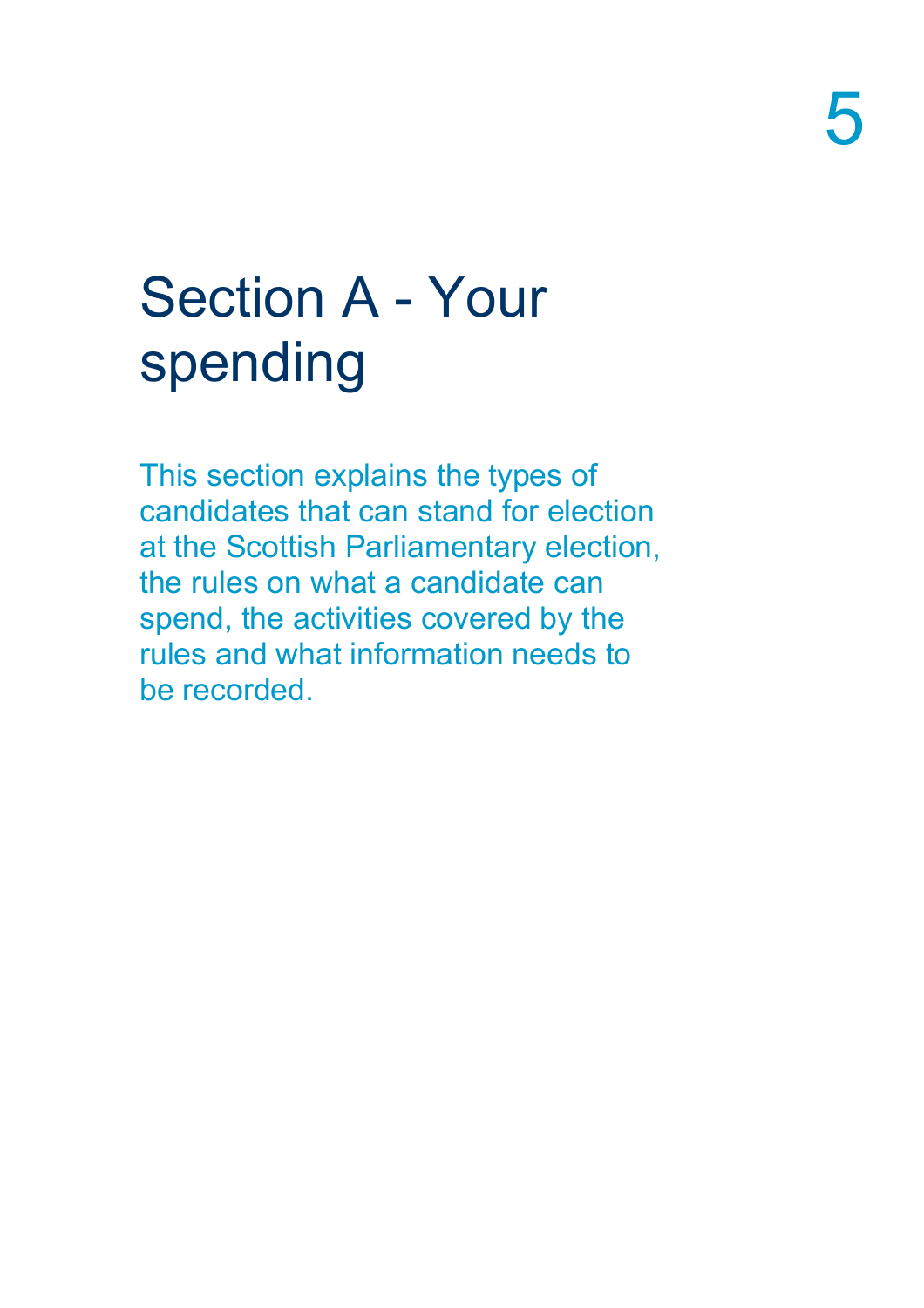# Section A - Your spending

This section explains the types of candidates that can stand for election at the Scottish Parliamentary election, the rules on what a candidate can spend, the activities covered by the rules and what information needs to be recorded.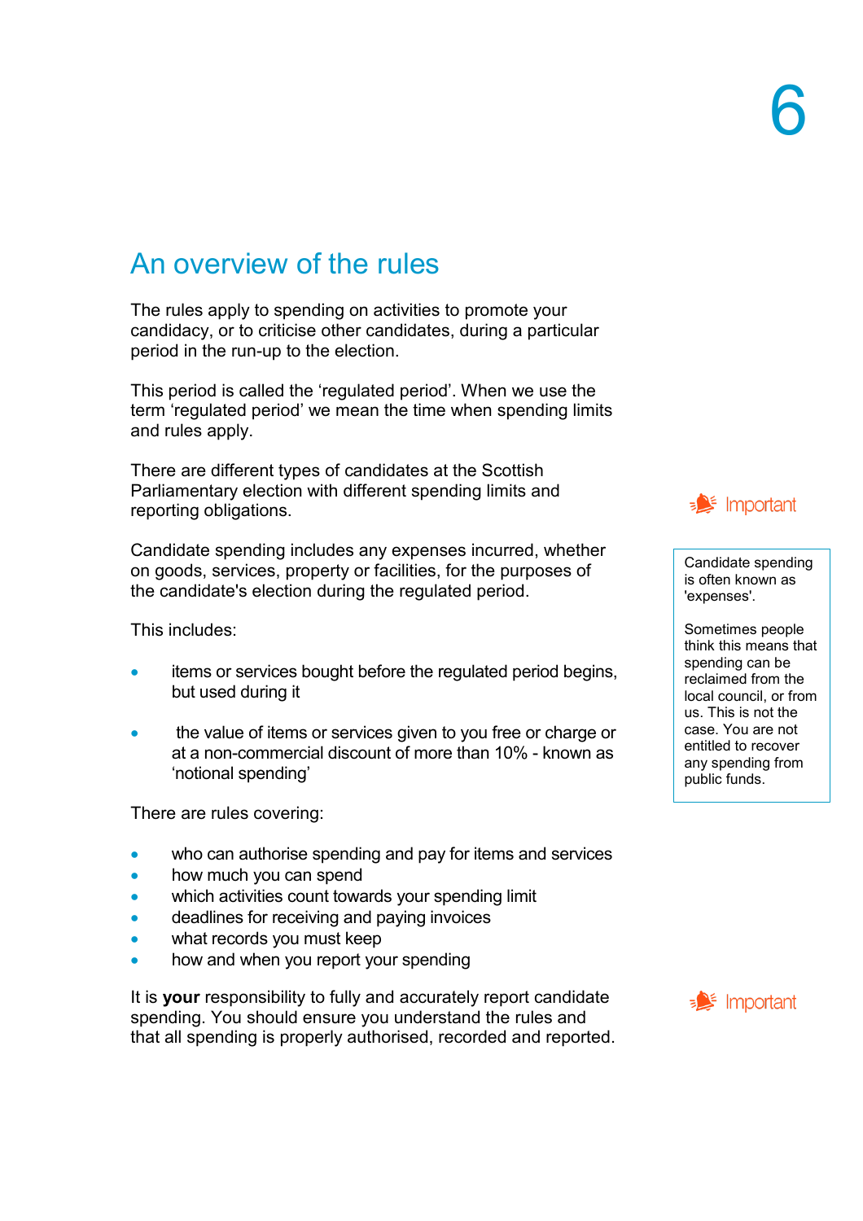# An overview of the rules

The rules apply to spending on activities to promote your candidacy, or to criticise other candidates, during a particular period in the run-up to the election.

This period is called the 'regulated period'. When we use the term 'regulated period' we mean the time when spending limits and rules apply.

There are different types of candidates at the Scottish Parliamentary election with different spending limits and reporting obligations.

Candidate spending includes any expenses incurred, whether on goods, services, property or facilities, for the purposes of the candidate's election during the regulated period.

**Important**

Candidate spending is often known as 'expenses'.

Sometimes people think this means that spending can be reclaimed from the local council, or from us. This is not the case. You are not entitled to recover any spending from public funds.

This includes:

- items or services bought before the regulated period begins, but used during it
- the value of items or services given to you free or charge or at a non-commercial discount of more than 10% - known as 'notional spending'

There are rules covering:

- who can authorise spending and pay for items and services
- how much you can spend
- which activities count towards your spending limit
- deadlines for receiving and paying invoices
- what records you must keep
- how and when you report your spending

**Important**

It is **your** responsibility to fully and accurately report candidate spending. You should ensure you understand the rules and that all spending is properly authorised, recorded and reported.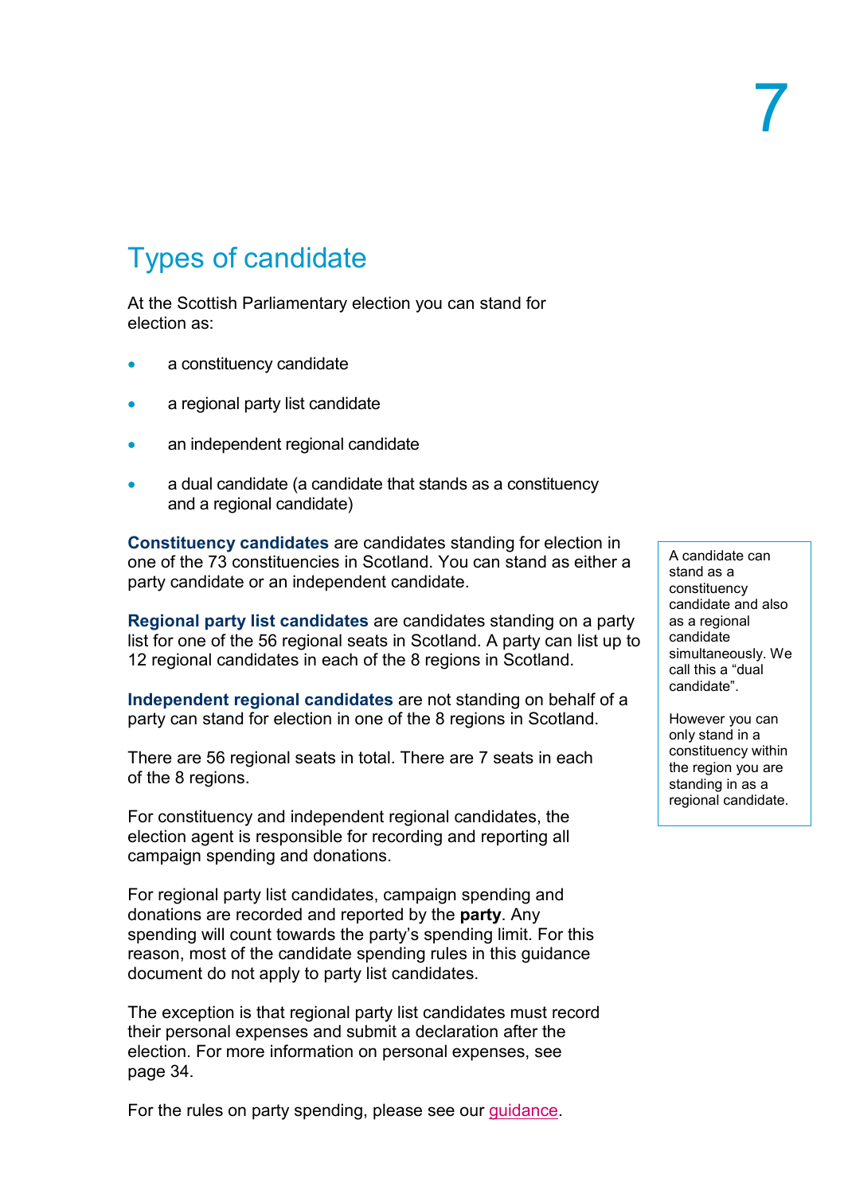# Types of candidate

At the Scottish Parliamentary election you can stand for election as:

- a constituency candidate
- a regional party list candidate
- an independent regional candidate
- a dual candidate (a candidate that stands as a constituency and a regional candidate)

**Constituency candidates** are candidates standing for election in one of the 73 constituencies in Scotland. You can stand as either a party candidate or an independent candidate.

**Regional party list candidates** are candidates standing on a party list for one of the 56 regional seats in Scotland. A party can list up to 12 regional candidates in each of the 8 regions in Scotland.

**Independent regional candidates** are not standing on behalf of a party can stand for election in one of the 8 regions in Scotland.

There are 56 regional seats in total. There are 7 seats in each of the 8 regions.

> A candidate can stand as a constituency candidate and also as a regional candidate simultaneously. We call this a "dual candidate".
>
> However you can only stand in a constituency within the region you are standing in as a regional candidate.

For constituency and independent regional candidates, the election agent is responsible for recording and reporting all campaign spending and donations.

For regional party list candidates, campaign spending and donations are recorded and reported by the **party**. Any spending will count towards the party's spending limit. For this reason, most of the candidate spending rules in this guidance document do not apply to party list candidates.

The exception is that regional party list candidates must record their personal expenses and submit a declaration after the election. For more information on personal expenses, see page 34.

For the rules on party spending, please see our guidance.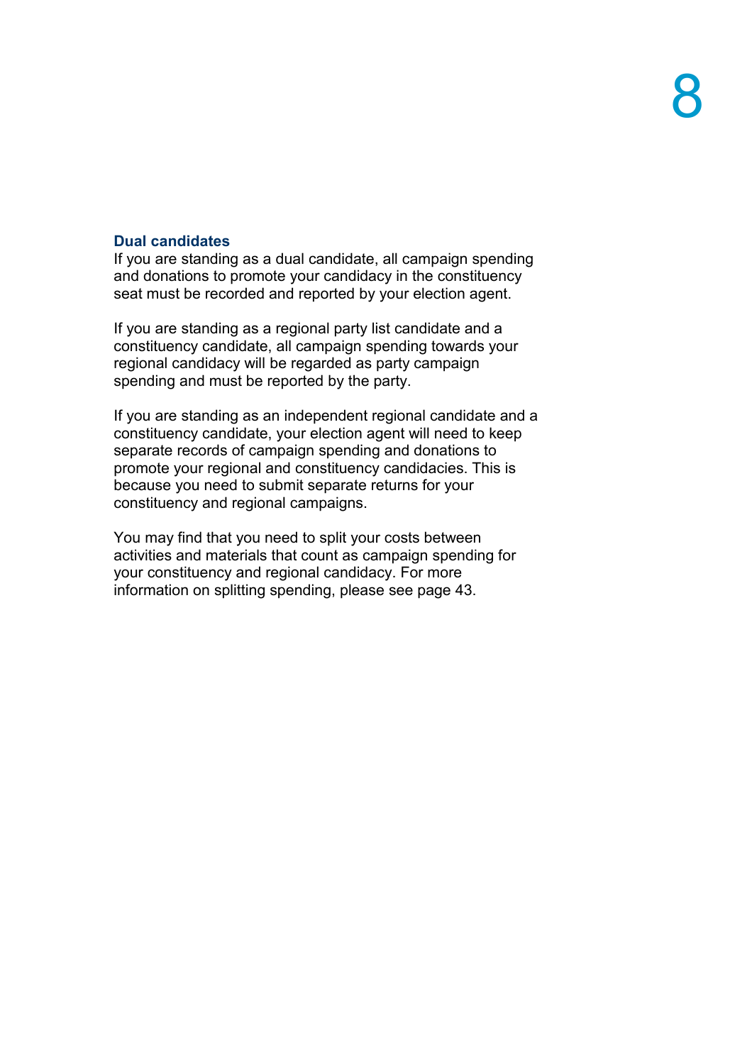### Dual candidates

If you are standing as a dual candidate, all campaign spending and donations to promote your candidacy in the constituency seat must be recorded and reported by your election agent.

If you are standing as a regional party list candidate and a constituency candidate, all campaign spending towards your regional candidacy will be regarded as party campaign spending and must be reported by the party.

If you are standing as an independent regional candidate and a constituency candidate, your election agent will need to keep separate records of campaign spending and donations to promote your regional and constituency candidacies. This is because you need to submit separate returns for your constituency and regional campaigns.

You may find that you need to split your costs between activities and materials that count as campaign spending for your constituency and regional candidacy. For more information on splitting spending, please see page 43.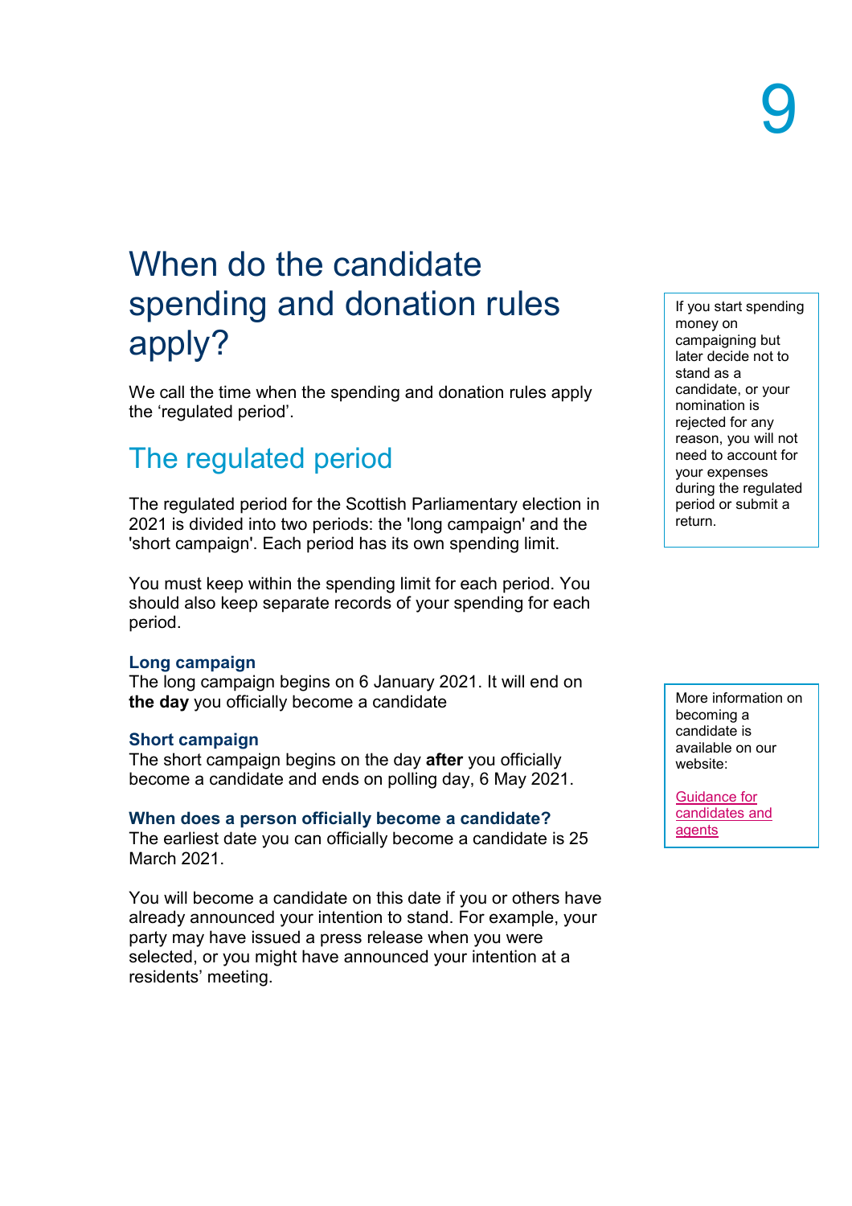# When do the candidate spending and donation rules apply?

We call the time when the spending and donation rules apply the 'regulated period'.

## The regulated period

The regulated period for the Scottish Parliamentary election in 2021 is divided into two periods: the 'long campaign' and the 'short campaign'. Each period has its own spending limit.

You must keep within the spending limit for each period. You should also keep separate records of your spending for each period.

> If you start spending money on campaigning but later decide not to stand as a candidate, or your nomination is rejected for any reason, you will not need to account for your expenses during the regulated period or submit a return.

### Long campaign

The long campaign begins on 6 January 2021. It will end on **the day** you officially become a candidate

### Short campaign

The short campaign begins on the day **after** you officially become a candidate and ends on polling day, 6 May 2021.

> More information on becoming a candidate is available on our website:
>
> [Guidance for candidates and agents]

### When does a person officially become a candidate?

The earliest date you can officially become a candidate is 25 March 2021.

You will become a candidate on this date if you or others have already announced your intention to stand. For example, your party may have issued a press release when you were selected, or you might have announced your intention at a residents' meeting.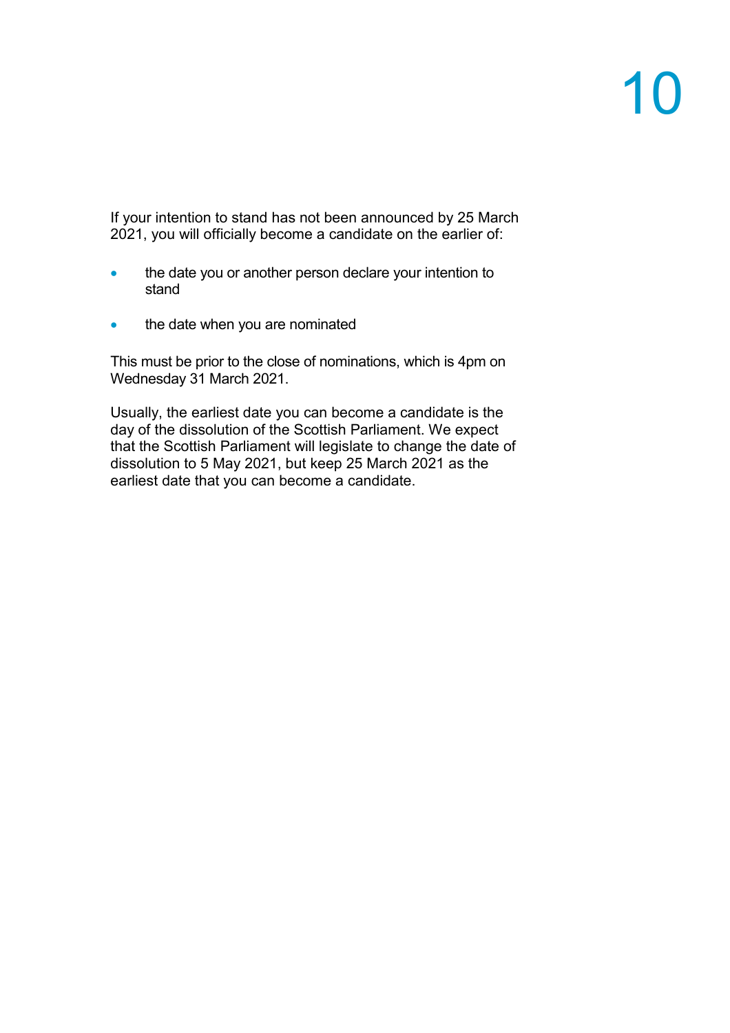If your intention to stand has not been announced by 25 March 2021, you will officially become a candidate on the earlier of:

- the date you or another person declare your intention to stand
- the date when you are nominated

This must be prior to the close of nominations, which is 4pm on Wednesday 31 March 2021.

Usually, the earliest date you can become a candidate is the day of the dissolution of the Scottish Parliament. We expect that the Scottish Parliament will legislate to change the date of dissolution to 5 May 2021, but keep 25 March 2021 as the earliest date that you can become a candidate.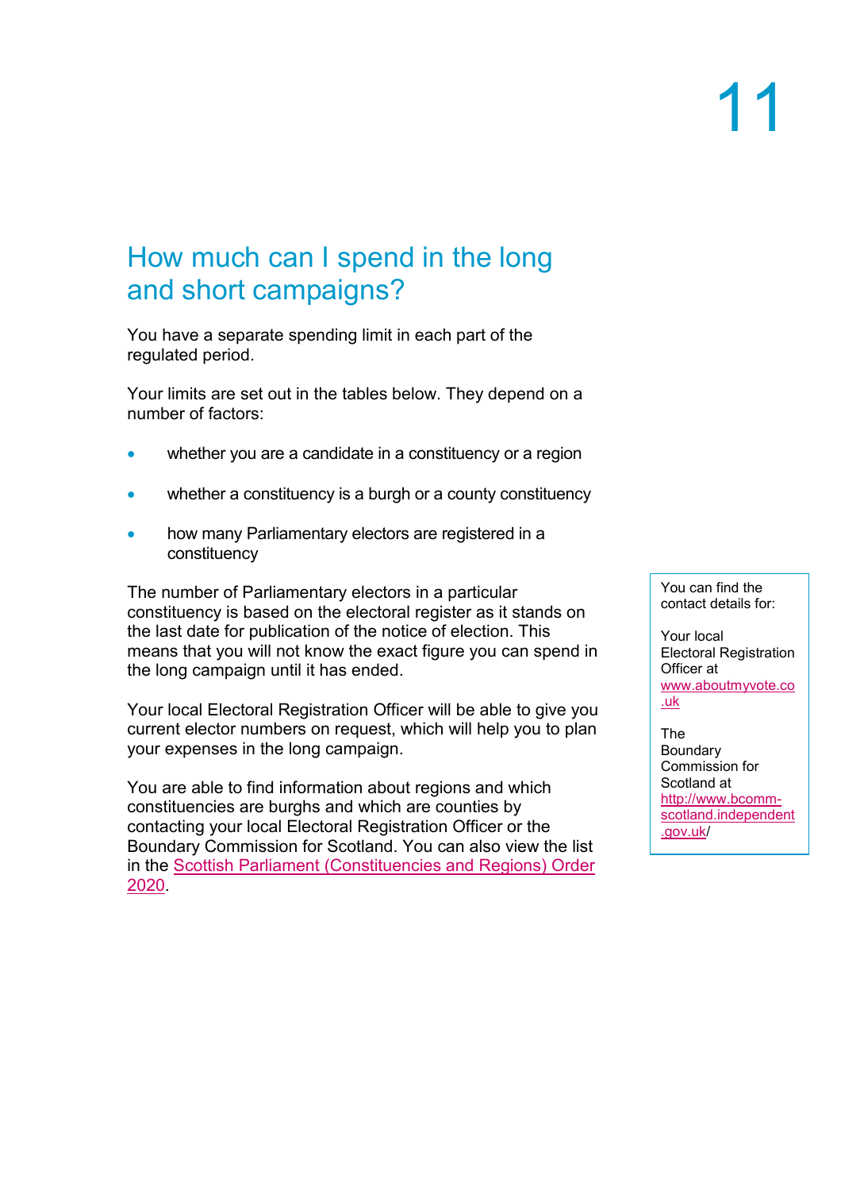# How much can I spend in the long and short campaigns?

You have a separate spending limit in each part of the regulated period.

Your limits are set out in the tables below. They depend on a number of factors:

- whether you are a candidate in a constituency or a region
- whether a constituency is a burgh or a county constituency
- how many Parliamentary electors are registered in a constituency

The number of Parliamentary electors in a particular constituency is based on the electoral register as it stands on the last date for publication of the notice of election. This means that you will not know the exact figure you can spend in the long campaign until it has ended.

Your local Electoral Registration Officer will be able to give you current elector numbers on request, which will help you to plan your expenses in the long campaign.

You are able to find information about regions and which constituencies are burghs and which are counties by contacting your local Electoral Registration Officer or the Boundary Commission for Scotland. You can also view the list in the Scottish Parliament (Constituencies and Regions) Order 2020.

> You can find the contact details for:
>
> Your local Electoral Registration Officer at www.aboutmyvote.co.uk
>
> The Boundary Commission for Scotland at http://www.bcomm-scotland.independent.gov.uk/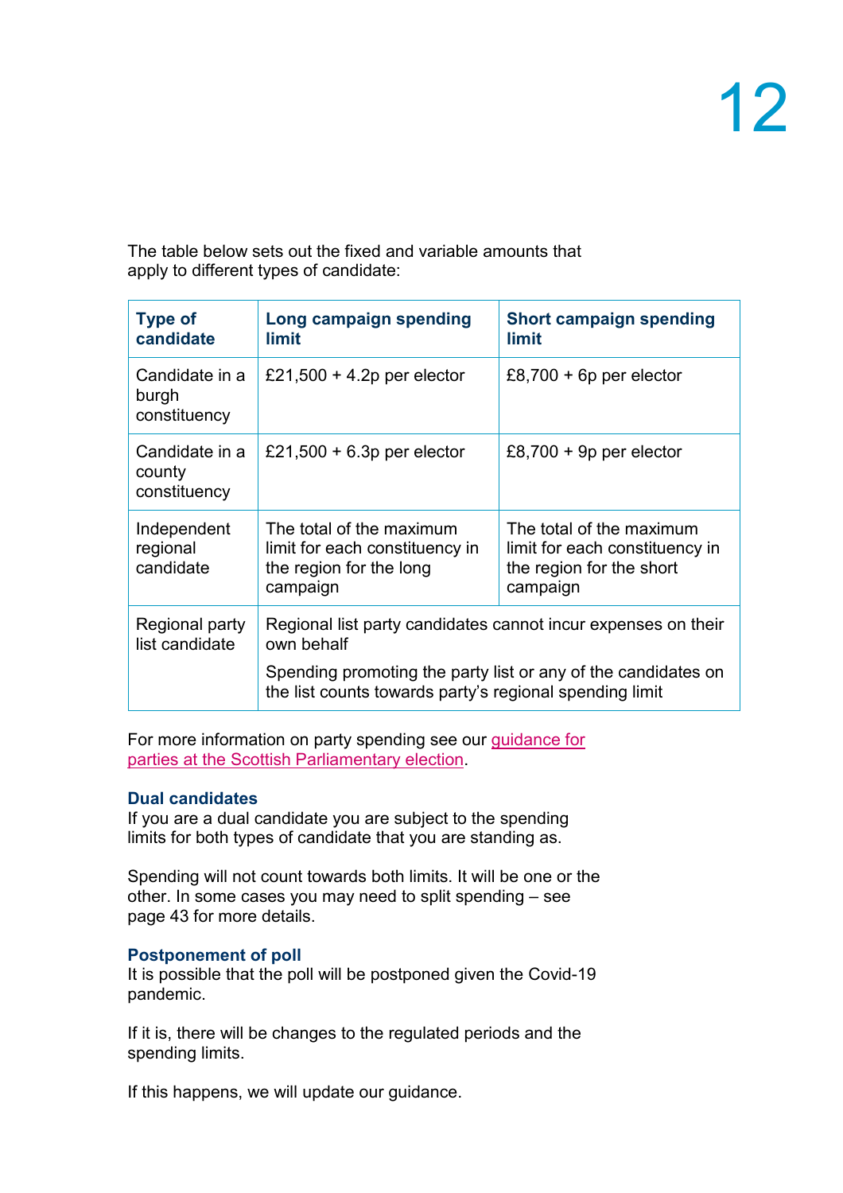The table below sets out the fixed and variable amounts that apply to different types of candidate:

| Type of candidate | Long campaign spending limit | Short campaign spending limit |
| --- | --- | --- |
| Candidate in a burgh constituency | £21,500 + 4.2p per elector | £8,700 + 6p per elector |
| Candidate in a county constituency | £21,500 + 6.3p per elector | £8,700 + 9p per elector |
| Independent regional candidate | The total of the maximum limit for each constituency in the region for the long campaign | The total of the maximum limit for each constituency in the region for the short campaign |
| Regional party list candidate | Regional list party candidates cannot incur expenses on their own behalf<br><br>Spending promoting the party list or any of the candidates on the list counts towards party's regional spending limit | |

For more information on party spending see our guidance for parties at the Scottish Parliamentary election.

### Dual candidates

If you are a dual candidate you are subject to the spending limits for both types of candidate that you are standing as.

Spending will not count towards both limits. It will be one or the other. In some cases you may need to split spending – see page 43 for more details.

### Postponement of poll

It is possible that the poll will be postponed given the Covid-19 pandemic.

If it is, there will be changes to the regulated periods and the spending limits.

If this happens, we will update our guidance.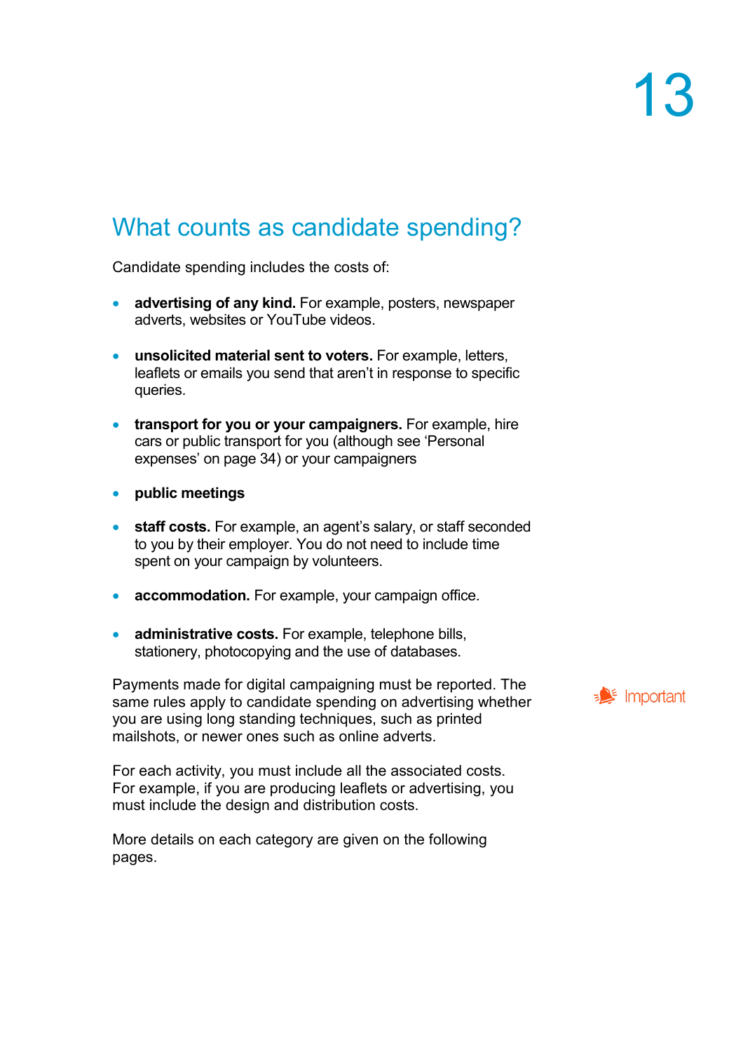## What counts as candidate spending?

Candidate spending includes the costs of:

- **advertising of any kind.** For example, posters, newspaper adverts, websites or YouTube videos.
- **unsolicited material sent to voters.** For example, letters, leaflets or emails you send that aren't in response to specific queries.
- **transport for you or your campaigners.** For example, hire cars or public transport for you (although see 'Personal expenses' on page 34) or your campaigners
- **public meetings**
- **staff costs.** For example, an agent's salary, or staff seconded to you by their employer. You do not need to include time spent on your campaign by volunteers.
- **accommodation.** For example, your campaign office.
- **administrative costs.** For example, telephone bills, stationery, photocopying and the use of databases.

Important

Payments made for digital campaigning must be reported. The same rules apply to candidate spending on advertising whether you are using long standing techniques, such as printed mailshots, or newer ones such as online adverts.

For each activity, you must include all the associated costs. For example, if you are producing leaflets or advertising, you must include the design and distribution costs.

More details on each category are given on the following pages.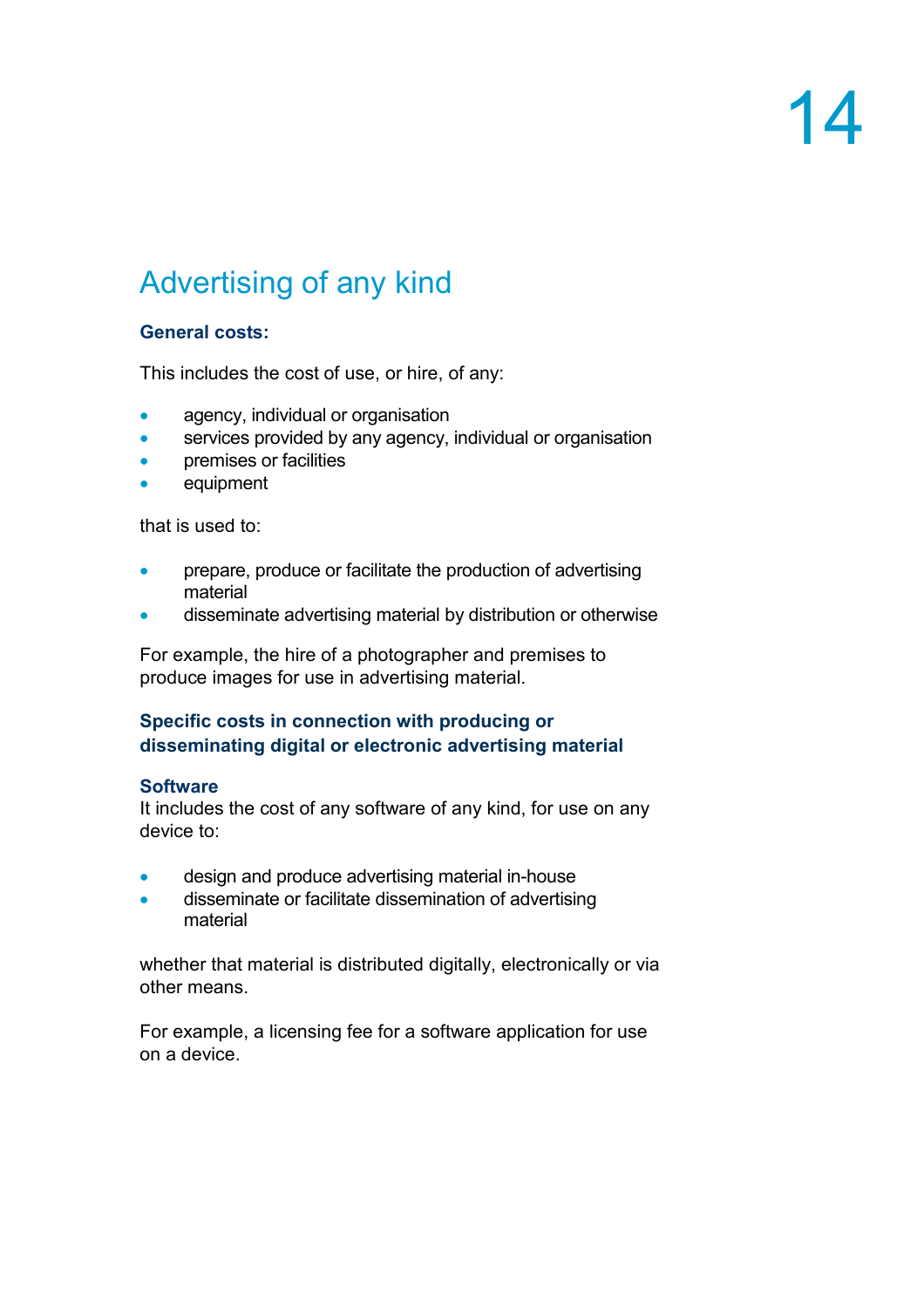# 14

## Advertising of any kind

### General costs:

This includes the cost of use, or hire, of any:

- agency, individual or organisation
- services provided by any agency, individual or organisation
- premises or facilities
- equipment

that is used to:

- prepare, produce or facilitate the production of advertising material
- disseminate advertising material by distribution or otherwise

For example, the hire of a photographer and premises to produce images for use in advertising material.

### Specific costs in connection with producing or disseminating digital or electronic advertising material

#### Software

It includes the cost of any software of any kind, for use on any device to:

- design and produce advertising material in-house
- disseminate or facilitate dissemination of advertising material

whether that material is distributed digitally, electronically or via other means.

For example, a licensing fee for a software application for use on a device.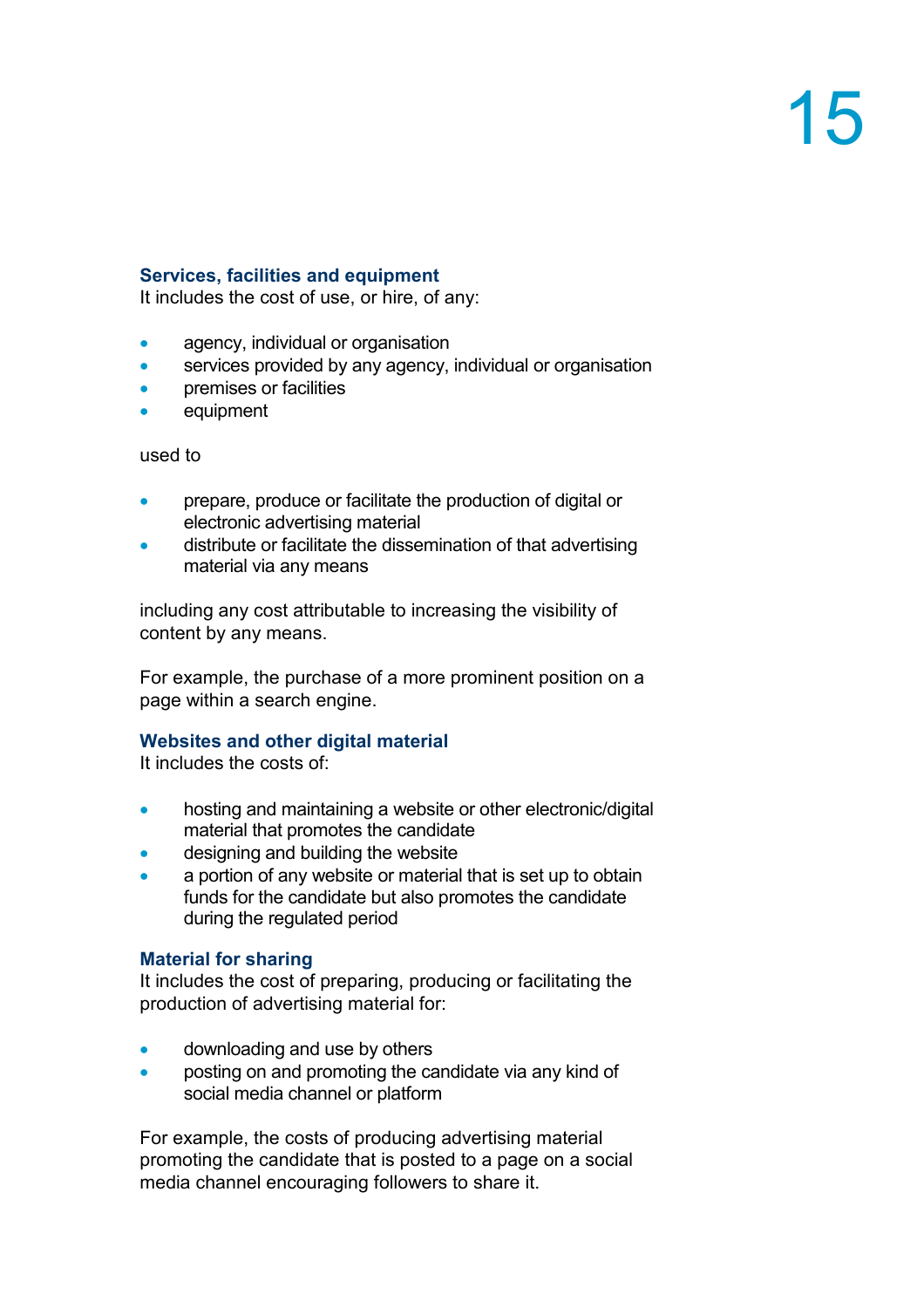### Services, facilities and equipment

It includes the cost of use, or hire, of any:

- agency, individual or organisation
- services provided by any agency, individual or organisation
- premises or facilities
- equipment

used to

- prepare, produce or facilitate the production of digital or electronic advertising material
- distribute or facilitate the dissemination of that advertising material via any means

including any cost attributable to increasing the visibility of content by any means.

For example, the purchase of a more prominent position on a page within a search engine.

### Websites and other digital material

It includes the costs of:

- hosting and maintaining a website or other electronic/digital material that promotes the candidate
- designing and building the website
- a portion of any website or material that is set up to obtain funds for the candidate but also promotes the candidate during the regulated period

### Material for sharing

It includes the cost of preparing, producing or facilitating the production of advertising material for:

- downloading and use by others
- posting on and promoting the candidate via any kind of social media channel or platform

For example, the costs of producing advertising material promoting the candidate that is posted to a page on a social media channel encouraging followers to share it.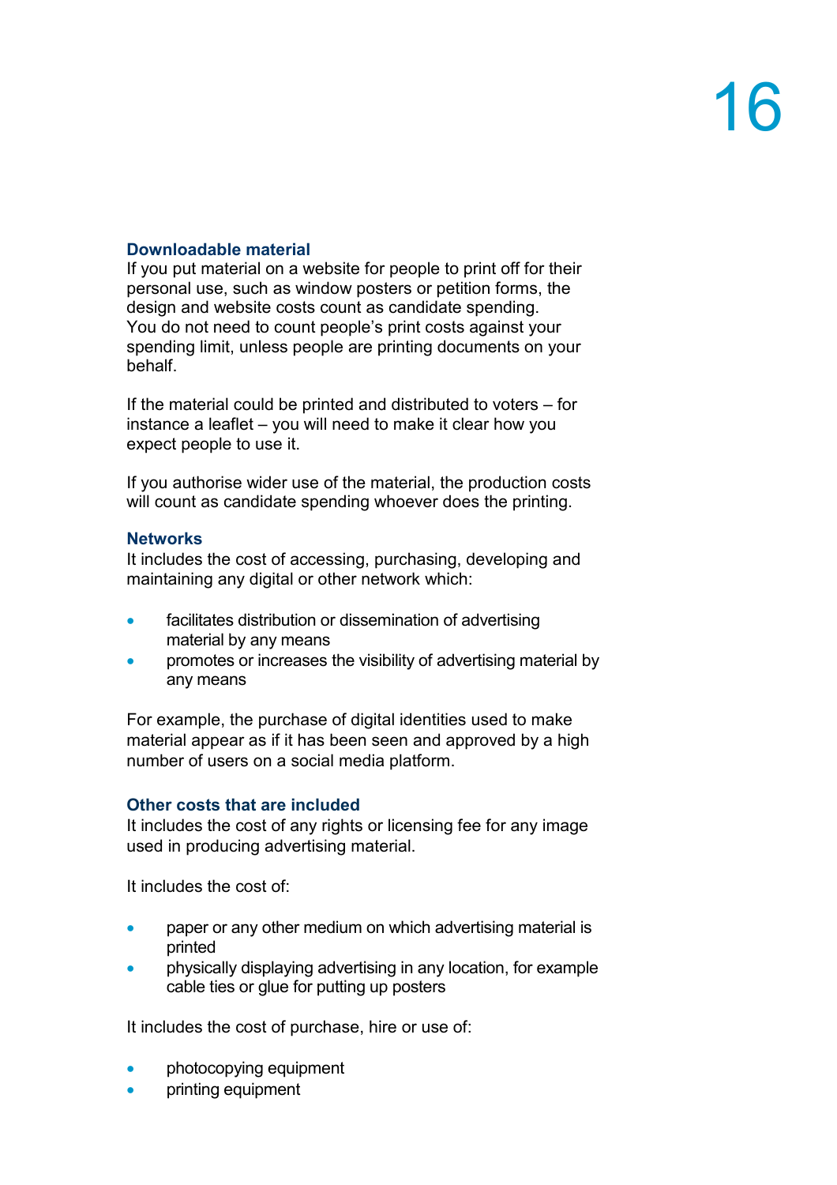### Downloadable material

If you put material on a website for people to print off for their personal use, such as window posters or petition forms, the design and website costs count as candidate spending. You do not need to count people's print costs against your spending limit, unless people are printing documents on your behalf.

If the material could be printed and distributed to voters – for instance a leaflet – you will need to make it clear how you expect people to use it.

If you authorise wider use of the material, the production costs will count as candidate spending whoever does the printing.

### Networks

It includes the cost of accessing, purchasing, developing and maintaining any digital or other network which:

- facilitates distribution or dissemination of advertising material by any means
- promotes or increases the visibility of advertising material by any means

For example, the purchase of digital identities used to make material appear as if it has been seen and approved by a high number of users on a social media platform.

### Other costs that are included

It includes the cost of any rights or licensing fee for any image used in producing advertising material.

It includes the cost of:

- paper or any other medium on which advertising material is printed
- physically displaying advertising in any location, for example cable ties or glue for putting up posters

It includes the cost of purchase, hire or use of:

- photocopying equipment
- printing equipment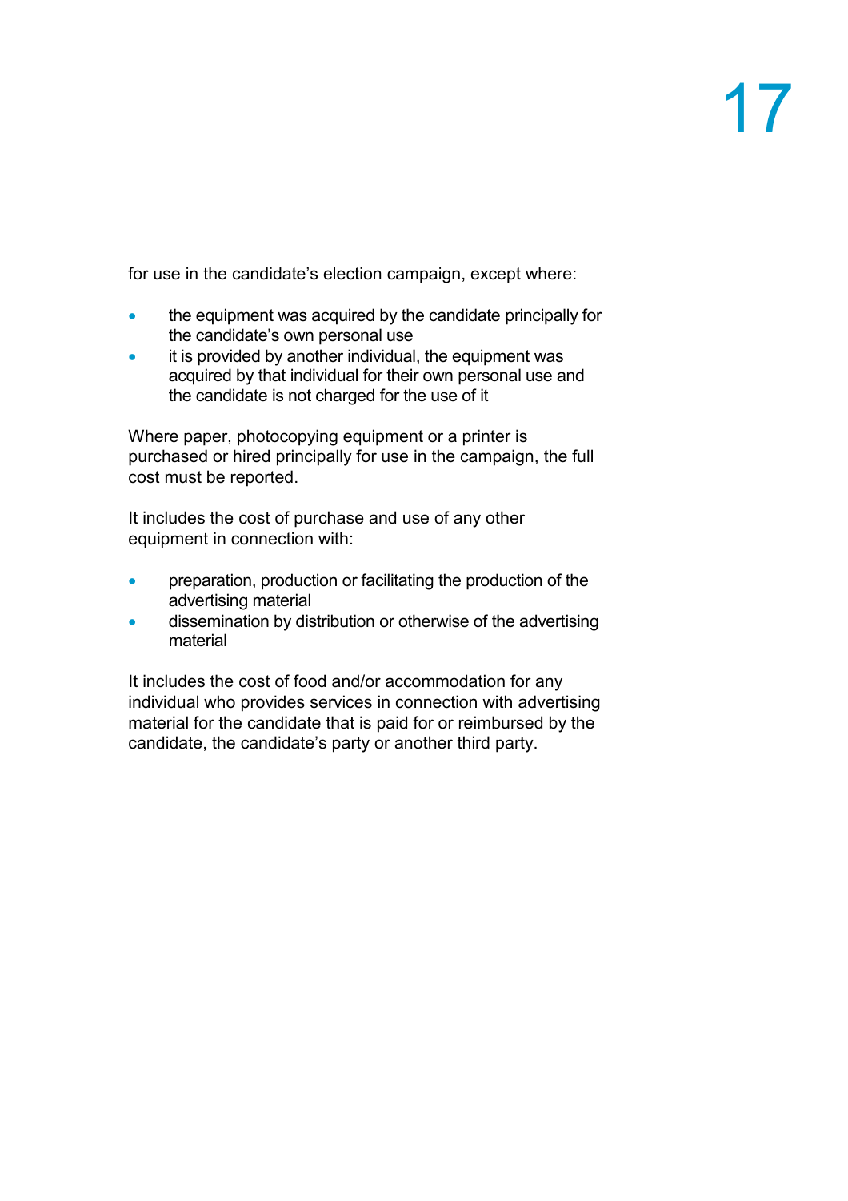for use in the candidate's election campaign, except where:

- the equipment was acquired by the candidate principally for the candidate's own personal use
- it is provided by another individual, the equipment was acquired by that individual for their own personal use and the candidate is not charged for the use of it

Where paper, photocopying equipment or a printer is purchased or hired principally for use in the campaign, the full cost must be reported.

It includes the cost of purchase and use of any other equipment in connection with:

- preparation, production or facilitating the production of the advertising material
- dissemination by distribution or otherwise of the advertising material

It includes the cost of food and/or accommodation for any individual who provides services in connection with advertising material for the candidate that is paid for or reimbursed by the candidate, the candidate's party or another third party.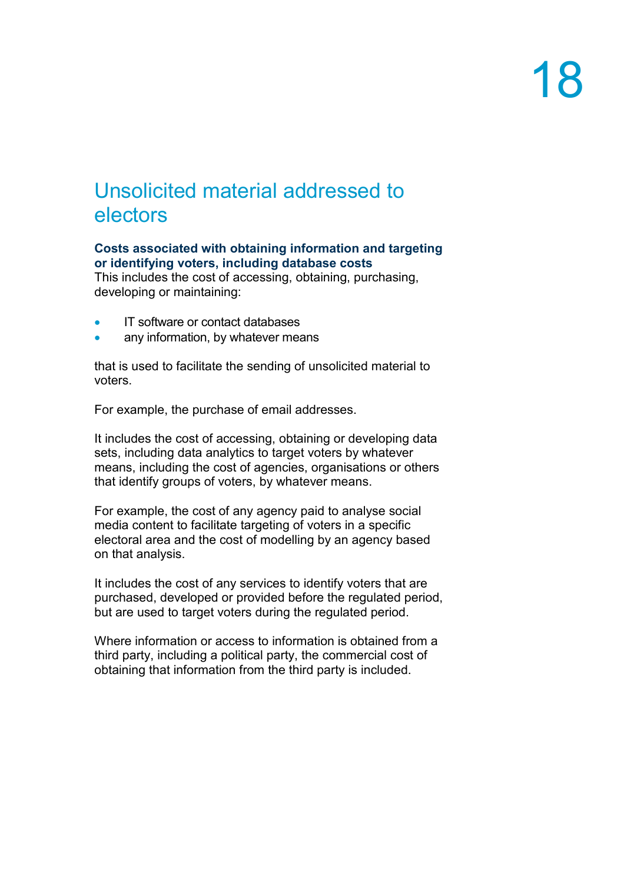## Unsolicited material addressed to electors

**Costs associated with obtaining information and targeting or identifying voters, including database costs**
This includes the cost of accessing, obtaining, purchasing, developing or maintaining:

- IT software or contact databases
- any information, by whatever means

that is used to facilitate the sending of unsolicited material to voters.

For example, the purchase of email addresses.

It includes the cost of accessing, obtaining or developing data sets, including data analytics to target voters by whatever means, including the cost of agencies, organisations or others that identify groups of voters, by whatever means.

For example, the cost of any agency paid to analyse social media content to facilitate targeting of voters in a specific electoral area and the cost of modelling by an agency based on that analysis.

It includes the cost of any services to identify voters that are purchased, developed or provided before the regulated period, but are used to target voters during the regulated period.

Where information or access to information is obtained from a third party, including a political party, the commercial cost of obtaining that information from the third party is included.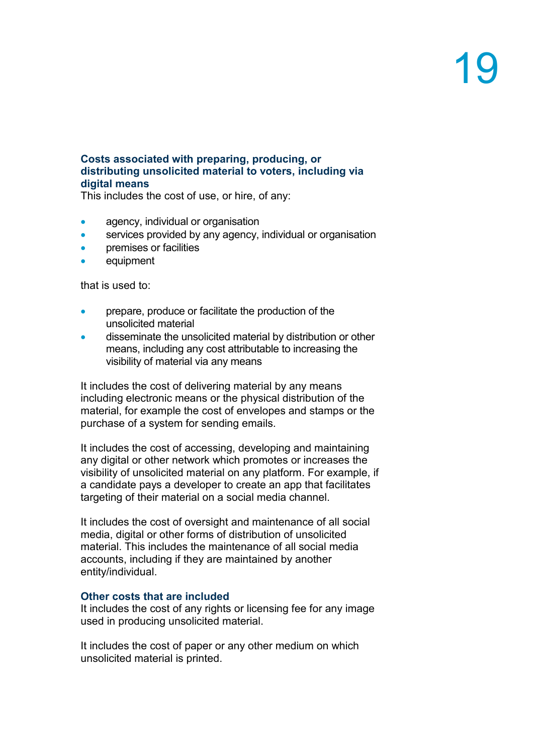### Costs associated with preparing, producing, or distributing unsolicited material to voters, including via digital means

This includes the cost of use, or hire, of any:

- agency, individual or organisation
- services provided by any agency, individual or organisation
- premises or facilities
- equipment

that is used to:

- prepare, produce or facilitate the production of the unsolicited material
- disseminate the unsolicited material by distribution or other means, including any cost attributable to increasing the visibility of material via any means

It includes the cost of delivering material by any means including electronic means or the physical distribution of the material, for example the cost of envelopes and stamps or the purchase of a system for sending emails.

It includes the cost of accessing, developing and maintaining any digital or other network which promotes or increases the visibility of unsolicited material on any platform. For example, if a candidate pays a developer to create an app that facilitates targeting of their material on a social media channel.

It includes the cost of oversight and maintenance of all social media, digital or other forms of distribution of unsolicited material. This includes the maintenance of all social media accounts, including if they are maintained by another entity/individual.

### Other costs that are included

It includes the cost of any rights or licensing fee for any image used in producing unsolicited material.

It includes the cost of paper or any other medium on which unsolicited material is printed.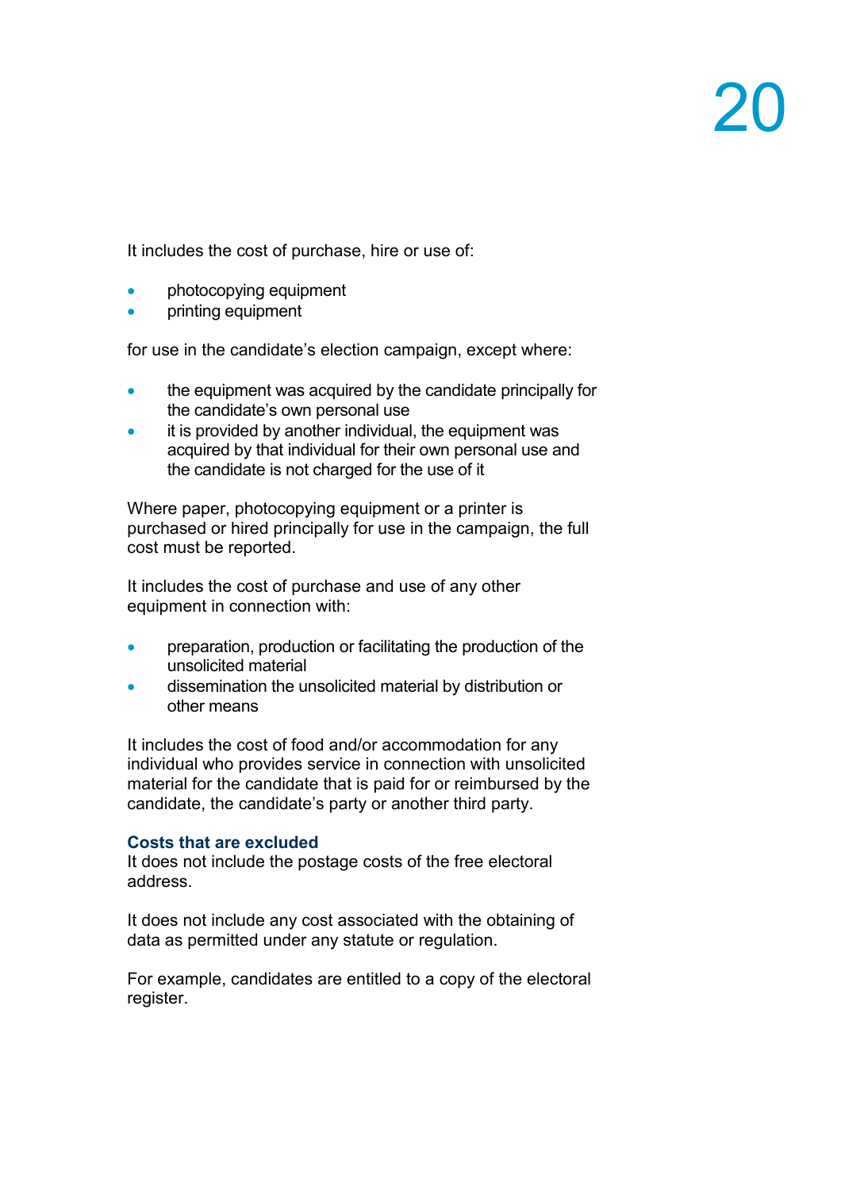It includes the cost of purchase, hire or use of:

- photocopying equipment
- printing equipment

for use in the candidate's election campaign, except where:

- the equipment was acquired by the candidate principally for the candidate's own personal use
- it is provided by another individual, the equipment was acquired by that individual for their own personal use and the candidate is not charged for the use of it

Where paper, photocopying equipment or a printer is purchased or hired principally for use in the campaign, the full cost must be reported.

It includes the cost of purchase and use of any other equipment in connection with:

- preparation, production or facilitating the production of the unsolicited material
- dissemination the unsolicited material by distribution or other means

It includes the cost of food and/or accommodation for any individual who provides service in connection with unsolicited material for the candidate that is paid for or reimbursed by the candidate, the candidate's party or another third party.

### Costs that are excluded

It does not include the postage costs of the free electoral address.

It does not include any cost associated with the obtaining of data as permitted under any statute or regulation.

For example, candidates are entitled to a copy of the electoral register.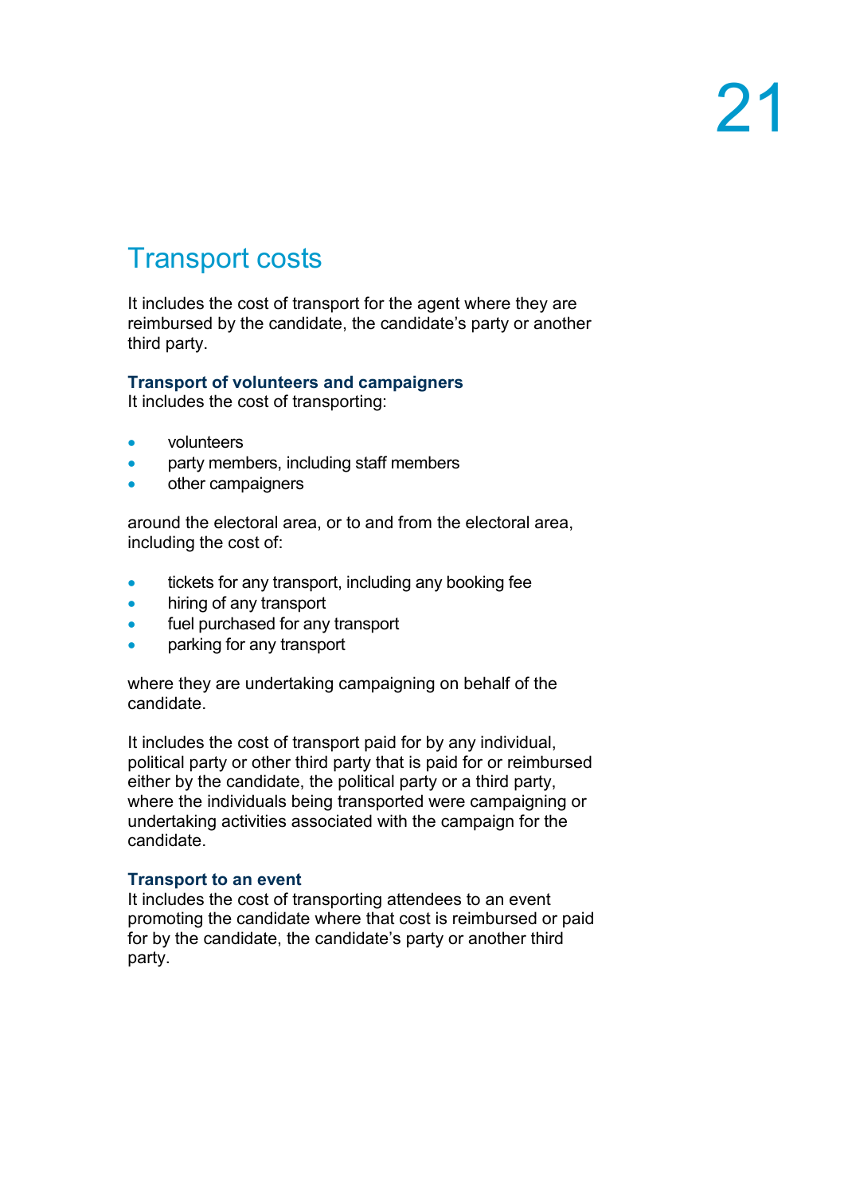## Transport costs

It includes the cost of transport for the agent where they are reimbursed by the candidate, the candidate's party or another third party.

### Transport of volunteers and campaigners

It includes the cost of transporting:

- volunteers
- party members, including staff members
- other campaigners

around the electoral area, or to and from the electoral area, including the cost of:

- tickets for any transport, including any booking fee
- hiring of any transport
- fuel purchased for any transport
- parking for any transport

where they are undertaking campaigning on behalf of the candidate.

It includes the cost of transport paid for by any individual, political party or other third party that is paid for or reimbursed either by the candidate, the political party or a third party, where the individuals being transported were campaigning or undertaking activities associated with the campaign for the candidate.

### Transport to an event

It includes the cost of transporting attendees to an event promoting the candidate where that cost is reimbursed or paid for by the candidate, the candidate's party or another third party.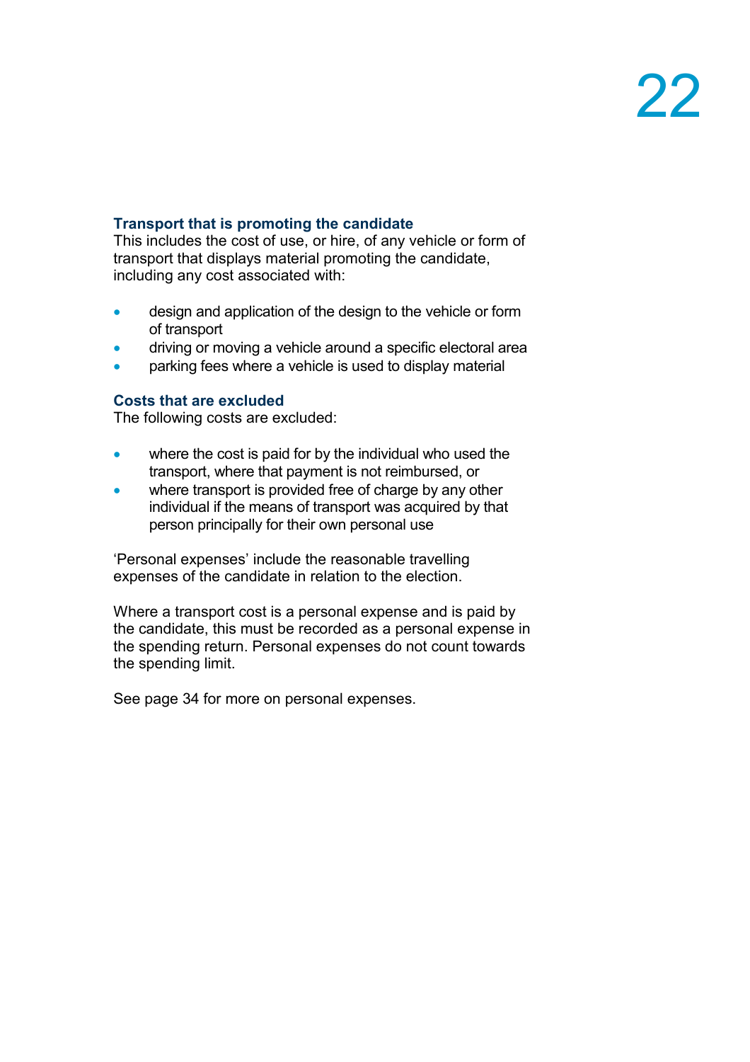### Transport that is promoting the candidate

This includes the cost of use, or hire, of any vehicle or form of transport that displays material promoting the candidate, including any cost associated with:

- design and application of the design to the vehicle or form of transport
- driving or moving a vehicle around a specific electoral area
- parking fees where a vehicle is used to display material

### Costs that are excluded

The following costs are excluded:

- where the cost is paid for by the individual who used the transport, where that payment is not reimbursed, or
- where transport is provided free of charge by any other individual if the means of transport was acquired by that person principally for their own personal use

'Personal expenses' include the reasonable travelling expenses of the candidate in relation to the election.

Where a transport cost is a personal expense and is paid by the candidate, this must be recorded as a personal expense in the spending return. Personal expenses do not count towards the spending limit.

See page 34 for more on personal expenses.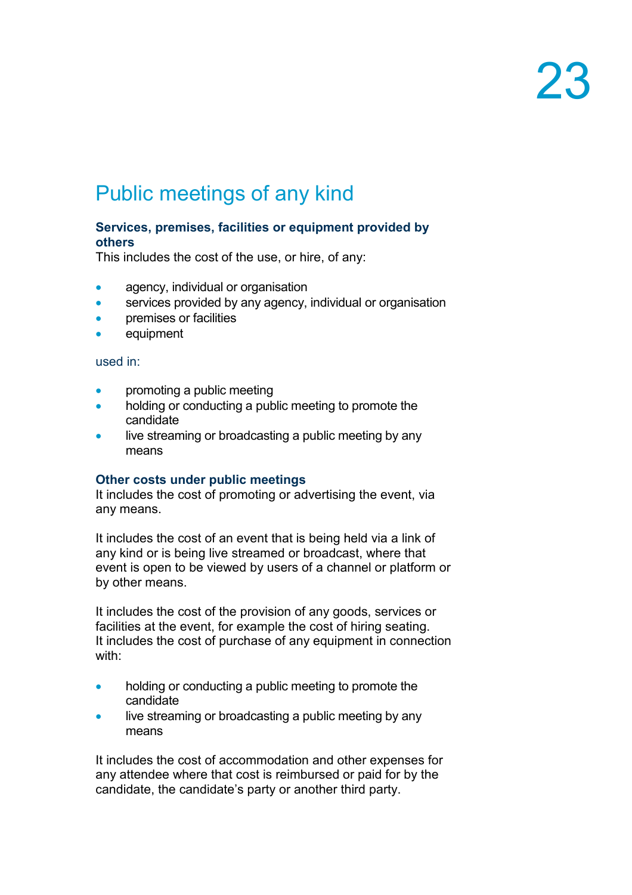# Public meetings of any kind

**Services, premises, facilities or equipment provided by others**

This includes the cost of the use, or hire, of any:

- agency, individual or organisation
- services provided by any agency, individual or organisation
- premises or facilities
- equipment

used in:

- promoting a public meeting
- holding or conducting a public meeting to promote the candidate
- live streaming or broadcasting a public meeting by any means

**Other costs under public meetings**

It includes the cost of promoting or advertising the event, via any means.

It includes the cost of an event that is being held via a link of any kind or is being live streamed or broadcast, where that event is open to be viewed by users of a channel or platform or by other means.

It includes the cost of the provision of any goods, services or facilities at the event, for example the cost of hiring seating. It includes the cost of purchase of any equipment in connection with:

- holding or conducting a public meeting to promote the candidate
- live streaming or broadcasting a public meeting by any means

It includes the cost of accommodation and other expenses for any attendee where that cost is reimbursed or paid for by the candidate, the candidate's party or another third party.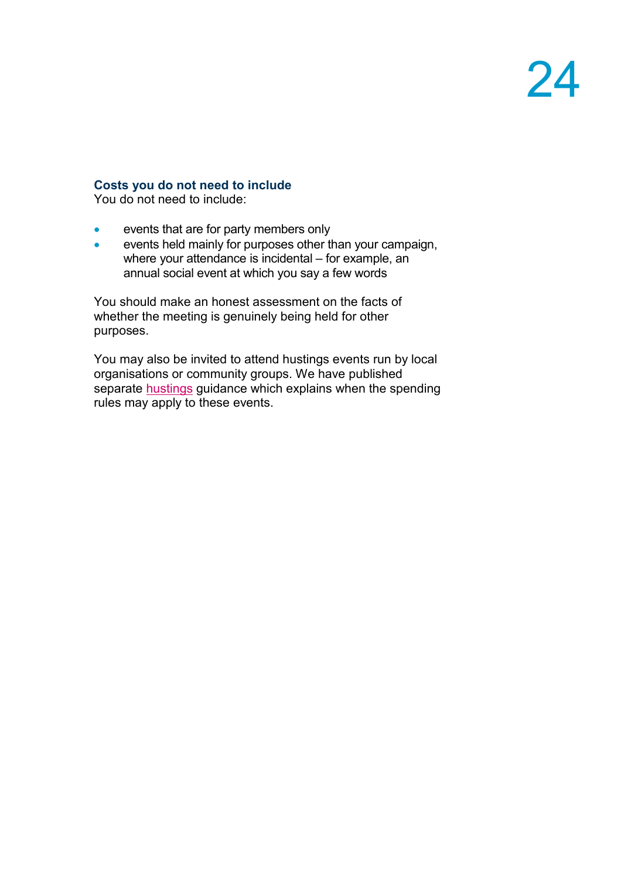### Costs you do not need to include

You do not need to include:

- events that are for party members only
- events held mainly for purposes other than your campaign, where your attendance is incidental – for example, an annual social event at which you say a few words

You should make an honest assessment on the facts of whether the meeting is genuinely being held for other purposes.

You may also be invited to attend hustings events run by local organisations or community groups. We have published separate hustings guidance which explains when the spending rules may apply to these events.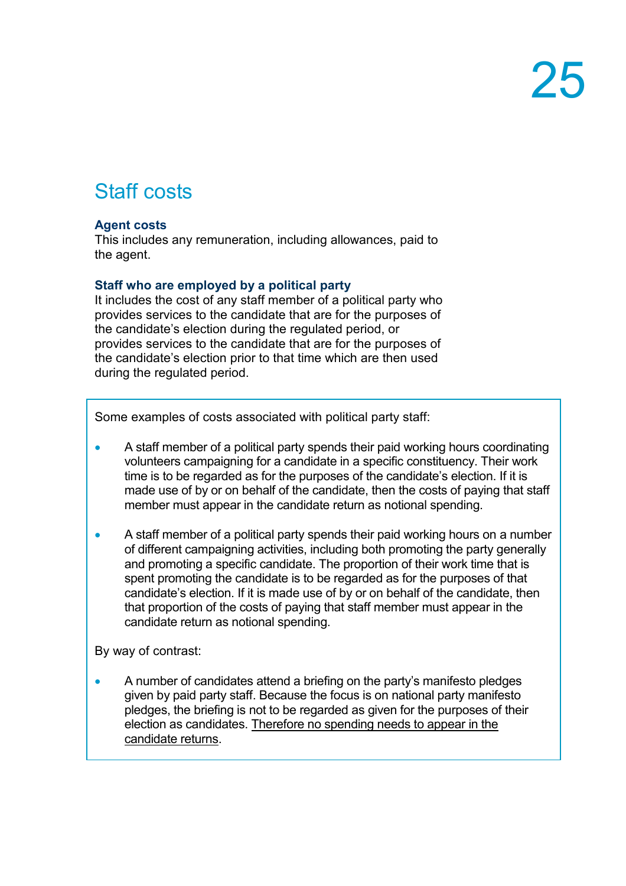## Staff costs

### Agent costs

This includes any remuneration, including allowances, paid to the agent.

### Staff who are employed by a political party

It includes the cost of any staff member of a political party who provides services to the candidate that are for the purposes of the candidate's election during the regulated period, or provides services to the candidate that are for the purposes of the candidate's election prior to that time which are then used during the regulated period.

Some examples of costs associated with political party staff:

- A staff member of a political party spends their paid working hours coordinating volunteers campaigning for a candidate in a specific constituency. Their work time is to be regarded as for the purposes of the candidate's election. If it is made use of by or on behalf of the candidate, then the costs of paying that staff member must appear in the candidate return as notional spending.

- A staff member of a political party spends their paid working hours on a number of different campaigning activities, including both promoting the party generally and promoting a specific candidate. The proportion of their work time that is spent promoting the candidate is to be regarded as for the purposes of that candidate's election. If it is made use of by or on behalf of the candidate, then that proportion of the costs of paying that staff member must appear in the candidate return as notional spending.

By way of contrast:

- A number of candidates attend a briefing on the party's manifesto pledges given by paid party staff. Because the focus is on national party manifesto pledges, the briefing is not to be regarded as given for the purposes of their election as candidates. Therefore no spending needs to appear in the candidate returns.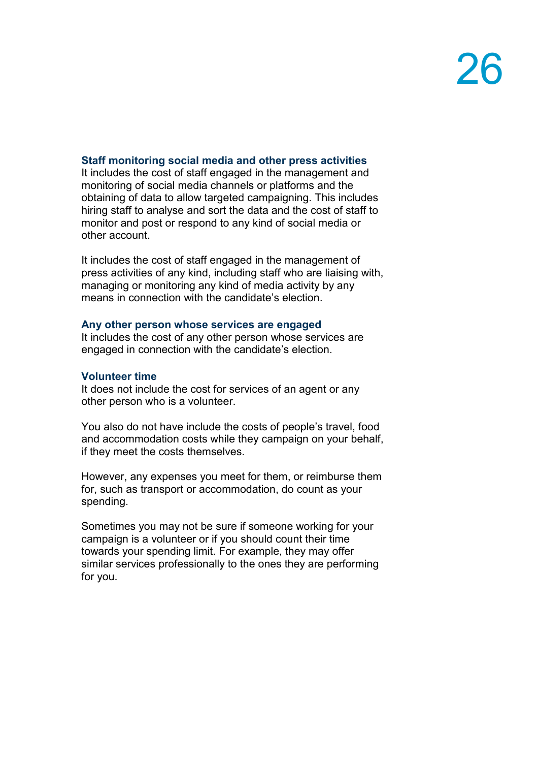### Staff monitoring social media and other press activities

It includes the cost of staff engaged in the management and monitoring of social media channels or platforms and the obtaining of data to allow targeted campaigning. This includes hiring staff to analyse and sort the data and the cost of staff to monitor and post or respond to any kind of social media or other account.

It includes the cost of staff engaged in the management of press activities of any kind, including staff who are liaising with, managing or monitoring any kind of media activity by any means in connection with the candidate's election.

### Any other person whose services are engaged

It includes the cost of any other person whose services are engaged in connection with the candidate's election.

### Volunteer time

It does not include the cost for services of an agent or any other person who is a volunteer.

You also do not have include the costs of people's travel, food and accommodation costs while they campaign on your behalf, if they meet the costs themselves.

However, any expenses you meet for them, or reimburse them for, such as transport or accommodation, do count as your spending.

Sometimes you may not be sure if someone working for your campaign is a volunteer or if you should count their time towards your spending limit. For example, they may offer similar services professionally to the ones they are performing for you.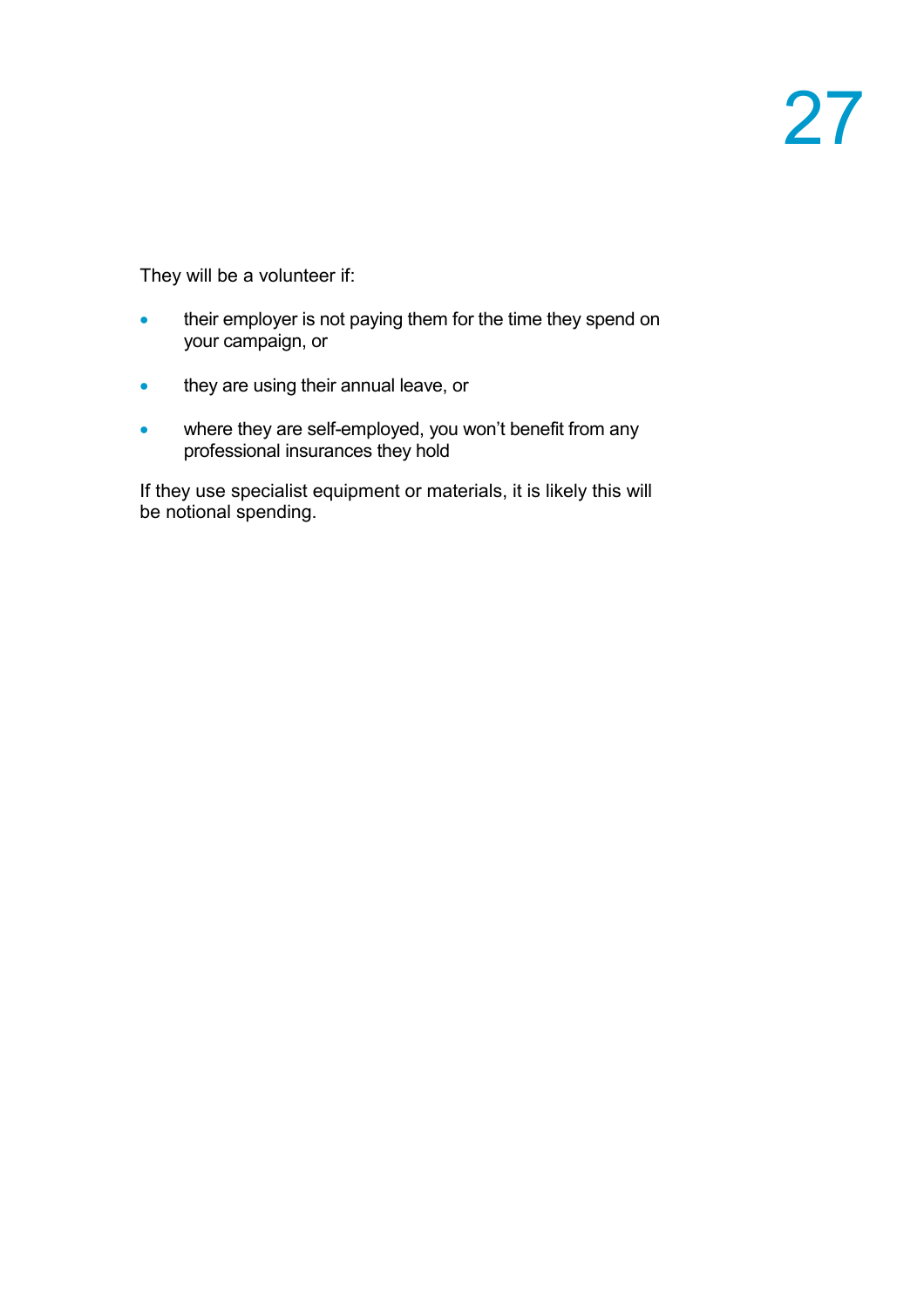They will be a volunteer if:

- their employer is not paying them for the time they spend on your campaign, or
- they are using their annual leave, or
- where they are self-employed, you won't benefit from any professional insurances they hold

If they use specialist equipment or materials, it is likely this will be notional spending.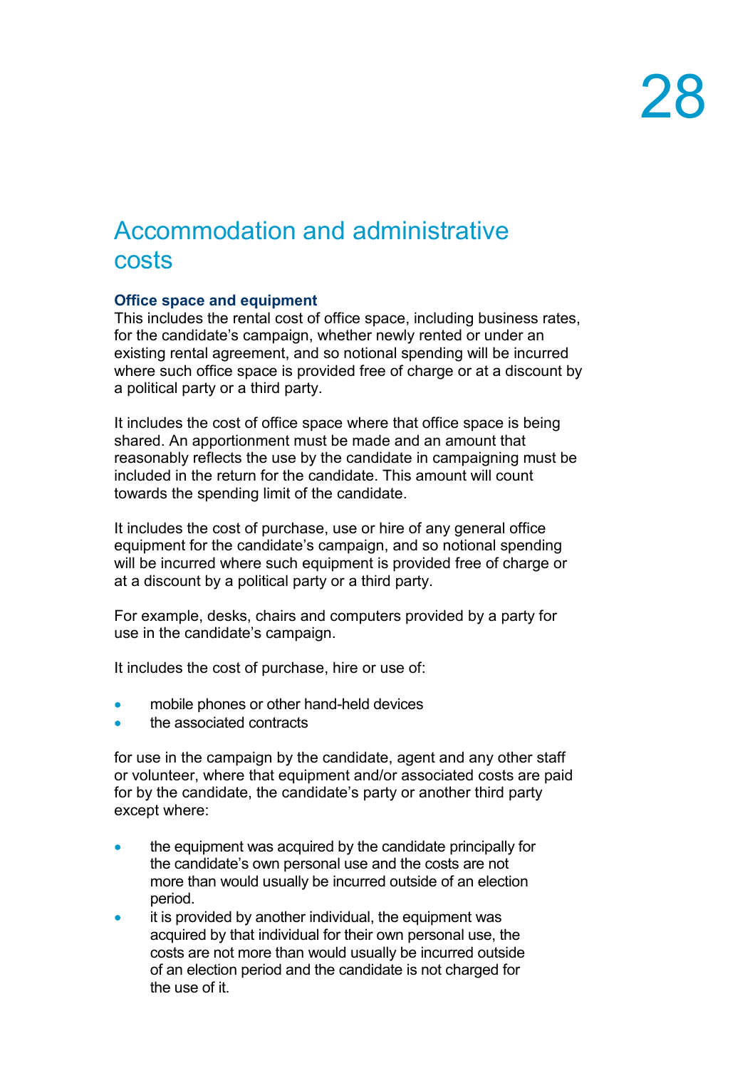# Accommodation and administrative costs

### Office space and equipment

This includes the rental cost of office space, including business rates, for the candidate's campaign, whether newly rented or under an existing rental agreement, and so notional spending will be incurred where such office space is provided free of charge or at a discount by a political party or a third party.

It includes the cost of office space where that office space is being shared. An apportionment must be made and an amount that reasonably reflects the use by the candidate in campaigning must be included in the return for the candidate. This amount will count towards the spending limit of the candidate.

It includes the cost of purchase, use or hire of any general office equipment for the candidate's campaign, and so notional spending will be incurred where such equipment is provided free of charge or at a discount by a political party or a third party.

For example, desks, chairs and computers provided by a party for use in the candidate's campaign.

It includes the cost of purchase, hire or use of:

- mobile phones or other hand-held devices
- the associated contracts

for use in the campaign by the candidate, agent and any other staff or volunteer, where that equipment and/or associated costs are paid for by the candidate, the candidate's party or another third party except where:

- the equipment was acquired by the candidate principally for the candidate's own personal use and the costs are not more than would usually be incurred outside of an election period.
- it is provided by another individual, the equipment was acquired by that individual for their own personal use, the costs are not more than would usually be incurred outside of an election period and the candidate is not charged for the use of it.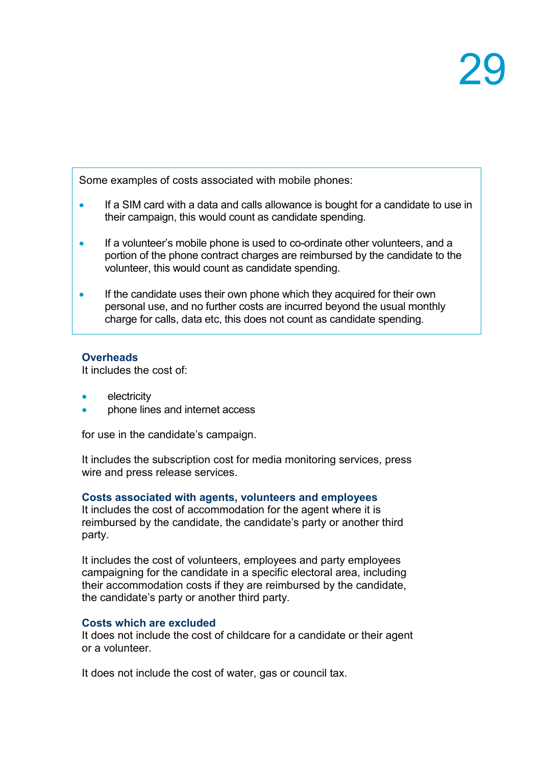Some examples of costs associated with mobile phones:

- If a SIM card with a data and calls allowance is bought for a candidate to use in their campaign, this would count as candidate spending.
- If a volunteer's mobile phone is used to co-ordinate other volunteers, and a portion of the phone contract charges are reimbursed by the candidate to the volunteer, this would count as candidate spending.
- If the candidate uses their own phone which they acquired for their own personal use, and no further costs are incurred beyond the usual monthly charge for calls, data etc, this does not count as candidate spending.

### Overheads

It includes the cost of:

- electricity
- phone lines and internet access

for use in the candidate's campaign.

It includes the subscription cost for media monitoring services, press wire and press release services.

### Costs associated with agents, volunteers and employees

It includes the cost of accommodation for the agent where it is reimbursed by the candidate, the candidate's party or another third party.

It includes the cost of volunteers, employees and party employees campaigning for the candidate in a specific electoral area, including their accommodation costs if they are reimbursed by the candidate, the candidate's party or another third party.

### Costs which are excluded

It does not include the cost of childcare for a candidate or their agent or a volunteer.

It does not include the cost of water, gas or council tax.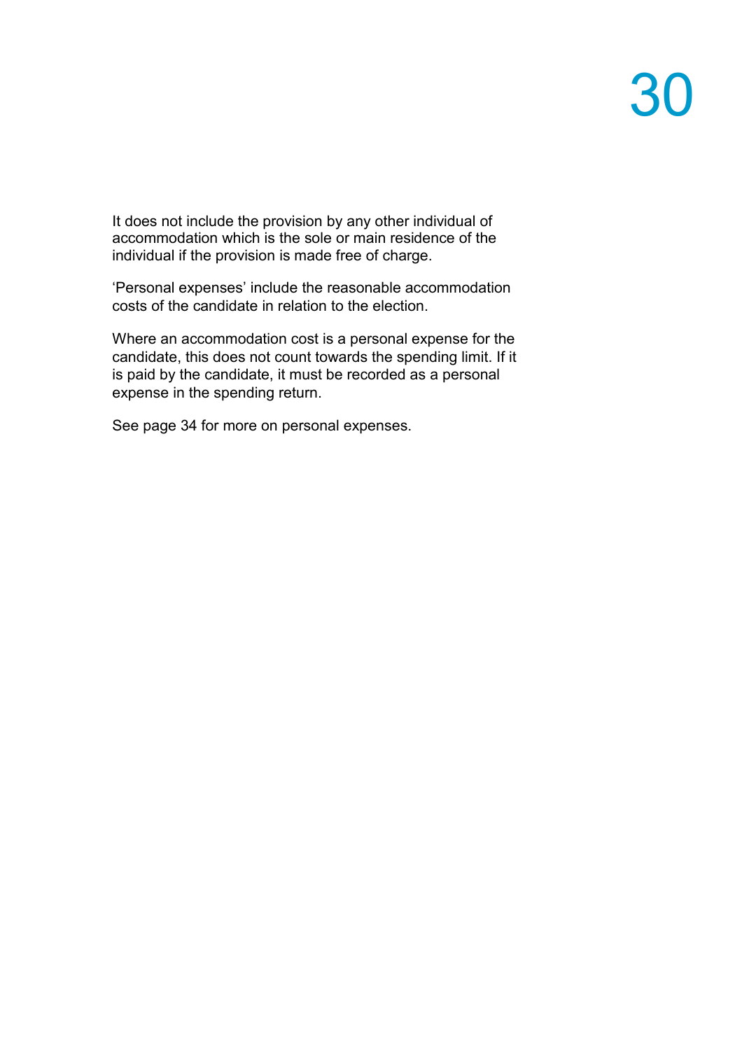It does not include the provision by any other individual of accommodation which is the sole or main residence of the individual if the provision is made free of charge.

'Personal expenses' include the reasonable accommodation costs of the candidate in relation to the election.

Where an accommodation cost is a personal expense for the candidate, this does not count towards the spending limit. If it is paid by the candidate, it must be recorded as a personal expense in the spending return.

See page 34 for more on personal expenses.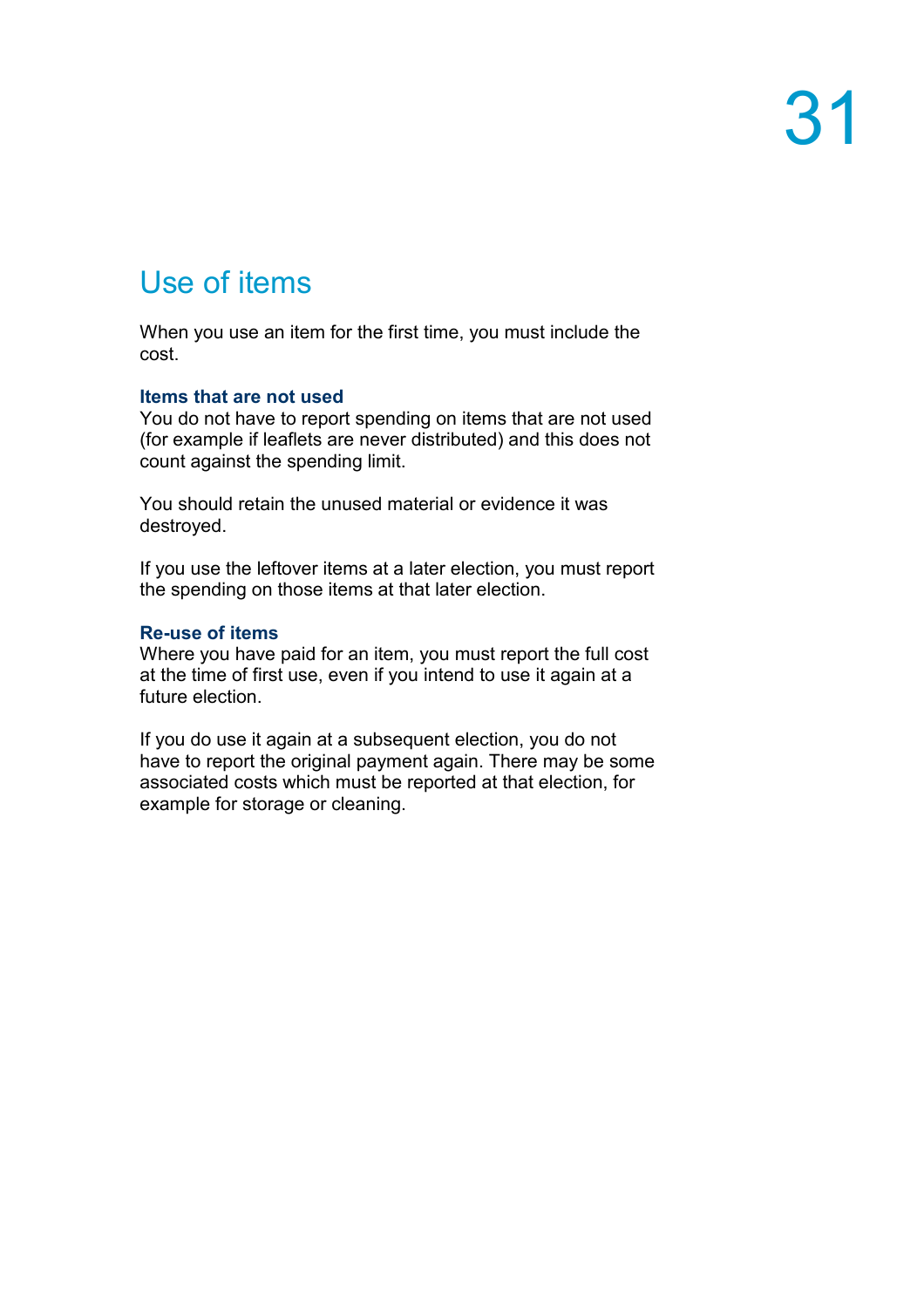## Use of items

When you use an item for the first time, you must include the cost.

### Items that are not used

You do not have to report spending on items that are not used (for example if leaflets are never distributed) and this does not count against the spending limit.

You should retain the unused material or evidence it was destroyed.

If you use the leftover items at a later election, you must report the spending on those items at that later election.

### Re-use of items

Where you have paid for an item, you must report the full cost at the time of first use, even if you intend to use it again at a future election.

If you do use it again at a subsequent election, you do not have to report the original payment again. There may be some associated costs which must be reported at that election, for example for storage or cleaning.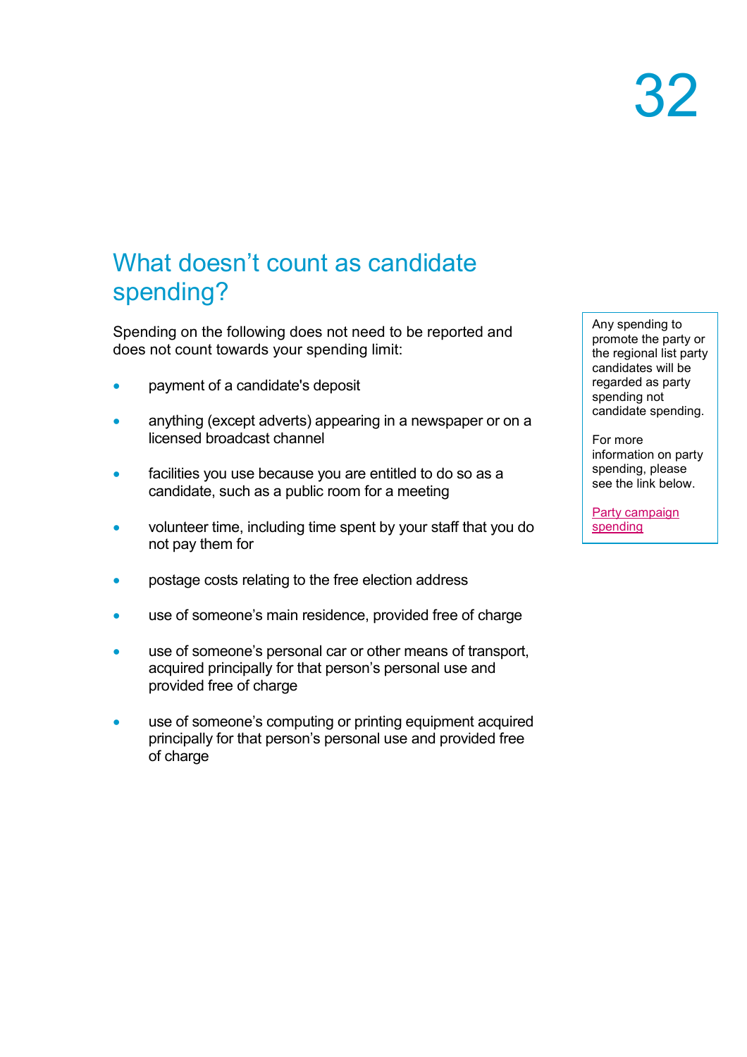# What doesn't count as candidate spending?

Spending on the following does not need to be reported and does not count towards your spending limit:

- payment of a candidate's deposit
- anything (except adverts) appearing in a newspaper or on a licensed broadcast channel
- facilities you use because you are entitled to do so as a candidate, such as a public room for a meeting
- volunteer time, including time spent by your staff that you do not pay them for
- postage costs relating to the free election address
- use of someone's main residence, provided free of charge
- use of someone's personal car or other means of transport, acquired principally for that person's personal use and provided free of charge
- use of someone's computing or printing equipment acquired principally for that person's personal use and provided free of charge

> Any spending to promote the party or the regional list party candidates will be regarded as party spending not candidate spending.
>
> For more information on party spending, please see the link below.
>
> Party campaign spending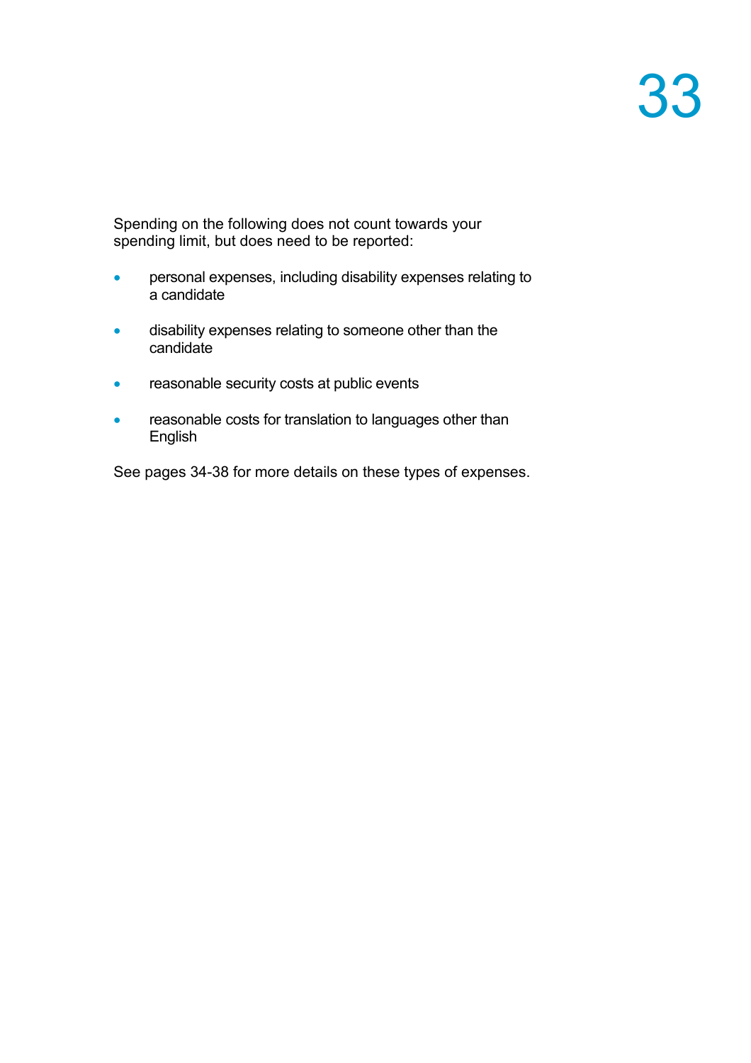Spending on the following does not count towards your spending limit, but does need to be reported:

- personal expenses, including disability expenses relating to a candidate
- disability expenses relating to someone other than the candidate
- reasonable security costs at public events
- reasonable costs for translation to languages other than English

See pages 34-38 for more details on these types of expenses.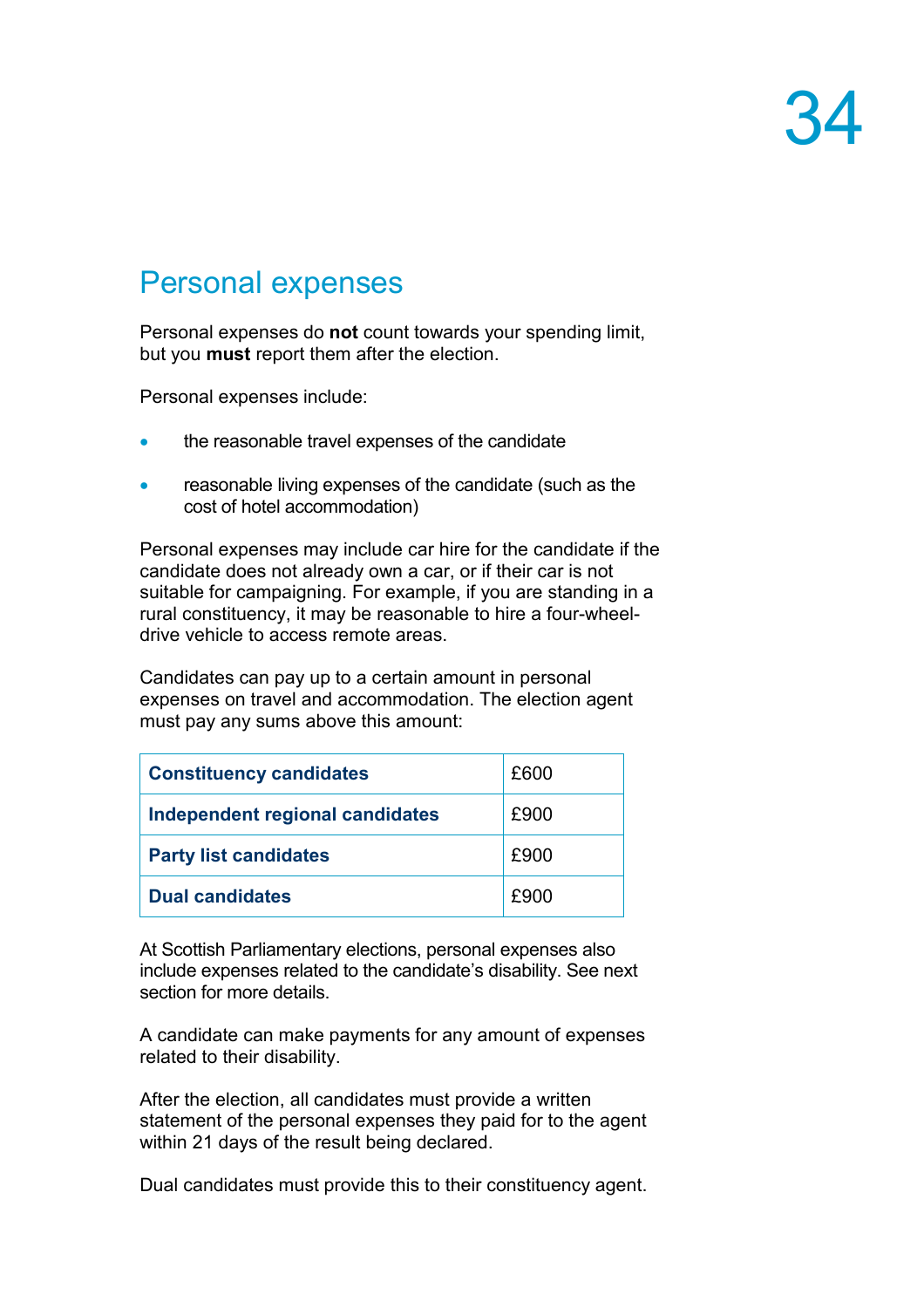## Personal expenses

Personal expenses do **not** count towards your spending limit, but you **must** report them after the election.

Personal expenses include:

- the reasonable travel expenses of the candidate
- reasonable living expenses of the candidate (such as the cost of hotel accommodation)

Personal expenses may include car hire for the candidate if the candidate does not already own a car, or if their car is not suitable for campaigning. For example, if you are standing in a rural constituency, it may be reasonable to hire a four-wheel-drive vehicle to access remote areas.

Candidates can pay up to a certain amount in personal expenses on travel and accommodation. The election agent must pay any sums above this amount:

| **Constituency candidates** | £600 |
|---|---|
| **Independent regional candidates** | £900 |
| **Party list candidates** | £900 |
| **Dual candidates** | £900 |

At Scottish Parliamentary elections, personal expenses also include expenses related to the candidate's disability. See next section for more details.

A candidate can make payments for any amount of expenses related to their disability.

After the election, all candidates must provide a written statement of the personal expenses they paid for to the agent within 21 days of the result being declared.

Dual candidates must provide this to their constituency agent.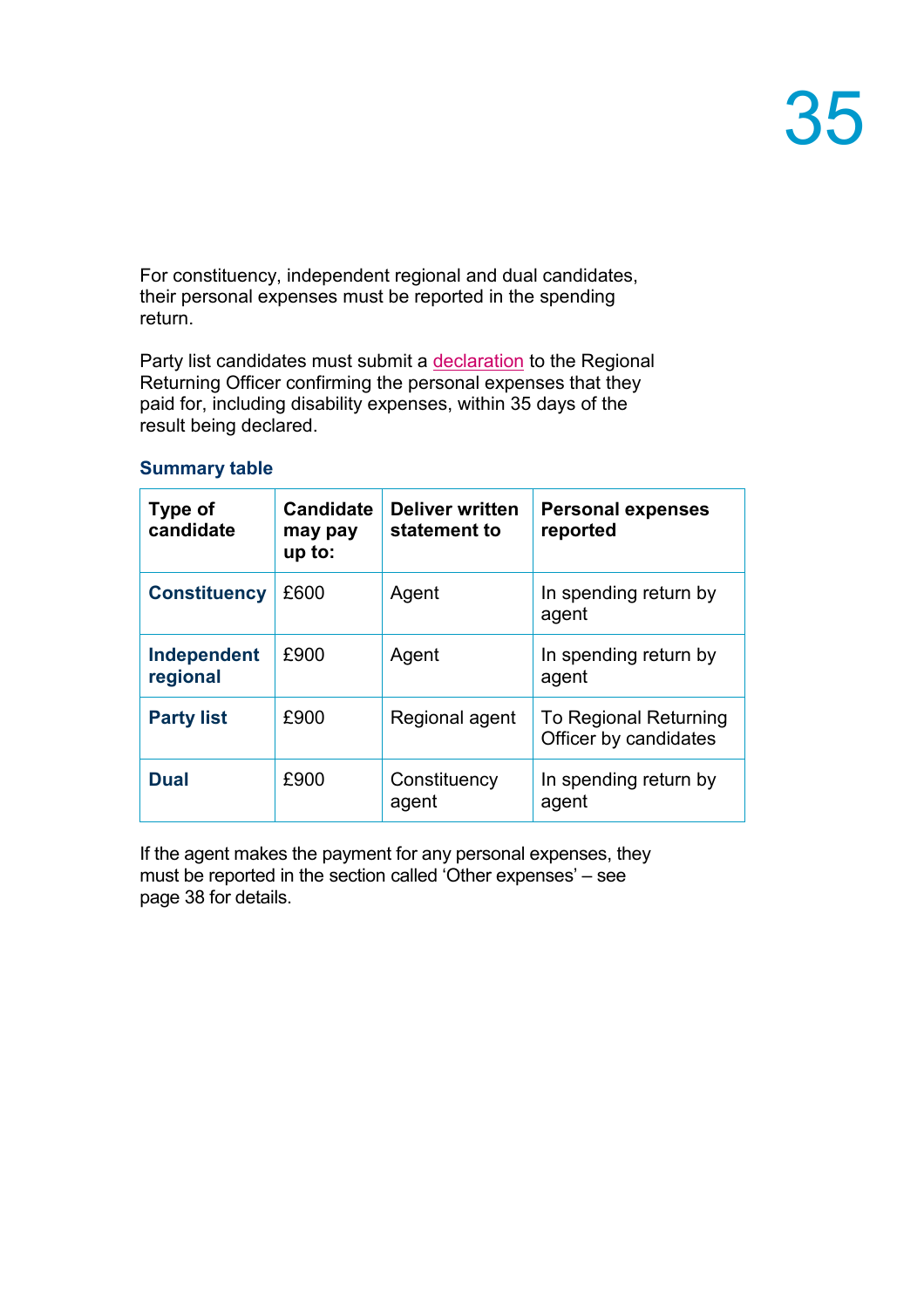For constituency, independent regional and dual candidates, their personal expenses must be reported in the spending return.

Party list candidates must submit a declaration to the Regional Returning Officer confirming the personal expenses that they paid for, including disability expenses, within 35 days of the result being declared.

### Summary table

| Type of candidate | Candidate may pay up to: | Deliver written statement to | Personal expenses reported |
|---|---|---|---|
| **Constituency** | £600 | Agent | In spending return by agent |
| **Independent regional** | £900 | Agent | In spending return by agent |
| **Party list** | £900 | Regional agent | To Regional Returning Officer by candidates |
| **Dual** | £900 | Constituency agent | In spending return by agent |

If the agent makes the payment for any personal expenses, they must be reported in the section called 'Other expenses' – see page 38 for details.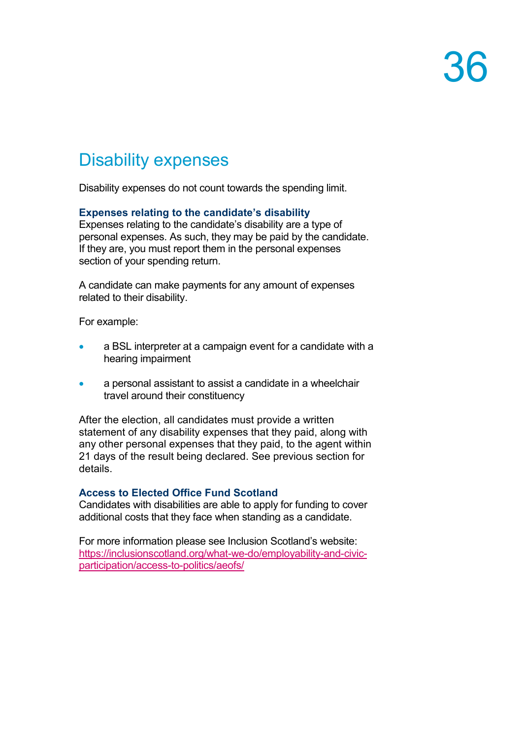# Disability expenses

Disability expenses do not count towards the spending limit.

### Expenses relating to the candidate's disability

Expenses relating to the candidate's disability are a type of personal expenses. As such, they may be paid by the candidate. If they are, you must report them in the personal expenses section of your spending return.

A candidate can make payments for any amount of expenses related to their disability.

For example:

- a BSL interpreter at a campaign event for a candidate with a hearing impairment
- a personal assistant to assist a candidate in a wheelchair travel around their constituency

After the election, all candidates must provide a written statement of any disability expenses that they paid, along with any other personal expenses that they paid, to the agent within 21 days of the result being declared. See previous section for details.

### Access to Elected Office Fund Scotland

Candidates with disabilities are able to apply for funding to cover additional costs that they face when standing as a candidate.

For more information please see Inclusion Scotland's website: [https://inclusionscotland.org/what-we-do/employability-and-civic-participation/access-to-politics/aeofs/](https://inclusionscotland.org/what-we-do/employability-and-civic-participation/access-to-politics/aeofs/)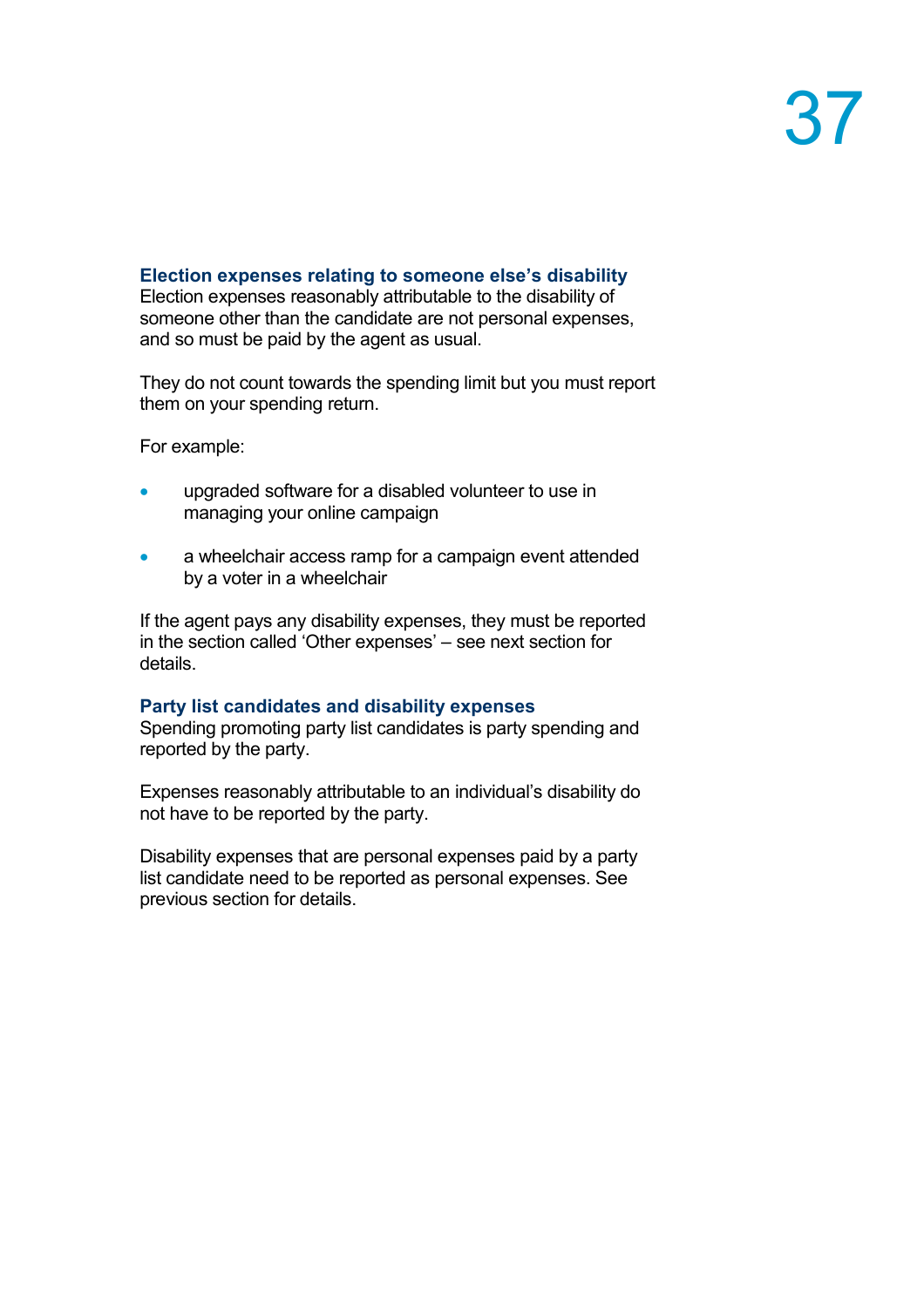### Election expenses relating to someone else's disability

Election expenses reasonably attributable to the disability of someone other than the candidate are not personal expenses, and so must be paid by the agent as usual.

They do not count towards the spending limit but you must report them on your spending return.

For example:

- upgraded software for a disabled volunteer to use in managing your online campaign
- a wheelchair access ramp for a campaign event attended by a voter in a wheelchair

If the agent pays any disability expenses, they must be reported in the section called 'Other expenses' – see next section for details.

### Party list candidates and disability expenses

Spending promoting party list candidates is party spending and reported by the party.

Expenses reasonably attributable to an individual's disability do not have to be reported by the party.

Disability expenses that are personal expenses paid by a party list candidate need to be reported as personal expenses. See previous section for details.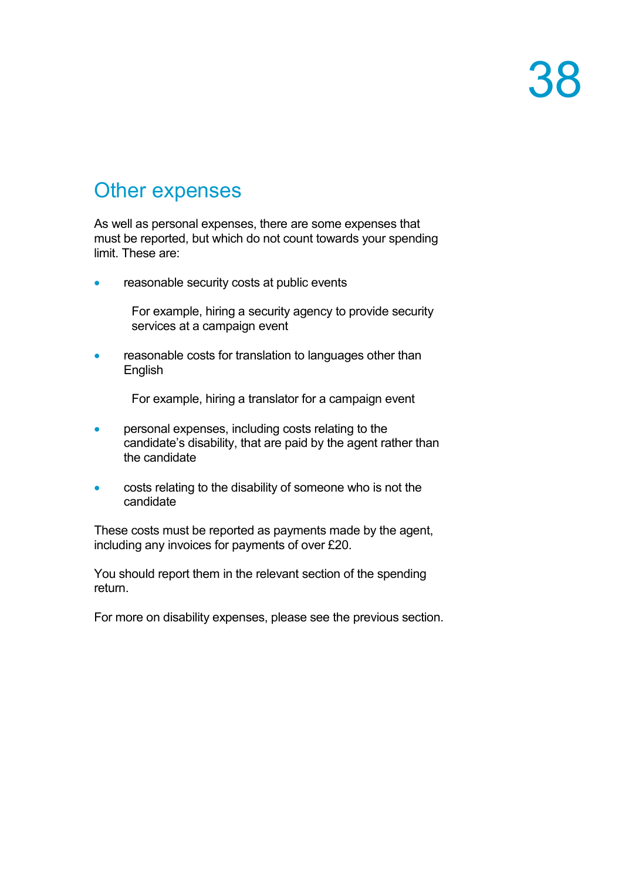## Other expenses

As well as personal expenses, there are some expenses that must be reported, but which do not count towards your spending limit. These are:

- reasonable security costs at public events

  For example, hiring a security agency to provide security services at a campaign event

- reasonable costs for translation to languages other than English

  For example, hiring a translator for a campaign event

- personal expenses, including costs relating to the candidate's disability, that are paid by the agent rather than the candidate

- costs relating to the disability of someone who is not the candidate

These costs must be reported as payments made by the agent, including any invoices for payments of over £20.

You should report them in the relevant section of the spending return.

For more on disability expenses, please see the previous section.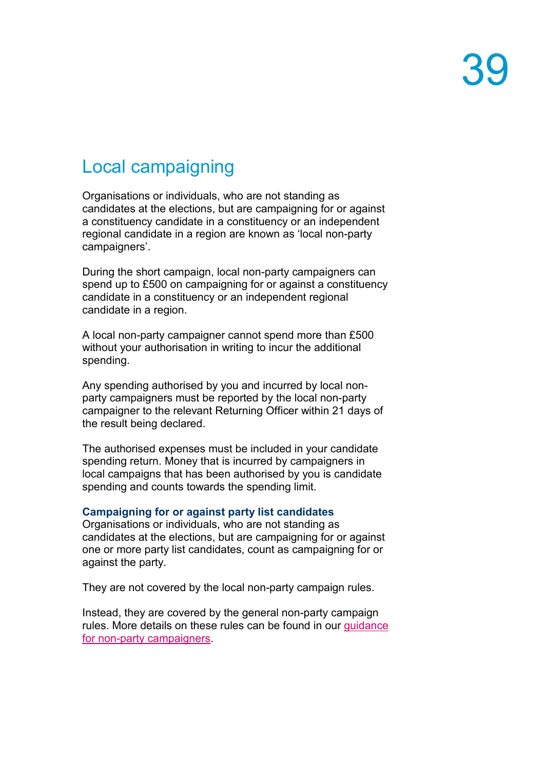## Local campaigning

Organisations or individuals, who are not standing as candidates at the elections, but are campaigning for or against a constituency candidate in a constituency or an independent regional candidate in a region are known as 'local non-party campaigners'.

During the short campaign, local non-party campaigners can spend up to £500 on campaigning for or against a constituency candidate in a constituency or an independent regional candidate in a region.

A local non-party campaigner cannot spend more than £500 without your authorisation in writing to incur the additional spending.

Any spending authorised by you and incurred by local non-party campaigners must be reported by the local non-party campaigner to the relevant Returning Officer within 21 days of the result being declared.

The authorised expenses must be included in your candidate spending return. Money that is incurred by campaigners in local campaigns that has been authorised by you is candidate spending and counts towards the spending limit.

### Campaigning for or against party list candidates

Organisations or individuals, who are not standing as candidates at the elections, but are campaigning for or against one or more party list candidates, count as campaigning for or against the party.

They are not covered by the local non-party campaign rules.

Instead, they are covered by the general non-party campaign rules. More details on these rules can be found in our guidance for non-party campaigners.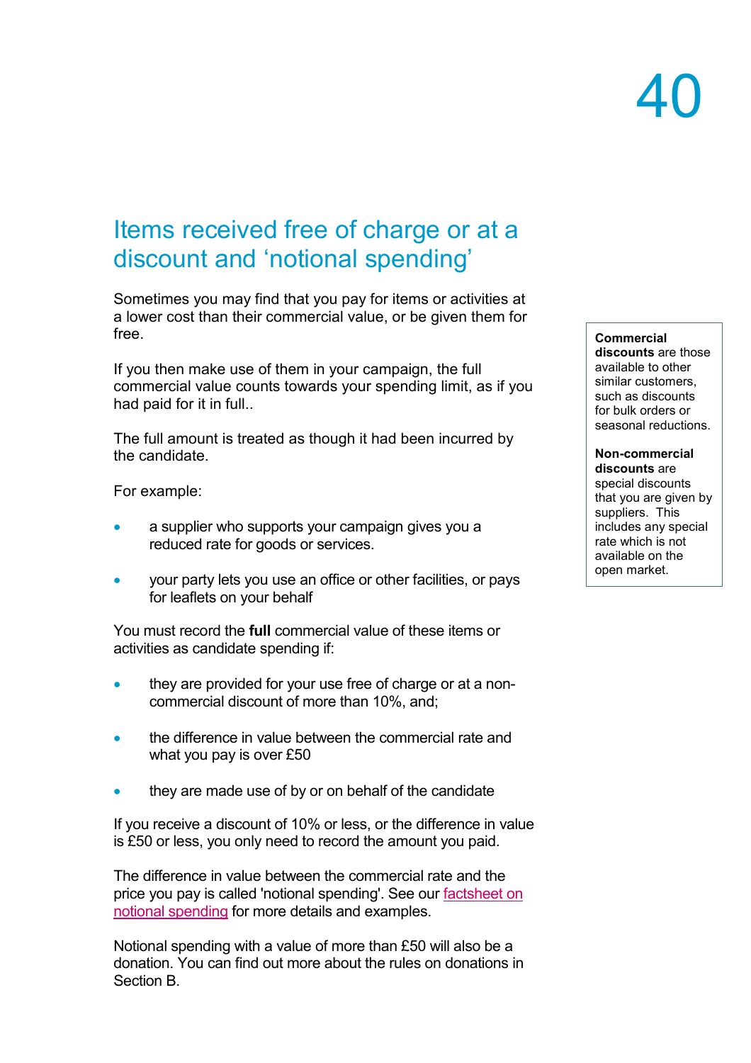# 40

## Items received free of charge or at a discount and 'notional spending'

Sometimes you may find that you pay for items or activities at a lower cost than their commercial value, or be given them for free.

If you then make use of them in your campaign, the full commercial value counts towards your spending limit, as if you had paid for it in full..

The full amount is treated as though it had been incurred by the candidate.

For example:

- a supplier who supports your campaign gives you a reduced rate for goods or services.
- your party lets you use an office or other facilities, or pays for leaflets on your behalf

You must record the **full** commercial value of these items or activities as candidate spending if:

- they are provided for your use free of charge or at a non-commercial discount of more than 10%, and;
- the difference in value between the commercial rate and what you pay is over £50
- they are made use of by or on behalf of the candidate

If you receive a discount of 10% or less, or the difference in value is £50 or less, you only need to record the amount you paid.

The difference in value between the commercial rate and the price you pay is called 'notional spending'. See our factsheet on notional spending for more details and examples.

Notional spending with a value of more than £50 will also be a donation. You can find out more about the rules on donations in Section B.

> **Commercial discounts** are those available to other similar customers, such as discounts for bulk orders or seasonal reductions.
>
> **Non-commercial discounts** are special discounts that you are given by suppliers. This includes any special rate which is not available on the open market.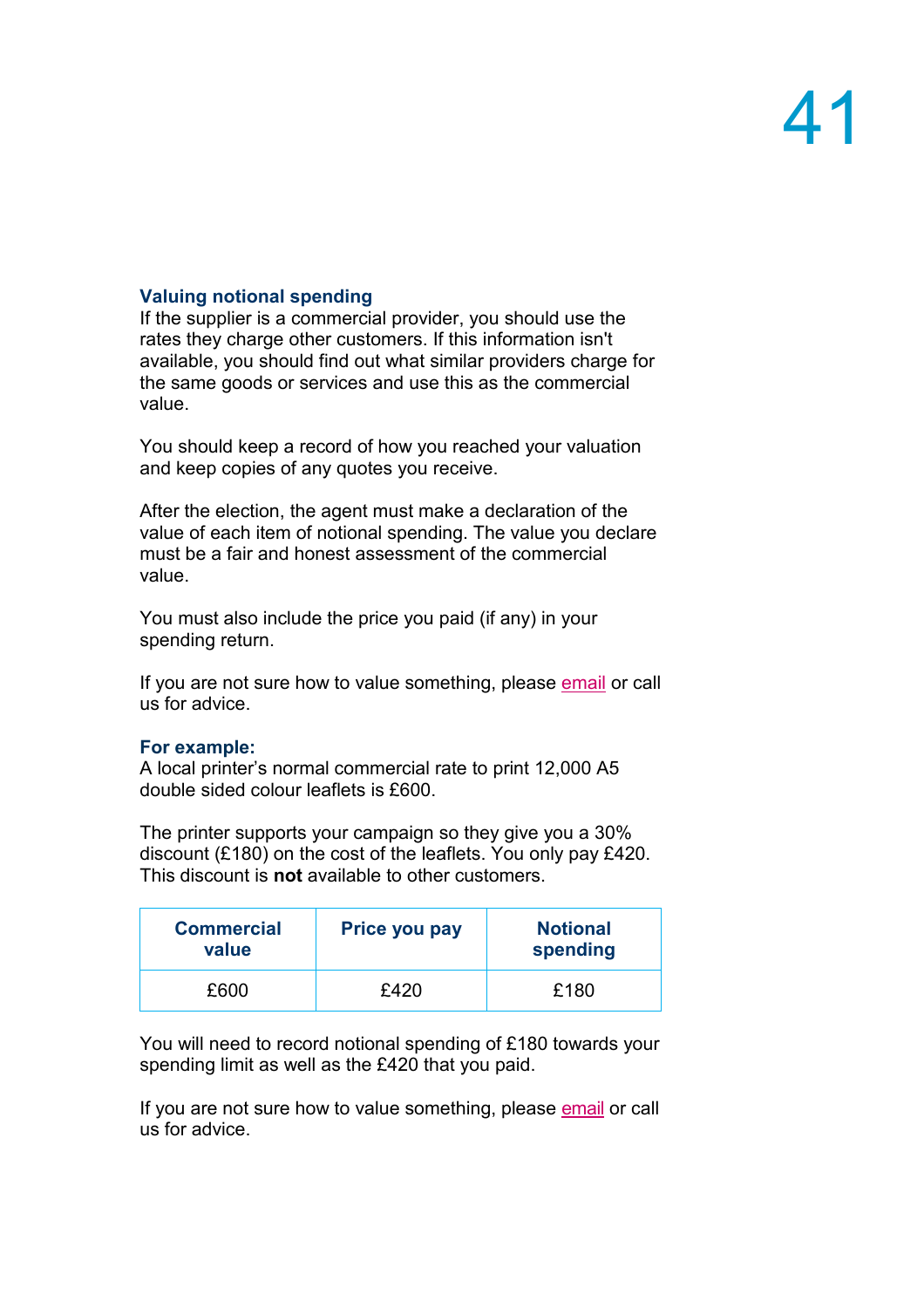### Valuing notional spending

If the supplier is a commercial provider, you should use the rates they charge other customers. If this information isn't available, you should find out what similar providers charge for the same goods or services and use this as the commercial value.

You should keep a record of how you reached your valuation and keep copies of any quotes you receive.

After the election, the agent must make a declaration of the value of each item of notional spending. The value you declare must be a fair and honest assessment of the commercial value.

You must also include the price you paid (if any) in your spending return.

If you are not sure how to value something, please email or call us for advice.

### For example:

A local printer's normal commercial rate to print 12,000 A5 double sided colour leaflets is £600.

The printer supports your campaign so they give you a 30% discount (£180) on the cost of the leaflets. You only pay £420. This discount is **not** available to other customers.

| Commercial value | Price you pay | Notional spending |
|---|---|---|
| £600 | £420 | £180 |

You will need to record notional spending of £180 towards your spending limit as well as the £420 that you paid.

If you are not sure how to value something, please email or call us for advice.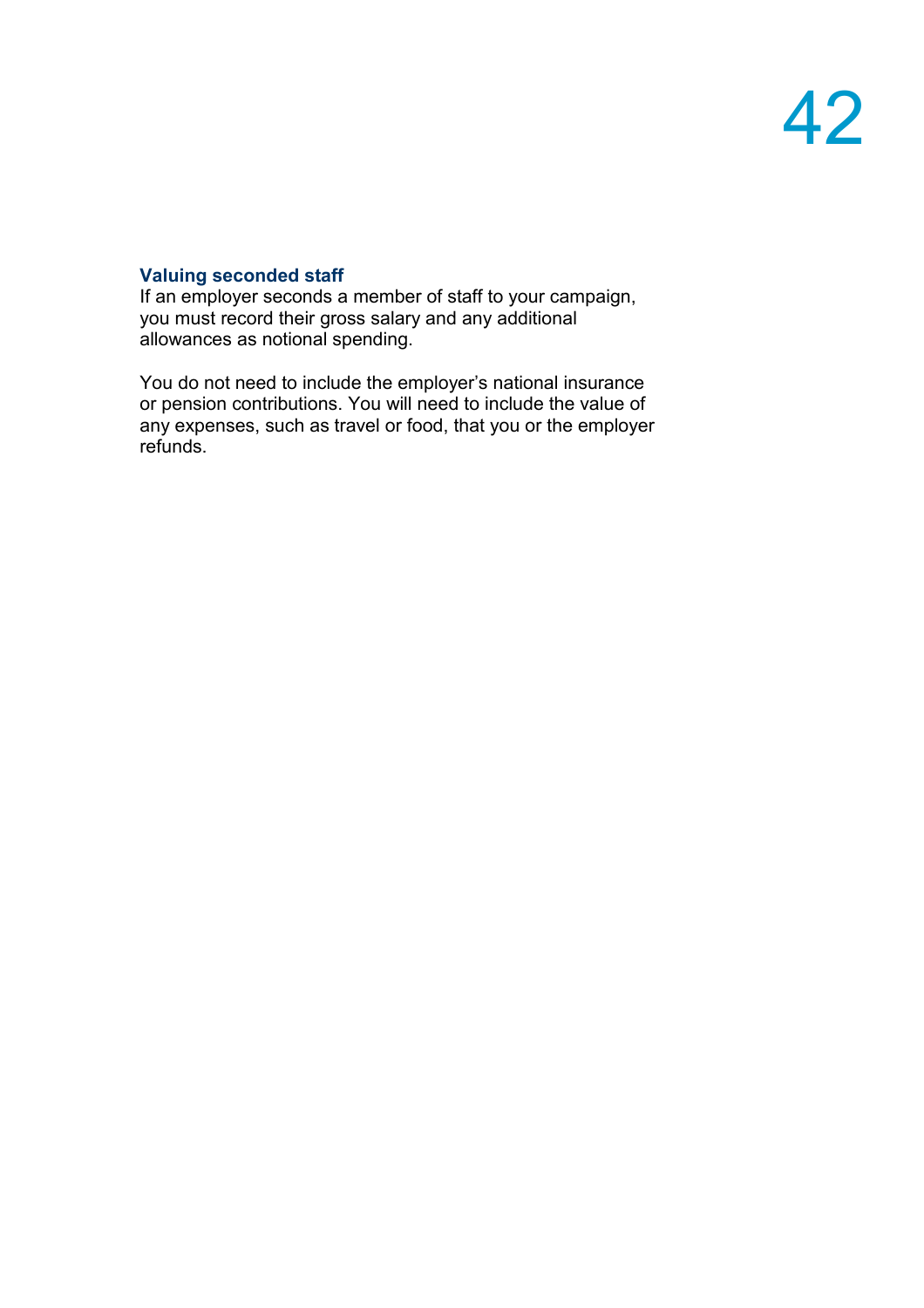### Valuing seconded staff

If an employer seconds a member of staff to your campaign, you must record their gross salary and any additional allowances as notional spending.

You do not need to include the employer's national insurance or pension contributions. You will need to include the value of any expenses, such as travel or food, that you or the employer refunds.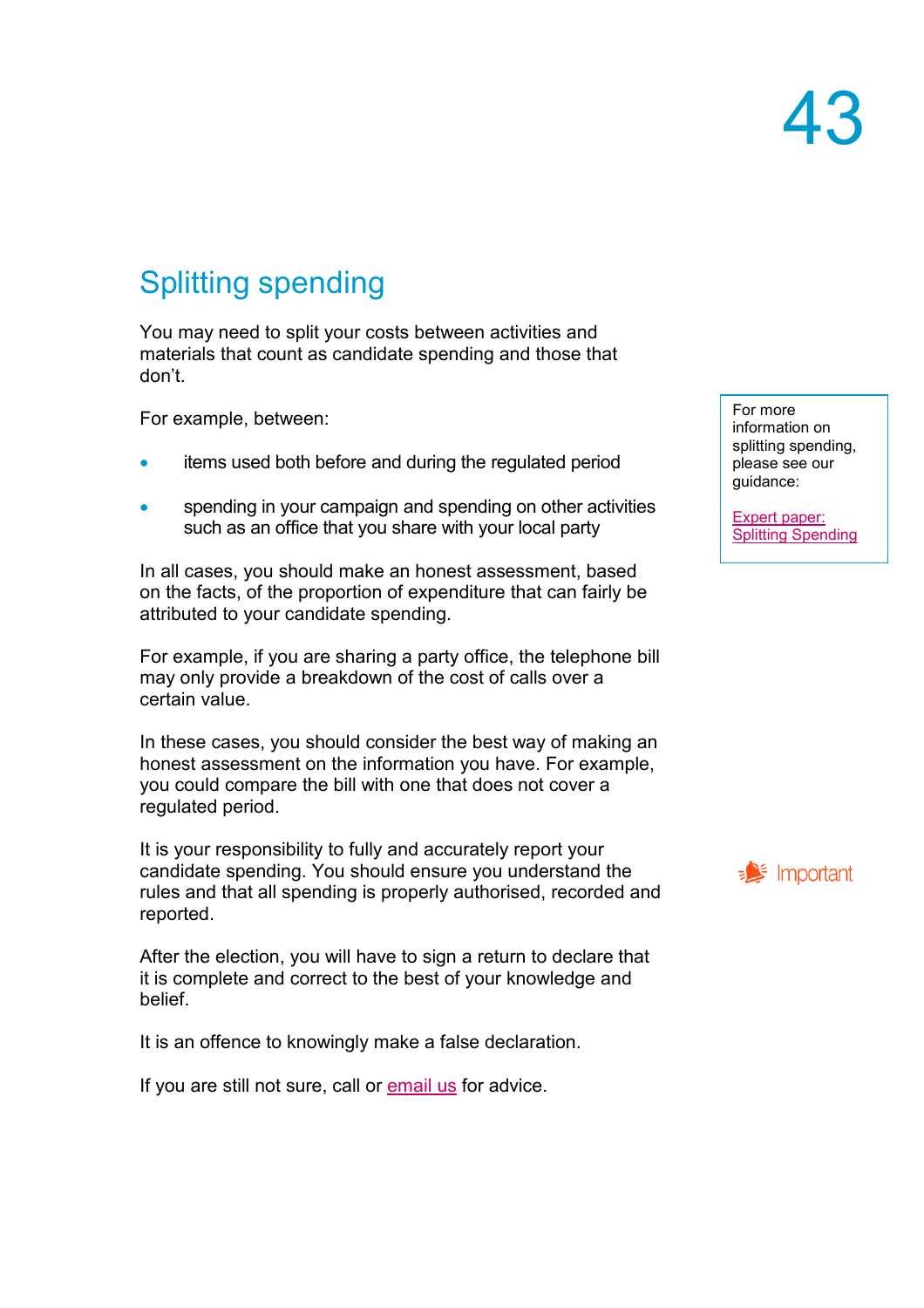## Splitting spending

You may need to split your costs between activities and materials that count as candidate spending and those that don't.

For example, between:

- items used both before and during the regulated period
- spending in your campaign and spending on other activities such as an office that you share with your local party

For more information on splitting spending, please see our guidance:

[Expert paper: Splitting Spending]

In all cases, you should make an honest assessment, based on the facts, of the proportion of expenditure that can fairly be attributed to your candidate spending.

For example, if you are sharing a party office, the telephone bill may only provide a breakdown of the cost of calls over a certain value.

In these cases, you should consider the best way of making an honest assessment on the information you have. For example, you could compare the bill with one that does not cover a regulated period.

Important

It is your responsibility to fully and accurately report your candidate spending. You should ensure you understand the rules and that all spending is properly authorised, recorded and reported.

After the election, you will have to sign a return to declare that it is complete and correct to the best of your knowledge and belief.

It is an offence to knowingly make a false declaration.

If you are still not sure, call or email us for advice.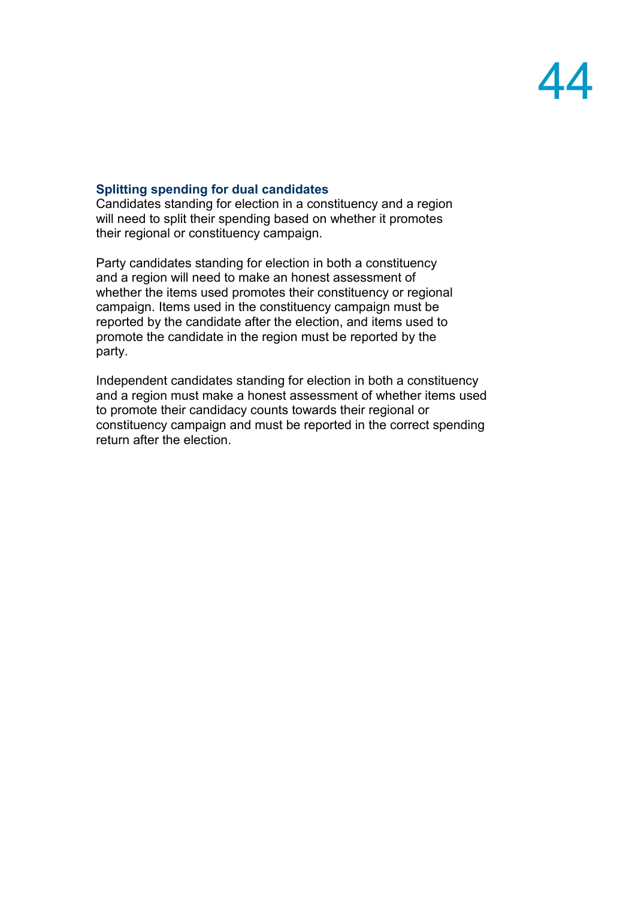### Splitting spending for dual candidates

Candidates standing for election in a constituency and a region will need to split their spending based on whether it promotes their regional or constituency campaign.

Party candidates standing for election in both a constituency and a region will need to make an honest assessment of whether the items used promotes their constituency or regional campaign. Items used in the constituency campaign must be reported by the candidate after the election, and items used to promote the candidate in the region must be reported by the party.

Independent candidates standing for election in both a constituency and a region must make a honest assessment of whether items used to promote their candidacy counts towards their regional or constituency campaign and must be reported in the correct spending return after the election.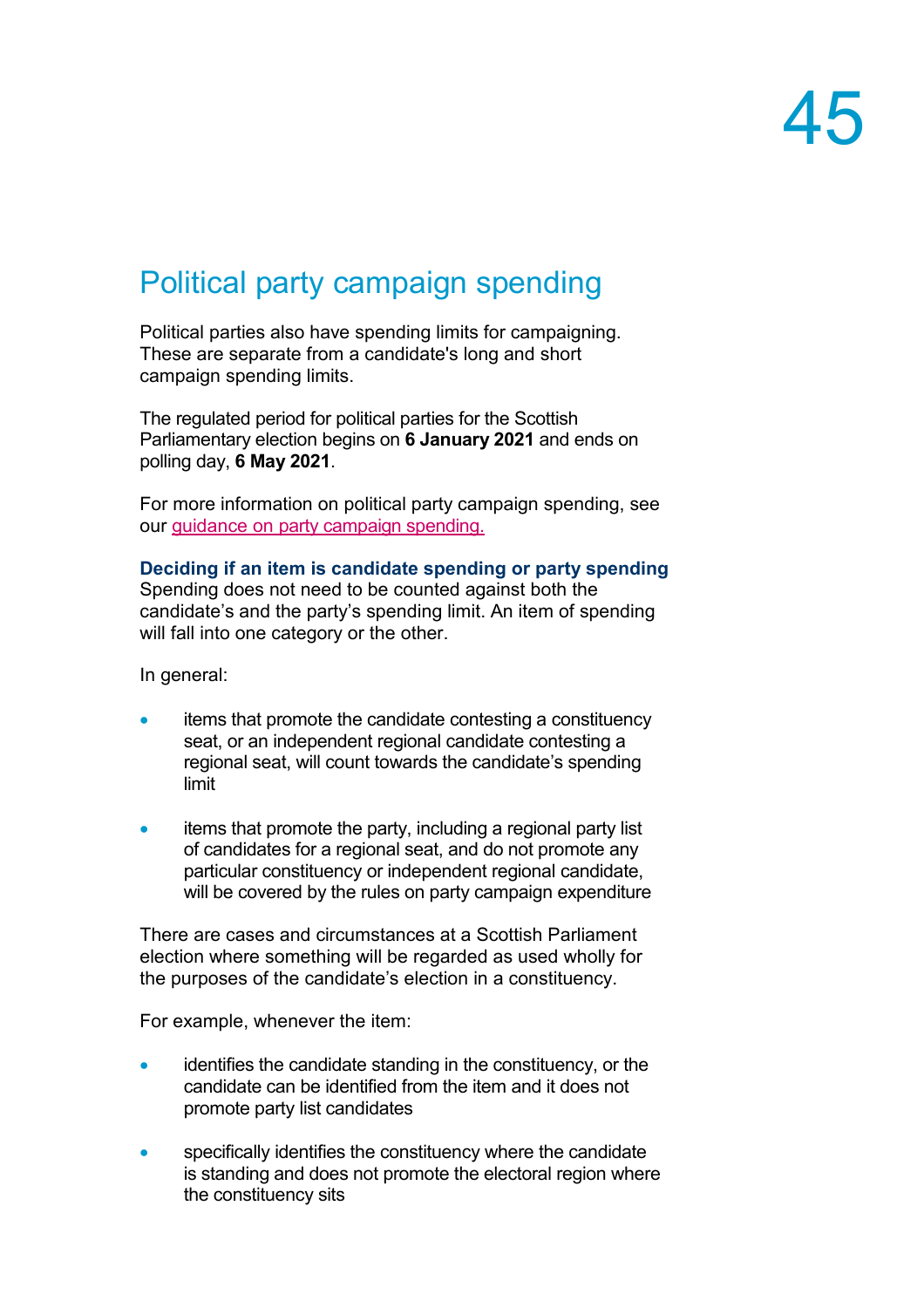# Political party campaign spending

Political parties also have spending limits for campaigning. These are separate from a candidate's long and short campaign spending limits.

The regulated period for political parties for the Scottish Parliamentary election begins on **6 January 2021** and ends on polling day, **6 May 2021**.

For more information on political party campaign spending, see our guidance on party campaign spending.

**Deciding if an item is candidate spending or party spending**

Spending does not need to be counted against both the candidate's and the party's spending limit. An item of spending will fall into one category or the other.

In general:

- items that promote the candidate contesting a constituency seat, or an independent regional candidate contesting a regional seat, will count towards the candidate's spending limit
- items that promote the party, including a regional party list of candidates for a regional seat, and do not promote any particular constituency or independent regional candidate, will be covered by the rules on party campaign expenditure

There are cases and circumstances at a Scottish Parliament election where something will be regarded as used wholly for the purposes of the candidate's election in a constituency.

For example, whenever the item:

- identifies the candidate standing in the constituency, or the candidate can be identified from the item and it does not promote party list candidates
- specifically identifies the constituency where the candidate is standing and does not promote the electoral region where the constituency sits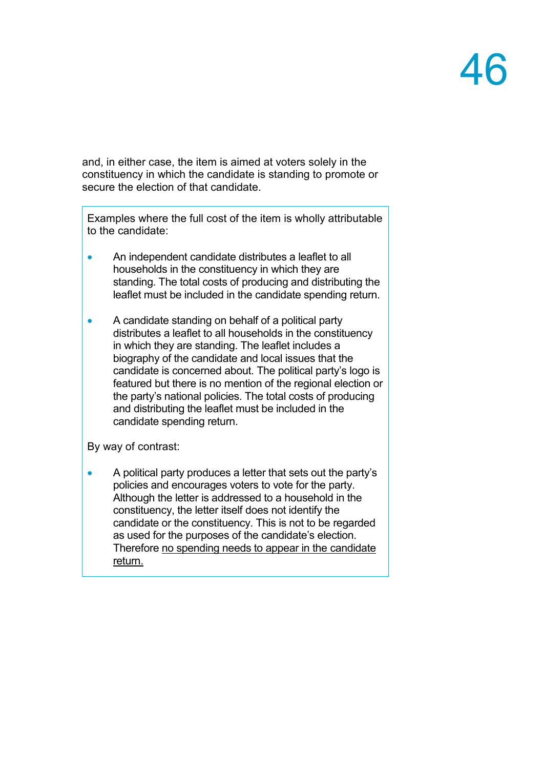and, in either case, the item is aimed at voters solely in the constituency in which the candidate is standing to promote or secure the election of that candidate.

> Examples where the full cost of the item is wholly attributable to the candidate:
>
> - An independent candidate distributes a leaflet to all households in the constituency in which they are standing. The total costs of producing and distributing the leaflet must be included in the candidate spending return.
>
> - A candidate standing on behalf of a political party distributes a leaflet to all households in the constituency in which they are standing. The leaflet includes a biography of the candidate and local issues that the candidate is concerned about. The political party's logo is featured but there is no mention of the regional election or the party's national policies. The total costs of producing and distributing the leaflet must be included in the candidate spending return.
>
> By way of contrast:
>
> - A political party produces a letter that sets out the party's policies and encourages voters to vote for the party. Although the letter is addressed to a household in the constituency, the letter itself does not identify the candidate or the constituency. This is not to be regarded as used for the purposes of the candidate's election. Therefore <u>no spending needs to appear in the candidate return.</u>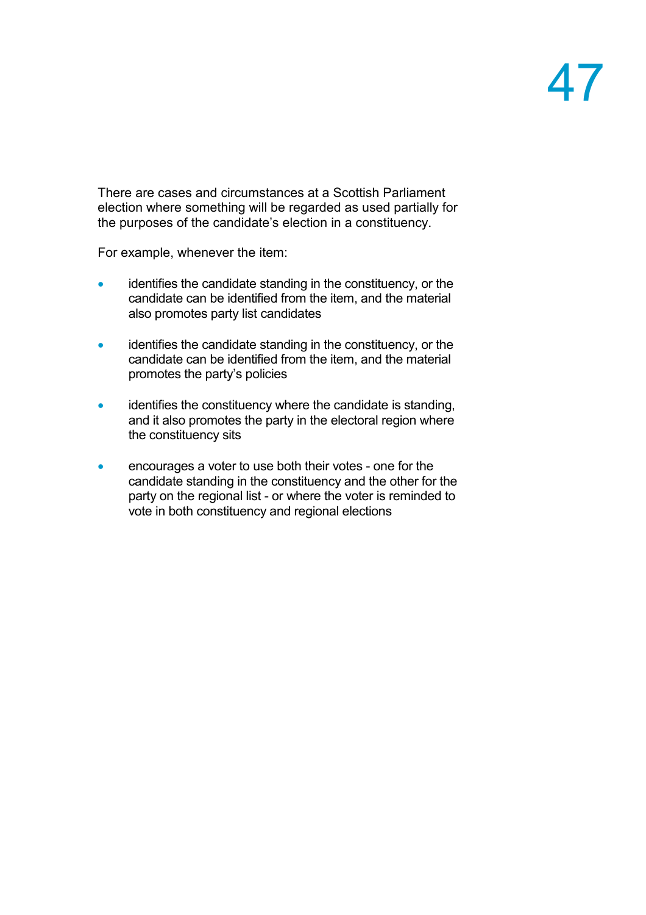There are cases and circumstances at a Scottish Parliament election where something will be regarded as used partially for the purposes of the candidate's election in a constituency.

For example, whenever the item:

- identifies the candidate standing in the constituency, or the candidate can be identified from the item, and the material also promotes party list candidates
- identifies the candidate standing in the constituency, or the candidate can be identified from the item, and the material promotes the party's policies
- identifies the constituency where the candidate is standing, and it also promotes the party in the electoral region where the constituency sits
- encourages a voter to use both their votes - one for the candidate standing in the constituency and the other for the party on the regional list - or where the voter is reminded to vote in both constituency and regional elections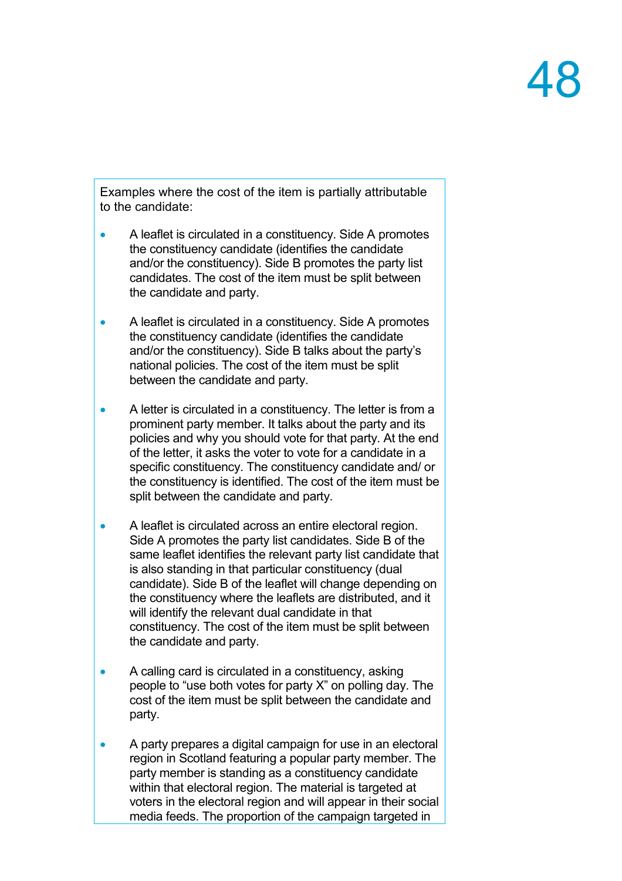Examples where the cost of the item is partially attributable to the candidate:

- A leaflet is circulated in a constituency. Side A promotes the constituency candidate (identifies the candidate and/or the constituency). Side B promotes the party list candidates. The cost of the item must be split between the candidate and party.

- A leaflet is circulated in a constituency. Side A promotes the constituency candidate (identifies the candidate and/or the constituency). Side B talks about the party's national policies. The cost of the item must be split between the candidate and party.

- A letter is circulated in a constituency. The letter is from a prominent party member. It talks about the party and its policies and why you should vote for that party. At the end of the letter, it asks the voter to vote for a candidate in a specific constituency. The constituency candidate and/ or the constituency is identified. The cost of the item must be split between the candidate and party.

- A leaflet is circulated across an entire electoral region. Side A promotes the party list candidates. Side B of the same leaflet identifies the relevant party list candidate that is also standing in that particular constituency (dual candidate). Side B of the leaflet will change depending on the constituency where the leaflets are distributed, and it will identify the relevant dual candidate in that constituency. The cost of the item must be split between the candidate and party.

- A calling card is circulated in a constituency, asking people to "use both votes for party X" on polling day. The cost of the item must be split between the candidate and party.

- A party prepares a digital campaign for use in an electoral region in Scotland featuring a popular party member. The party member is standing as a constituency candidate within that electoral region. The material is targeted at voters in the electoral region and will appear in their social media feeds. The proportion of the campaign targeted in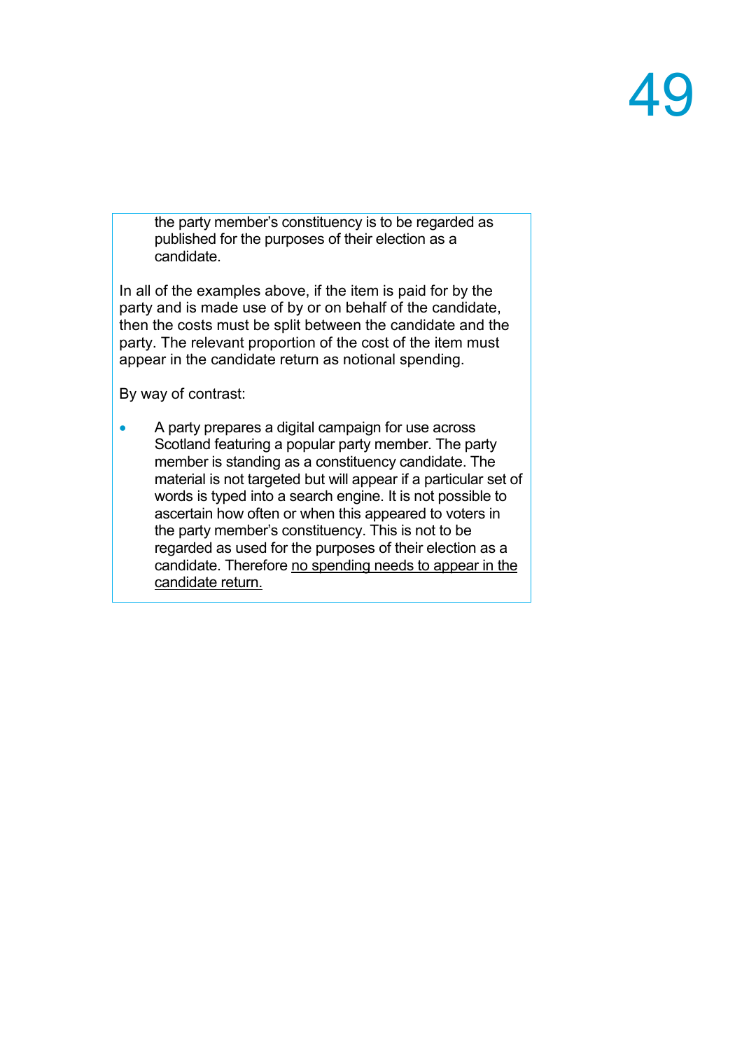the party member's constituency is to be regarded as published for the purposes of their election as a candidate.

In all of the examples above, if the item is paid for by the party and is made use of by or on behalf of the candidate, then the costs must be split between the candidate and the party. The relevant proportion of the cost of the item must appear in the candidate return as notional spending.

By way of contrast:

- A party prepares a digital campaign for use across Scotland featuring a popular party member. The party member is standing as a constituency candidate. The material is not targeted but will appear if a particular set of words is typed into a search engine. It is not possible to ascertain how often or when this appeared to voters in the party member's constituency. This is not to be regarded as used for the purposes of their election as a candidate. Therefore <u>no spending needs to appear in the candidate return.</u>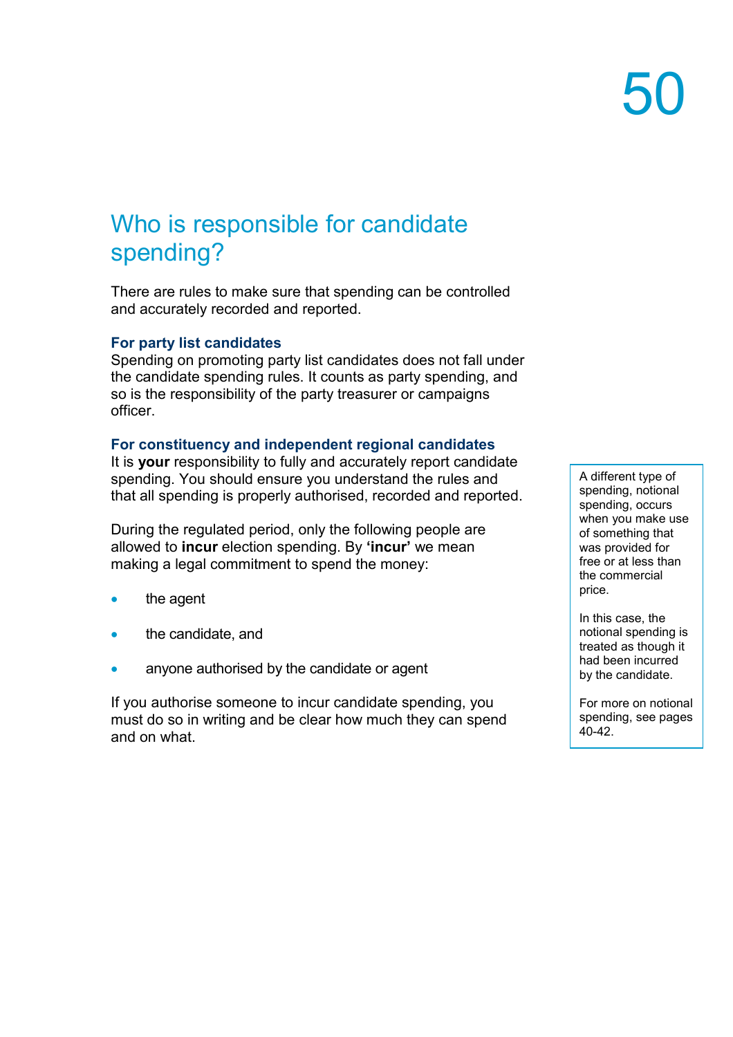## Who is responsible for candidate spending?

There are rules to make sure that spending can be controlled and accurately recorded and reported.

### For party list candidates

Spending on promoting party list candidates does not fall under the candidate spending rules. It counts as party spending, and so is the responsibility of the party treasurer or campaigns officer.

### For constituency and independent regional candidates

It is **your** responsibility to fully and accurately report candidate spending. You should ensure you understand the rules and that all spending is properly authorised, recorded and reported.

During the regulated period, only the following people are allowed to **incur** election spending. By **'incur'** we mean making a legal commitment to spend the money:

- the agent
- the candidate, and
- anyone authorised by the candidate or agent

If you authorise someone to incur candidate spending, you must do so in writing and be clear how much they can spend and on what.

> A different type of spending, notional spending, occurs when you make use of something that was provided for free or at less than the commercial price.
>
> In this case, the notional spending is treated as though it had been incurred by the candidate.
>
> For more on notional spending, see pages 40-42.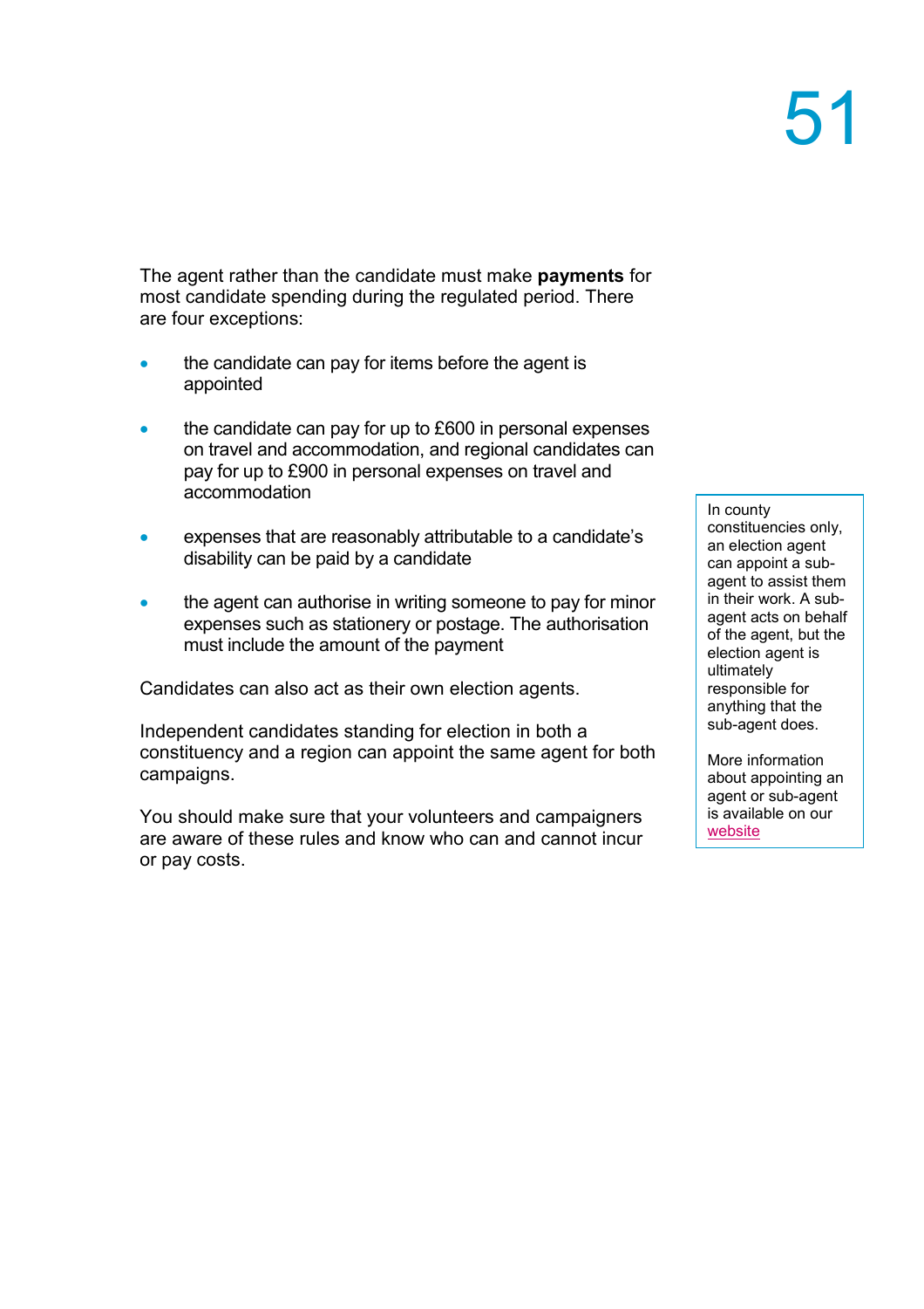The agent rather than the candidate must make **payments** for most candidate spending during the regulated period. There are four exceptions:

- the candidate can pay for items before the agent is appointed
- the candidate can pay for up to £600 in personal expenses on travel and accommodation, and regional candidates can pay for up to £900 in personal expenses on travel and accommodation
- expenses that are reasonably attributable to a candidate's disability can be paid by a candidate
- the agent can authorise in writing someone to pay for minor expenses such as stationery or postage. The authorisation must include the amount of the payment

Candidates can also act as their own election agents.

Independent candidates standing for election in both a constituency and a region can appoint the same agent for both campaigns.

You should make sure that your volunteers and campaigners are aware of these rules and know who can and cannot incur or pay costs.

> In county constituencies only, an election agent can appoint a sub-agent to assist them in their work. A sub-agent acts on behalf of the agent, but the election agent is ultimately responsible for anything that the sub-agent does.
>
> More information about appointing an agent or sub-agent is available on our website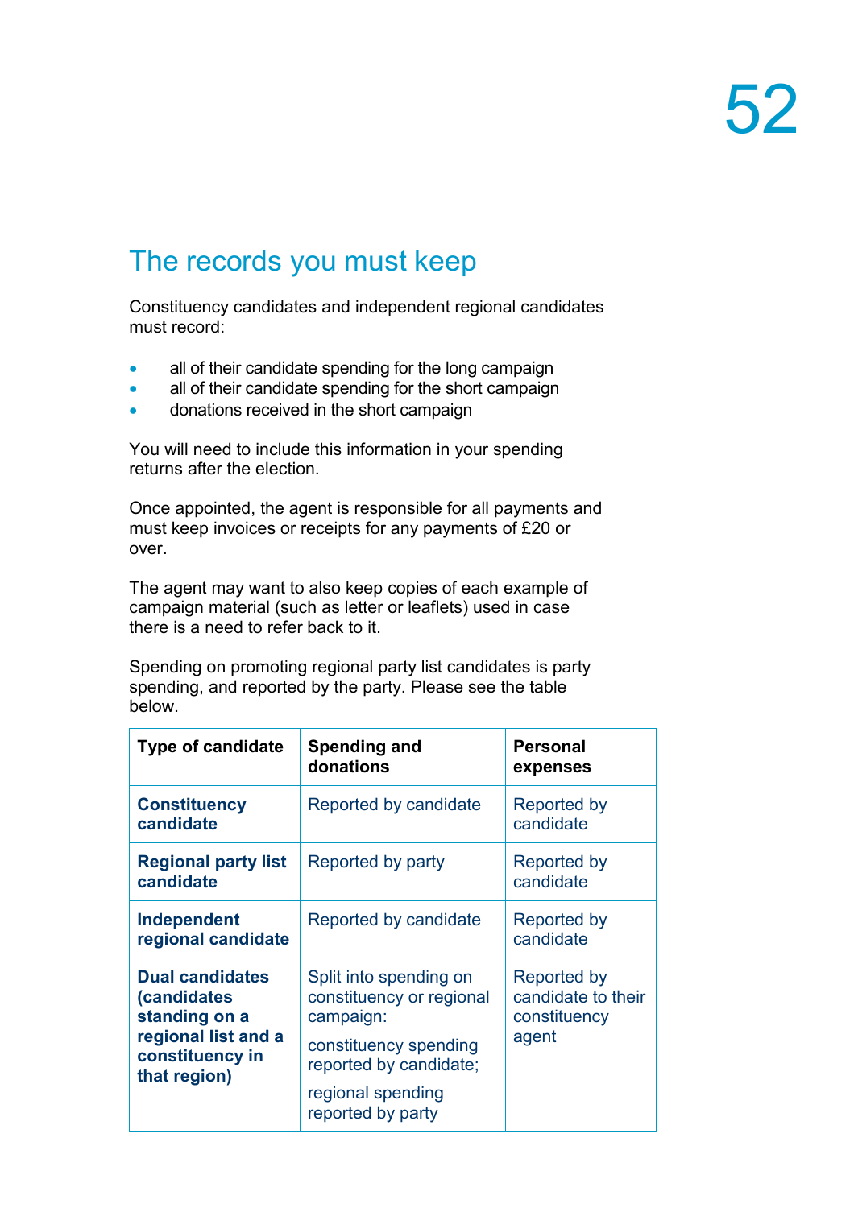## The records you must keep

Constituency candidates and independent regional candidates must record:

- all of their candidate spending for the long campaign
- all of their candidate spending for the short campaign
- donations received in the short campaign

You will need to include this information in your spending returns after the election.

Once appointed, the agent is responsible for all payments and must keep invoices or receipts for any payments of £20 or over.

The agent may want to also keep copies of each example of campaign material (such as letter or leaflets) used in case there is a need to refer back to it.

Spending on promoting regional party list candidates is party spending, and reported by the party. Please see the table below.

| Type of candidate | Spending and donations | Personal expenses |
| --- | --- | --- |
| **Constituency candidate** | Reported by candidate | Reported by candidate |
| **Regional party list candidate** | Reported by party | Reported by candidate |
| **Independent regional candidate** | Reported by candidate | Reported by candidate |
| **Dual candidates (candidates standing on a regional list and a constituency in that region)** | Split into spending on constituency or regional campaign: constituency spending reported by candidate; regional spending reported by party | Reported by candidate to their constituency agent |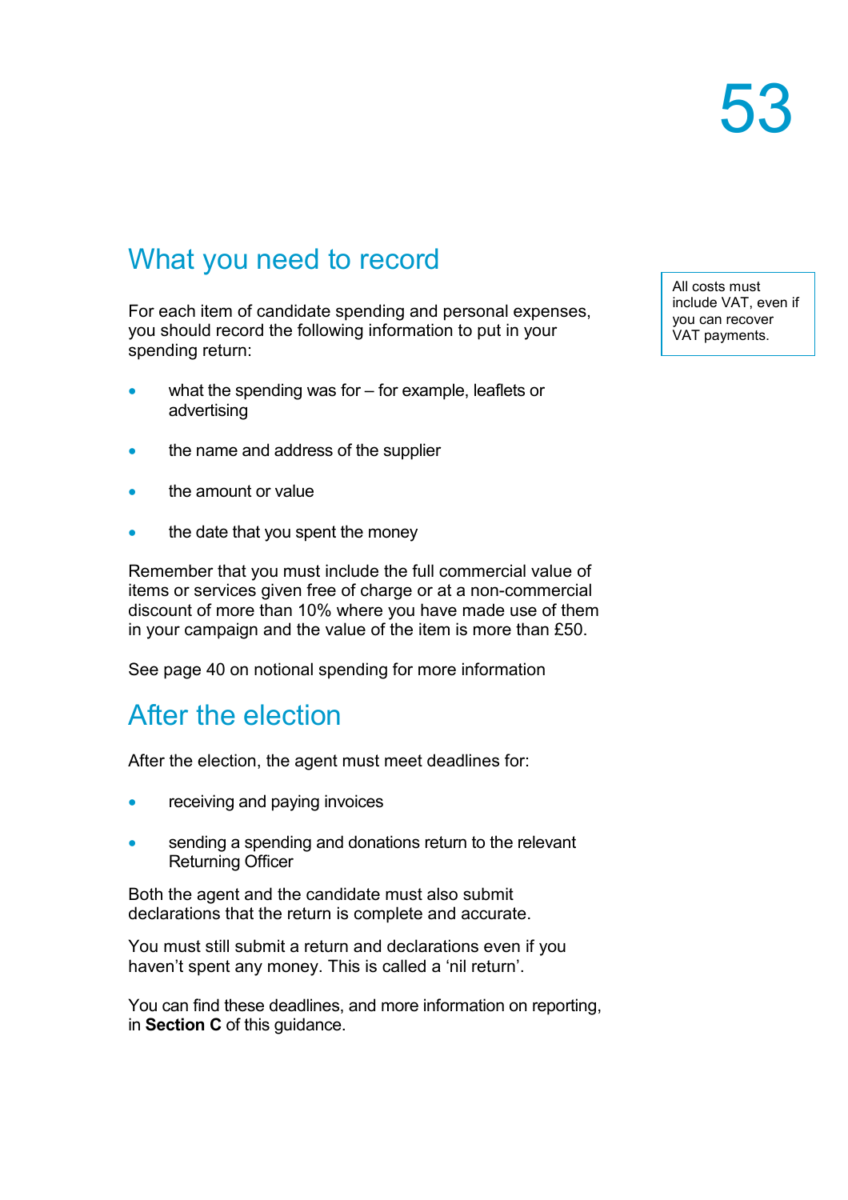## What you need to record

For each item of candidate spending and personal expenses, you should record the following information to put in your spending return:

- what the spending was for – for example, leaflets or advertising
- the name and address of the supplier
- the amount or value
- the date that you spent the money

All costs must include VAT, even if you can recover VAT payments.

Remember that you must include the full commercial value of items or services given free of charge or at a non-commercial discount of more than 10% where you have made use of them in your campaign and the value of the item is more than £50.

See page 40 on notional spending for more information

## After the election

After the election, the agent must meet deadlines for:

- receiving and paying invoices
- sending a spending and donations return to the relevant Returning Officer

Both the agent and the candidate must also submit declarations that the return is complete and accurate.

You must still submit a return and declarations even if you haven't spent any money. This is called a 'nil return'.

You can find these deadlines, and more information on reporting, in **Section C** of this guidance.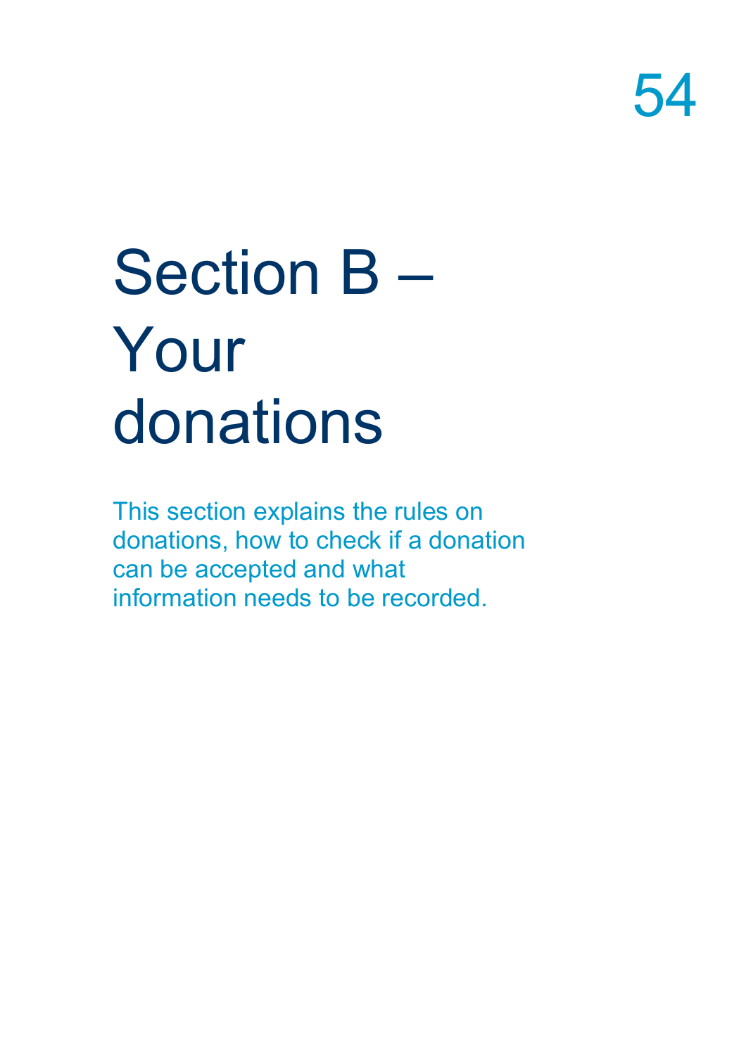# Section B – Your donations

This section explains the rules on donations, how to check if a donation can be accepted and what information needs to be recorded.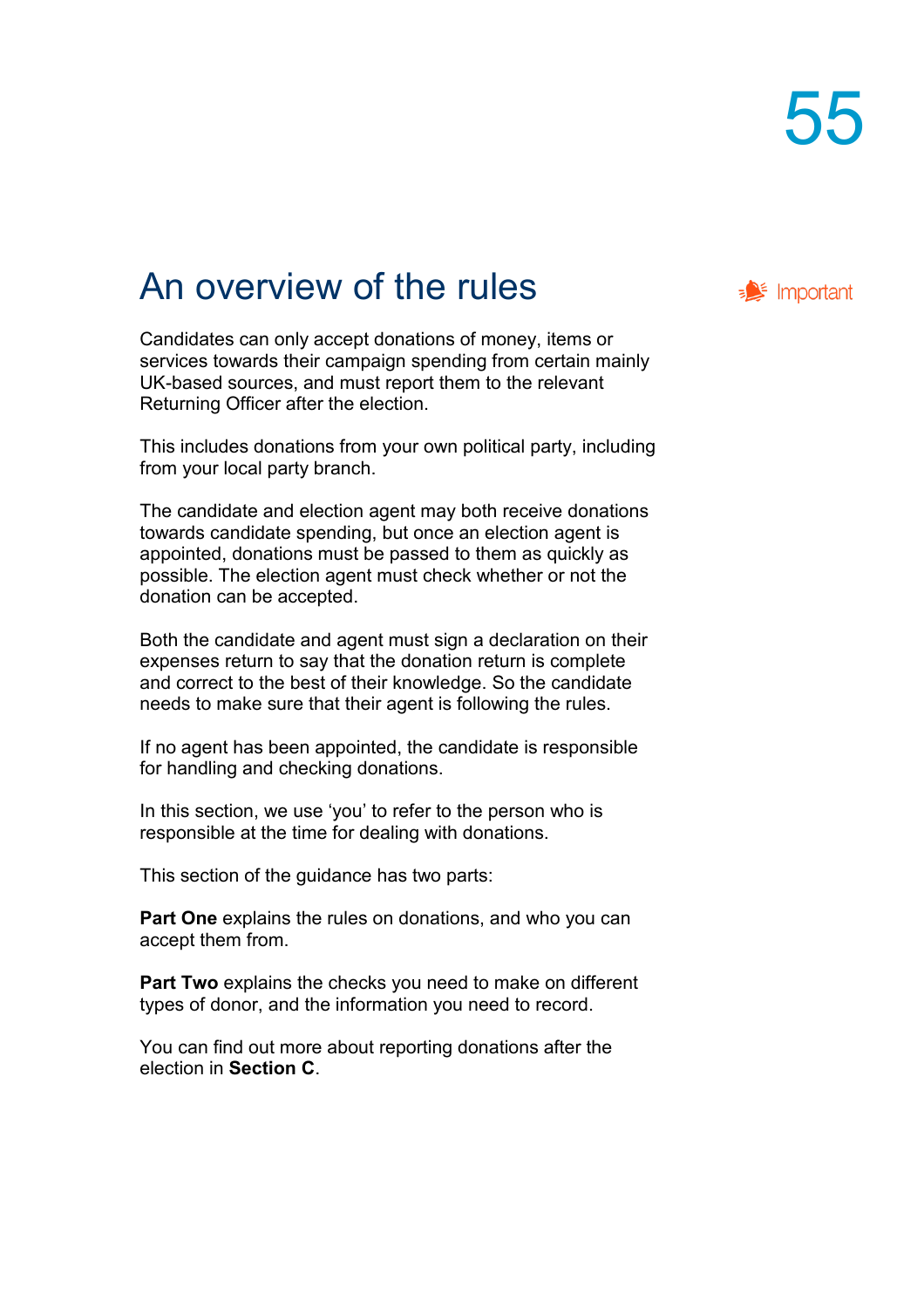# An overview of the rules

Important

Candidates can only accept donations of money, items or services towards their campaign spending from certain mainly UK-based sources, and must report them to the relevant Returning Officer after the election.

This includes donations from your own political party, including from your local party branch.

The candidate and election agent may both receive donations towards candidate spending, but once an election agent is appointed, donations must be passed to them as quickly as possible. The election agent must check whether or not the donation can be accepted.

Both the candidate and agent must sign a declaration on their expenses return to say that the donation return is complete and correct to the best of their knowledge. So the candidate needs to make sure that their agent is following the rules.

If no agent has been appointed, the candidate is responsible for handling and checking donations.

In this section, we use 'you' to refer to the person who is responsible at the time for dealing with donations.

This section of the guidance has two parts:

**Part One** explains the rules on donations, and who you can accept them from.

**Part Two** explains the checks you need to make on different types of donor, and the information you need to record.

You can find out more about reporting donations after the election in **Section C**.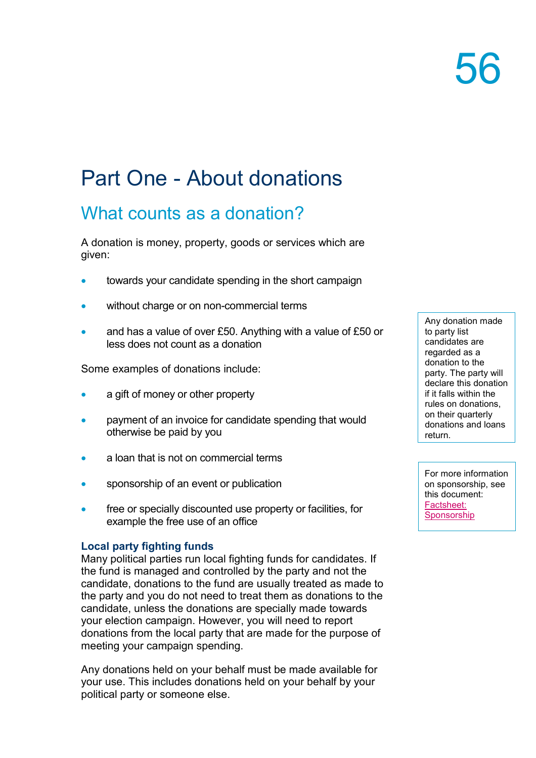# Part One - About donations

## What counts as a donation?

A donation is money, property, goods or services which are given:

- towards your candidate spending in the short campaign
- without charge or on non-commercial terms
- and has a value of over £50. Anything with a value of £50 or less does not count as a donation

Any donation made to party list candidates are regarded as a donation to the party. The party will declare this donation if it falls within the rules on donations, on their quarterly donations and loans return.

Some examples of donations include:

- a gift of money or other property
- payment of an invoice for candidate spending that would otherwise be paid by you
- a loan that is not on commercial terms
- sponsorship of an event or publication
- free or specially discounted use property or facilities, for example the free use of an office

For more information on sponsorship, see this document: Factsheet: Sponsorship

**Local party fighting funds**
Many political parties run local fighting funds for candidates. If the fund is managed and controlled by the party and not the candidate, donations to the fund are usually treated as made to the party and you do not need to treat them as donations to the candidate, unless the donations are specially made towards your election campaign. However, you will need to report donations from the local party that are made for the purpose of meeting your campaign spending.

Any donations held on your behalf must be made available for your use. This includes donations held on your behalf by your political party or someone else.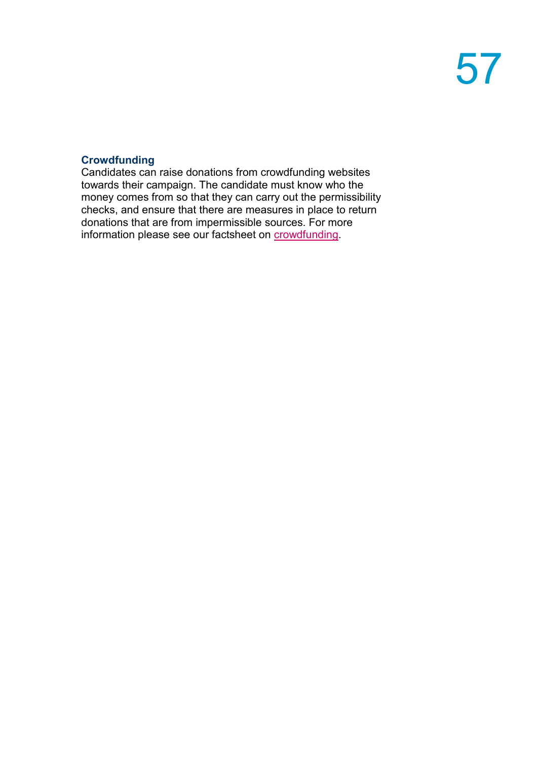### Crowdfunding

Candidates can raise donations from crowdfunding websites towards their campaign. The candidate must know who the money comes from so that they can carry out the permissibility checks, and ensure that there are measures in place to return donations that are from impermissible sources. For more information please see our factsheet on crowdfunding.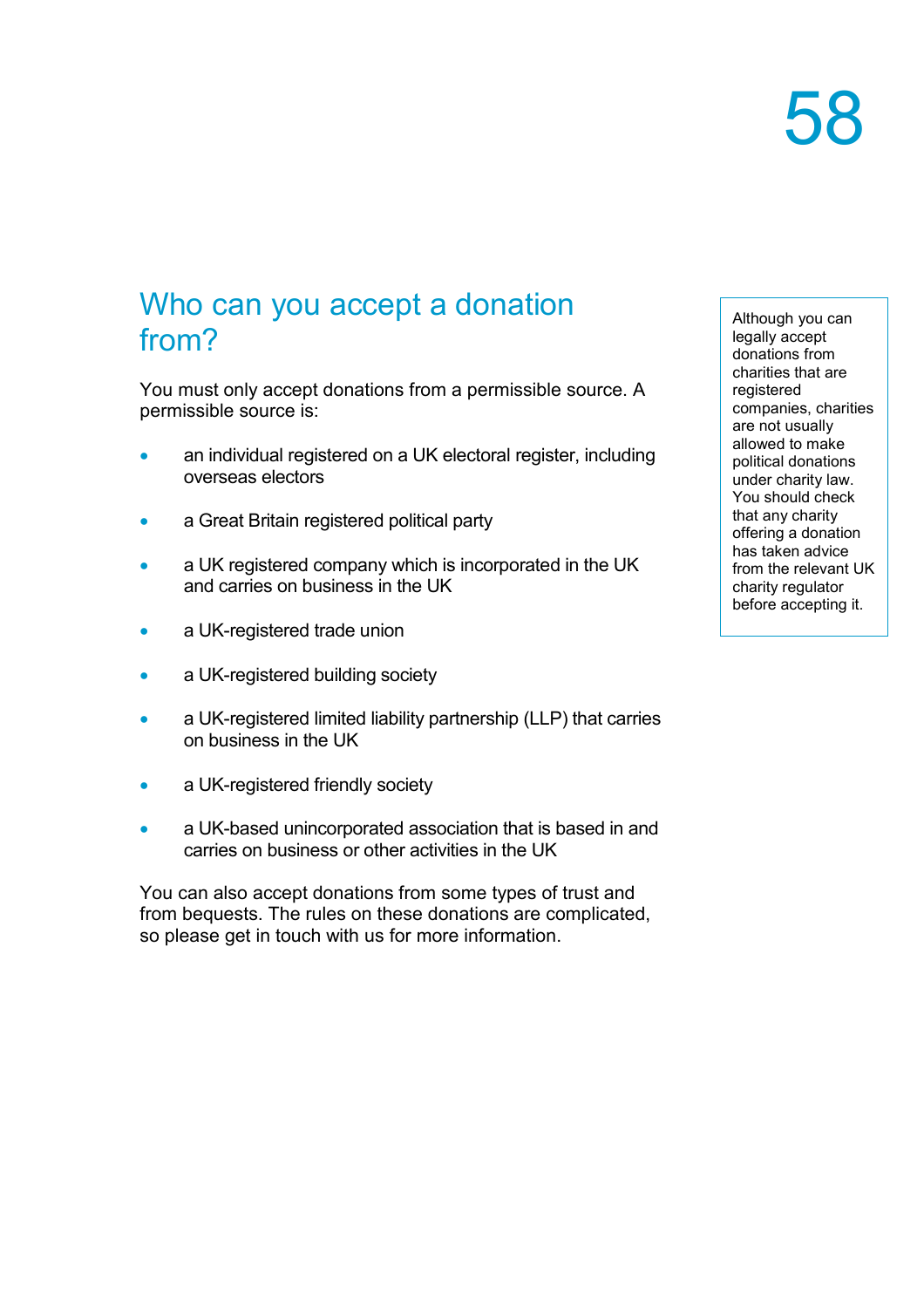## Who can you accept a donation from?

You must only accept donations from a permissible source. A permissible source is:

- an individual registered on a UK electoral register, including overseas electors
- a Great Britain registered political party
- a UK registered company which is incorporated in the UK and carries on business in the UK
- a UK-registered trade union
- a UK-registered building society
- a UK-registered limited liability partnership (LLP) that carries on business in the UK
- a UK-registered friendly society
- a UK-based unincorporated association that is based in and carries on business or other activities in the UK

You can also accept donations from some types of trust and from bequests. The rules on these donations are complicated, so please get in touch with us for more information.

> Although you can legally accept donations from charities that are registered companies, charities are not usually allowed to make political donations under charity law. You should check that any charity offering a donation has taken advice from the relevant UK charity regulator before accepting it.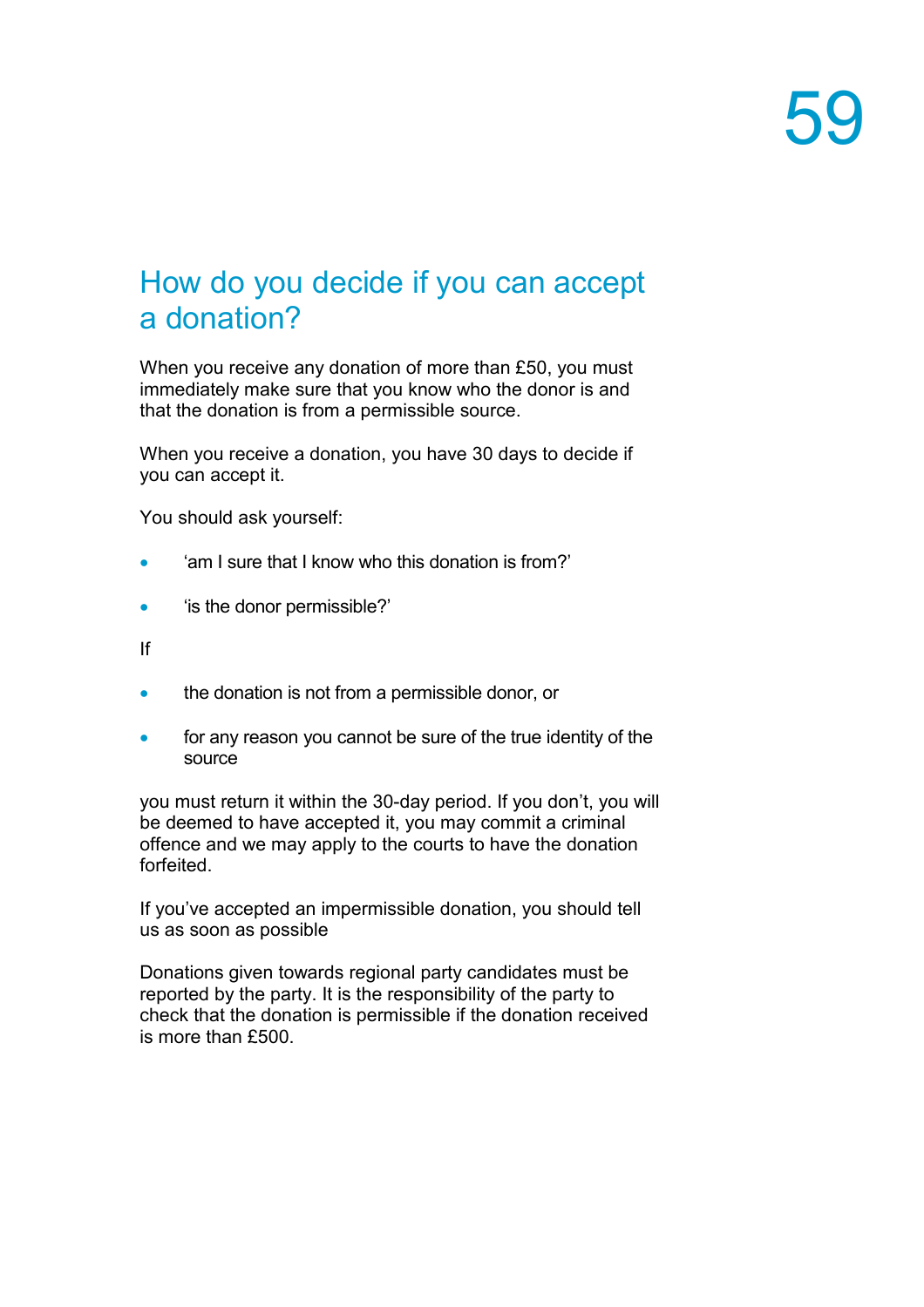## How do you decide if you can accept a donation?

When you receive any donation of more than £50, you must immediately make sure that you know who the donor is and that the donation is from a permissible source.

When you receive a donation, you have 30 days to decide if you can accept it.

You should ask yourself:

- 'am I sure that I know who this donation is from?'
- 'is the donor permissible?'

If

- the donation is not from a permissible donor, or
- for any reason you cannot be sure of the true identity of the source

you must return it within the 30-day period. If you don't, you will be deemed to have accepted it, you may commit a criminal offence and we may apply to the courts to have the donation forfeited.

If you've accepted an impermissible donation, you should tell us as soon as possible

Donations given towards regional party candidates must be reported by the party. It is the responsibility of the party to check that the donation is permissible if the donation received is more than £500.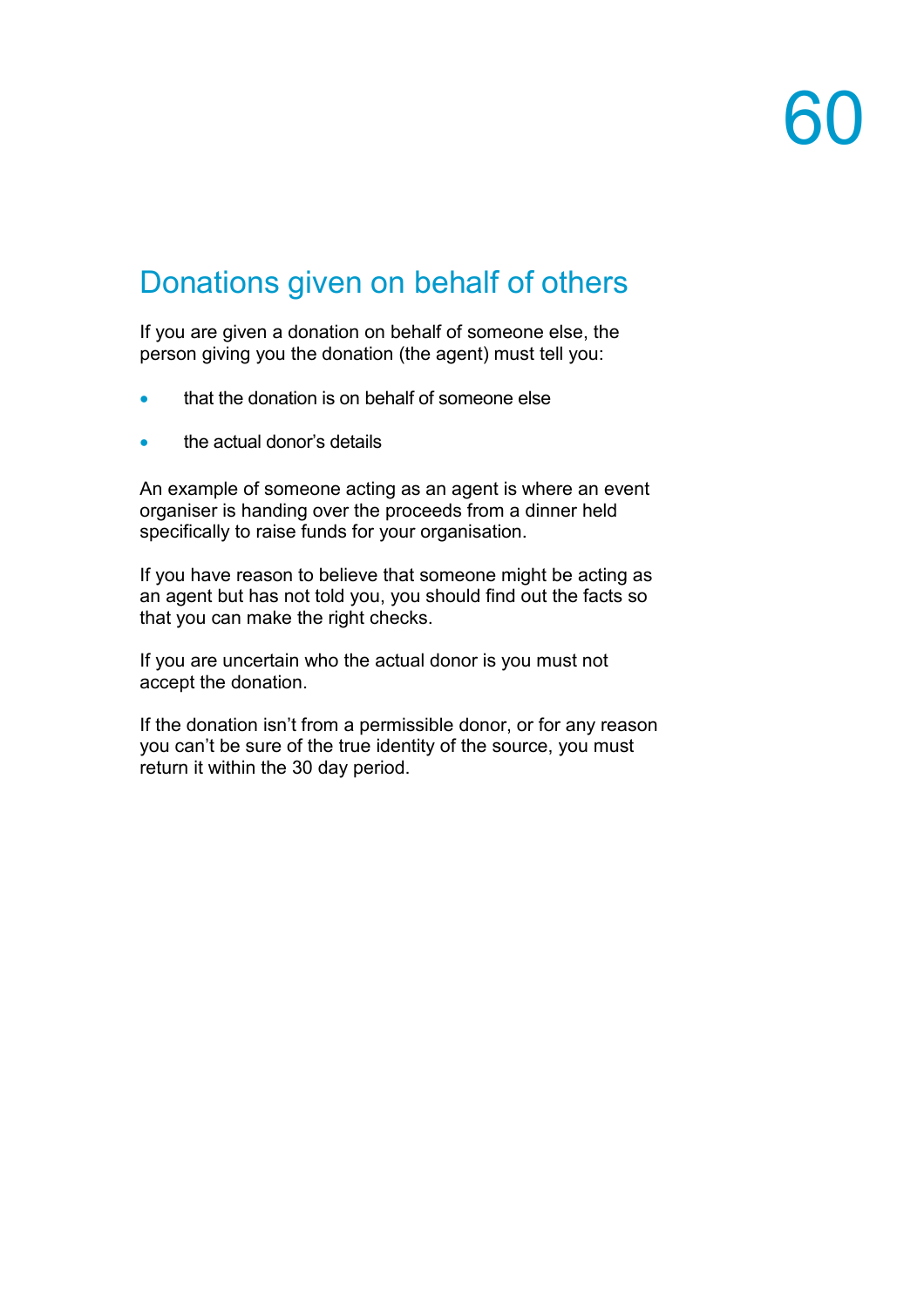## Donations given on behalf of others

If you are given a donation on behalf of someone else, the person giving you the donation (the agent) must tell you:

- that the donation is on behalf of someone else
- the actual donor's details

An example of someone acting as an agent is where an event organiser is handing over the proceeds from a dinner held specifically to raise funds for your organisation.

If you have reason to believe that someone might be acting as an agent but has not told you, you should find out the facts so that you can make the right checks.

If you are uncertain who the actual donor is you must not accept the donation.

If the donation isn't from a permissible donor, or for any reason you can't be sure of the true identity of the source, you must return it within the 30 day period.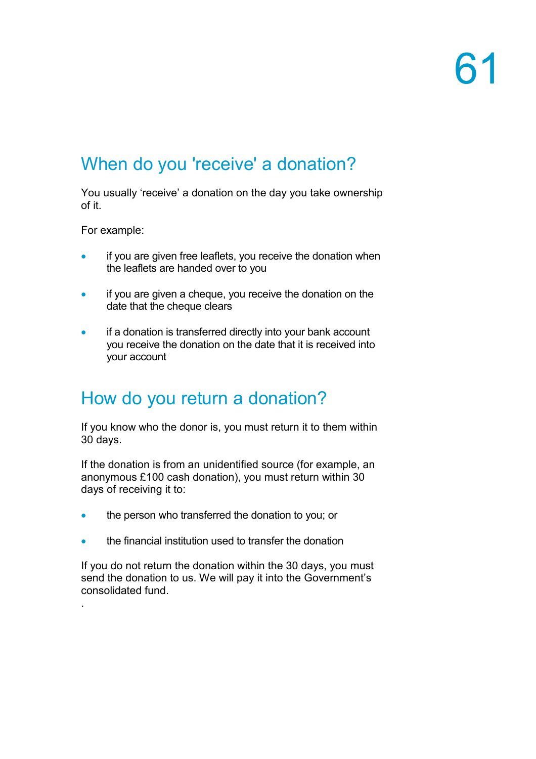## When do you 'receive' a donation?

You usually 'receive' a donation on the day you take ownership of it.

For example:

- if you are given free leaflets, you receive the donation when the leaflets are handed over to you
- if you are given a cheque, you receive the donation on the date that the cheque clears
- if a donation is transferred directly into your bank account you receive the donation on the date that it is received into your account

## How do you return a donation?

If you know who the donor is, you must return it to them within 30 days.

If the donation is from an unidentified source (for example, an anonymous £100 cash donation), you must return within 30 days of receiving it to:

- the person who transferred the donation to you; or
- the financial institution used to transfer the donation

If you do not return the donation within the 30 days, you must send the donation to us. We will pay it into the Government's consolidated fund.

.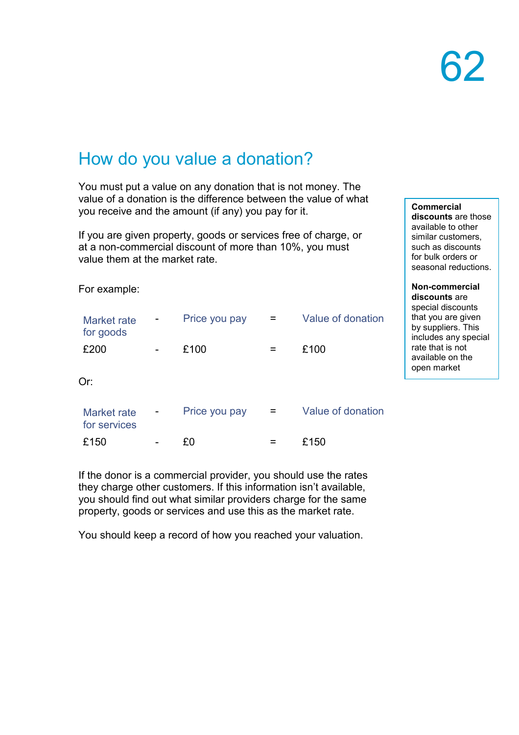## How do you value a donation?

You must put a value on any donation that is not money. The value of a donation is the difference between the value of what you receive and the amount (if any) you pay for it.

If you are given property, goods or services free of charge, or at a non-commercial discount of more than 10%, you must value them at the market rate.

**Commercial discounts** are those available to other similar customers, such as discounts for bulk orders or seasonal reductions.

**Non-commercial discounts** are special discounts that you are given by suppliers. This includes any special rate that is not available on the open market

For example:

| Market rate for goods | - | Price you pay | = | Value of donation |
|---|---|---|---|---|
| £200 | - | £100 | = | £100 |

Or:

| Market rate for services | - | Price you pay | = | Value of donation |
|---|---|---|---|---|
| £150 | - | £0 | = | £150 |

If the donor is a commercial provider, you should use the rates they charge other customers. If this information isn't available, you should find out what similar providers charge for the same property, goods or services and use this as the market rate.

You should keep a record of how you reached your valuation.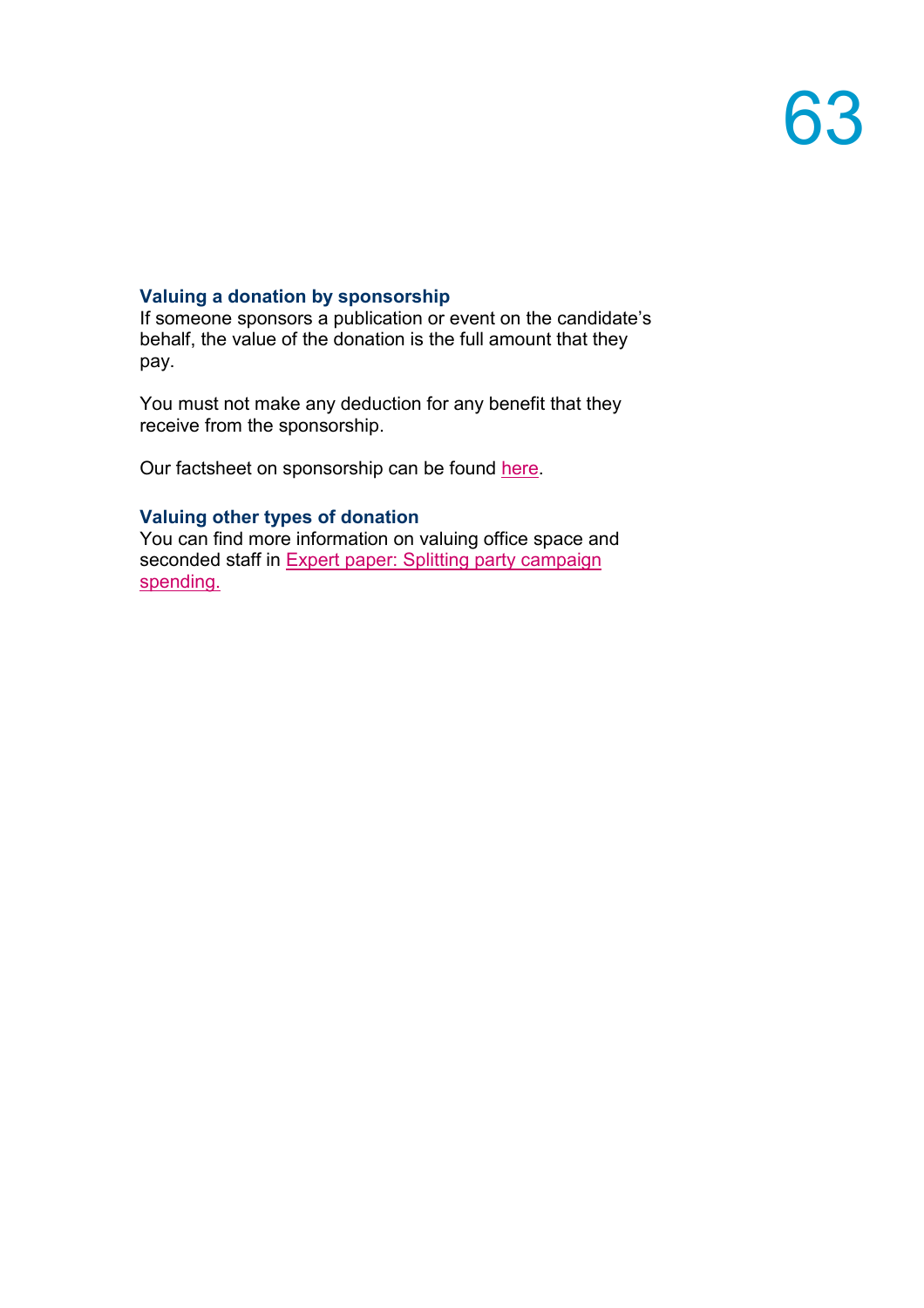### Valuing a donation by sponsorship

If someone sponsors a publication or event on the candidate's behalf, the value of the donation is the full amount that they pay.

You must not make any deduction for any benefit that they receive from the sponsorship.

Our factsheet on sponsorship can be found here.

### Valuing other types of donation

You can find more information on valuing office space and seconded staff in Expert paper: Splitting party campaign spending.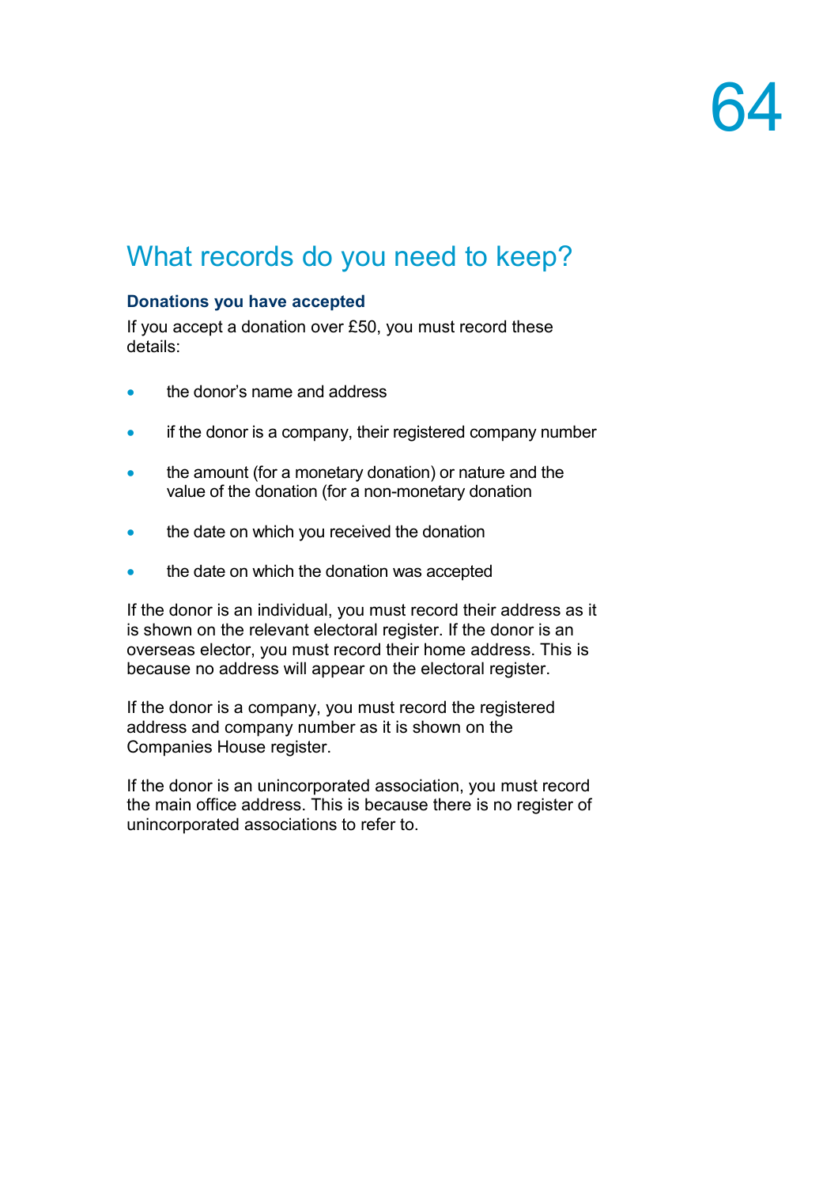## What records do you need to keep?

### Donations you have accepted

If you accept a donation over £50, you must record these details:

- the donor's name and address
- if the donor is a company, their registered company number
- the amount (for a monetary donation) or nature and the value of the donation (for a non-monetary donation
- the date on which you received the donation
- the date on which the donation was accepted

If the donor is an individual, you must record their address as it is shown on the relevant electoral register. If the donor is an overseas elector, you must record their home address. This is because no address will appear on the electoral register.

If the donor is a company, you must record the registered address and company number as it is shown on the Companies House register.

If the donor is an unincorporated association, you must record the main office address. This is because there is no register of unincorporated associations to refer to.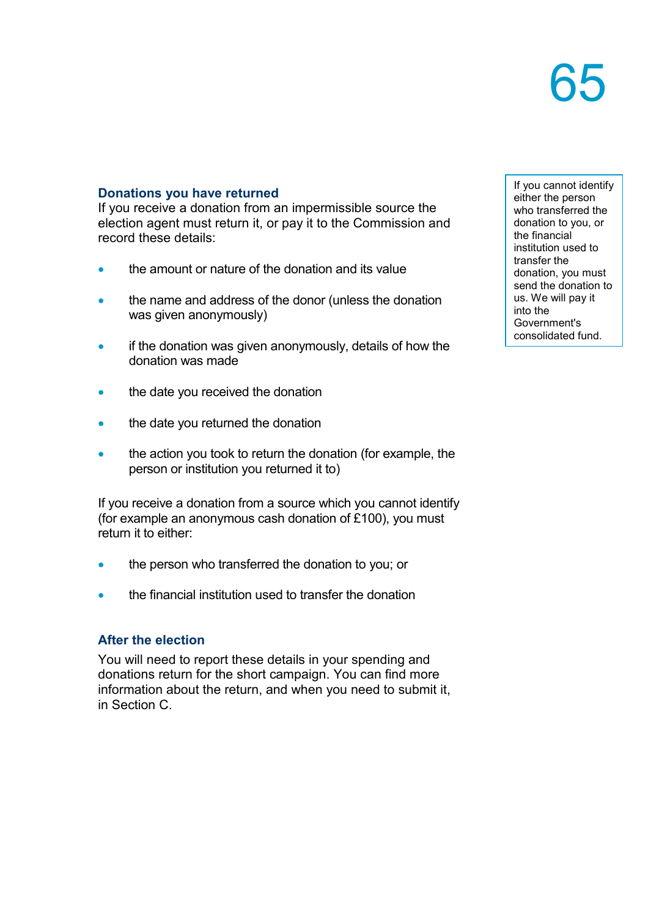## Donations you have returned

If you receive a donation from an impermissible source the election agent must return it, or pay it to the Commission and record these details:

- the amount or nature of the donation and its value
- the name and address of the donor (unless the donation was given anonymously)
- if the donation was given anonymously, details of how the donation was made
- the date you received the donation
- the date you returned the donation
- the action you took to return the donation (for example, the person or institution you returned it to)

If you receive a donation from a source which you cannot identify (for example an anonymous cash donation of £100), you must return it to either:

- the person who transferred the donation to you; or
- the financial institution used to transfer the donation

> If you cannot identify either the person who transferred the donation to you, or the financial institution used to transfer the donation, you must send the donation to us. We will pay it into the Government's consolidated fund.

## After the election

You will need to report these details in your spending and donations return for the short campaign. You can find more information about the return, and when you need to submit it, in Section C.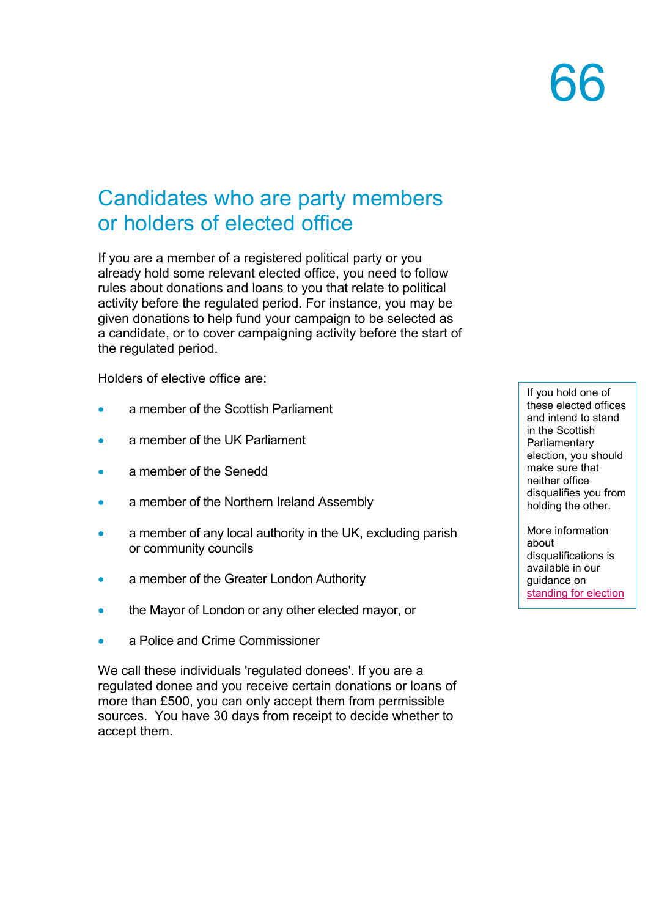## Candidates who are party members or holders of elected office

If you are a member of a registered political party or you already hold some relevant elected office, you need to follow rules about donations and loans to you that relate to political activity before the regulated period. For instance, you may be given donations to help fund your campaign to be selected as a candidate, or to cover campaigning activity before the start of the regulated period.

Holders of elective office are:

- a member of the Scottish Parliament
- a member of the UK Parliament
- a member of the Senedd
- a member of the Northern Ireland Assembly
- a member of any local authority in the UK, excluding parish or community councils
- a member of the Greater London Authority
- the Mayor of London or any other elected mayor, or
- a Police and Crime Commissioner

> If you hold one of these elected offices and intend to stand in the Scottish Parliamentary election, you should make sure that neither office disqualifies you from holding the other.
>
> More information about disqualifications is available in our guidance on standing for election

We call these individuals 'regulated donees'. If you are a regulated donee and you receive certain donations or loans of more than £500, you can only accept them from permissible sources. You have 30 days from receipt to decide whether to accept them.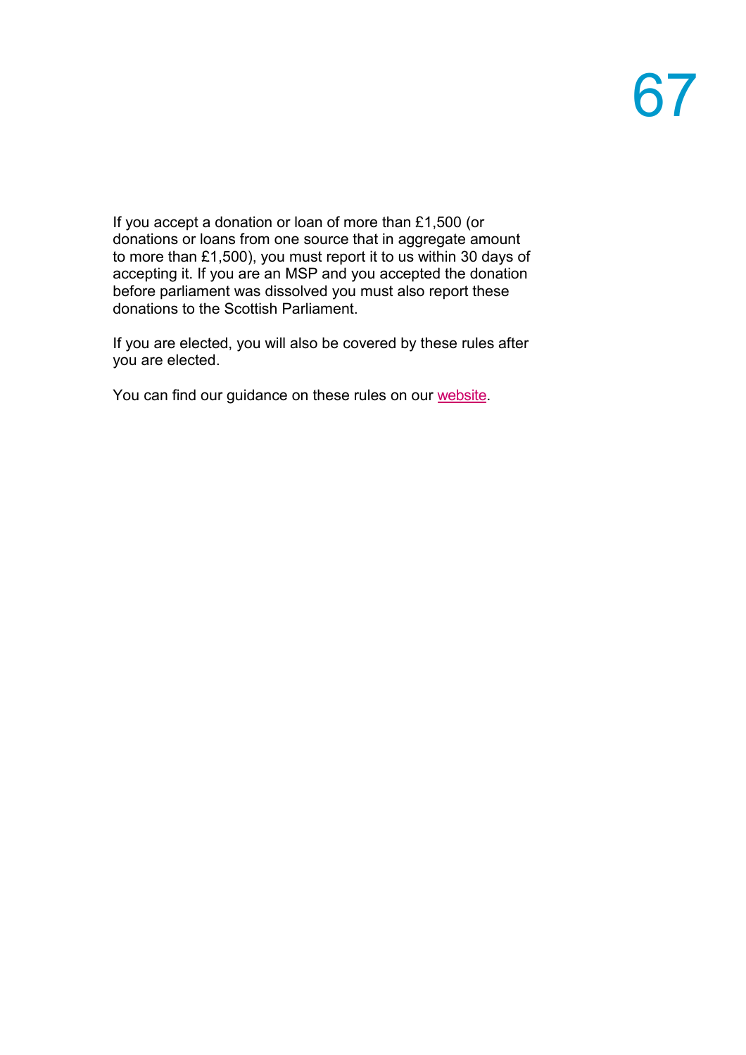If you accept a donation or loan of more than £1,500 (or donations or loans from one source that in aggregate amount to more than £1,500), you must report it to us within 30 days of accepting it. If you are an MSP and you accepted the donation before parliament was dissolved you must also report these donations to the Scottish Parliament.

If you are elected, you will also be covered by these rules after you are elected.

You can find our guidance on these rules on our website.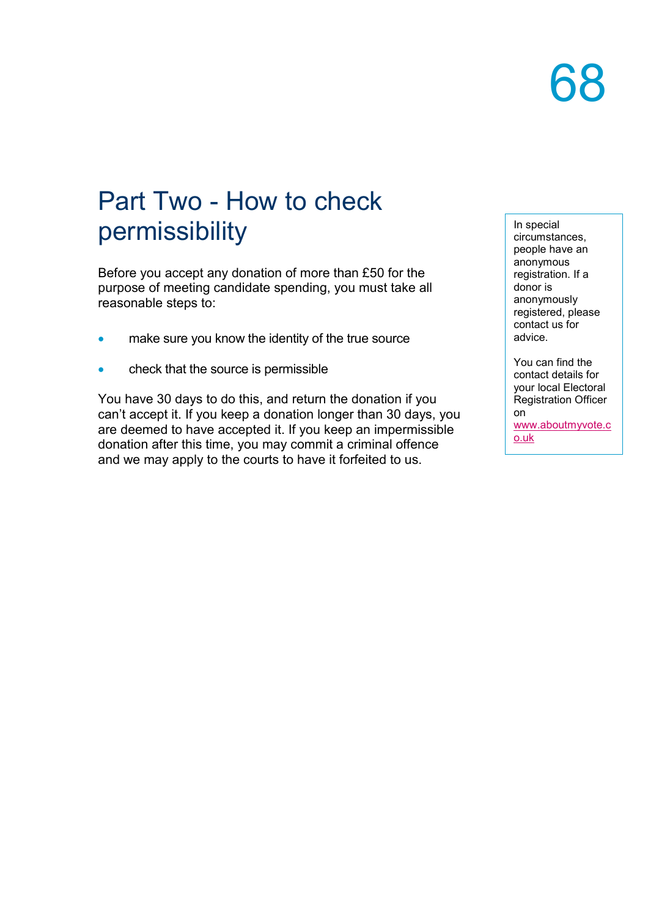# Part Two - How to check permissibility

Before you accept any donation of more than £50 for the purpose of meeting candidate spending, you must take all reasonable steps to:

- make sure you know the identity of the true source
- check that the source is permissible

You have 30 days to do this, and return the donation if you can't accept it. If you keep a donation longer than 30 days, you are deemed to have accepted it. If you keep an impermissible donation after this time, you may commit a criminal offence and we may apply to the courts to have it forfeited to us.

In special circumstances, people have an anonymous registration. If a donor is anonymously registered, please contact us for advice.

You can find the contact details for your local Electoral Registration Officer on www.aboutmyvote.co.uk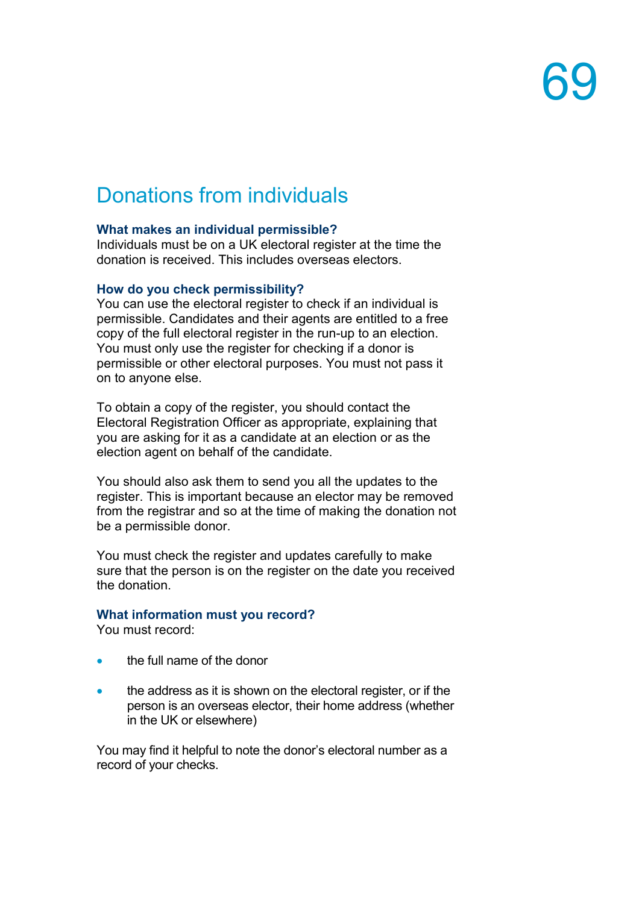## Donations from individuals

### What makes an individual permissible?

Individuals must be on a UK electoral register at the time the donation is received. This includes overseas electors.

### How do you check permissibility?

You can use the electoral register to check if an individual is permissible. Candidates and their agents are entitled to a free copy of the full electoral register in the run-up to an election. You must only use the register for checking if a donor is permissible or other electoral purposes. You must not pass it on to anyone else.

To obtain a copy of the register, you should contact the Electoral Registration Officer as appropriate, explaining that you are asking for it as a candidate at an election or as the election agent on behalf of the candidate.

You should also ask them to send you all the updates to the register. This is important because an elector may be removed from the registrar and so at the time of making the donation not be a permissible donor.

You must check the register and updates carefully to make sure that the person is on the register on the date you received the donation.

### What information must you record?

You must record:

- the full name of the donor
- the address as it is shown on the electoral register, or if the person is an overseas elector, their home address (whether in the UK or elsewhere)

You may find it helpful to note the donor's electoral number as a record of your checks.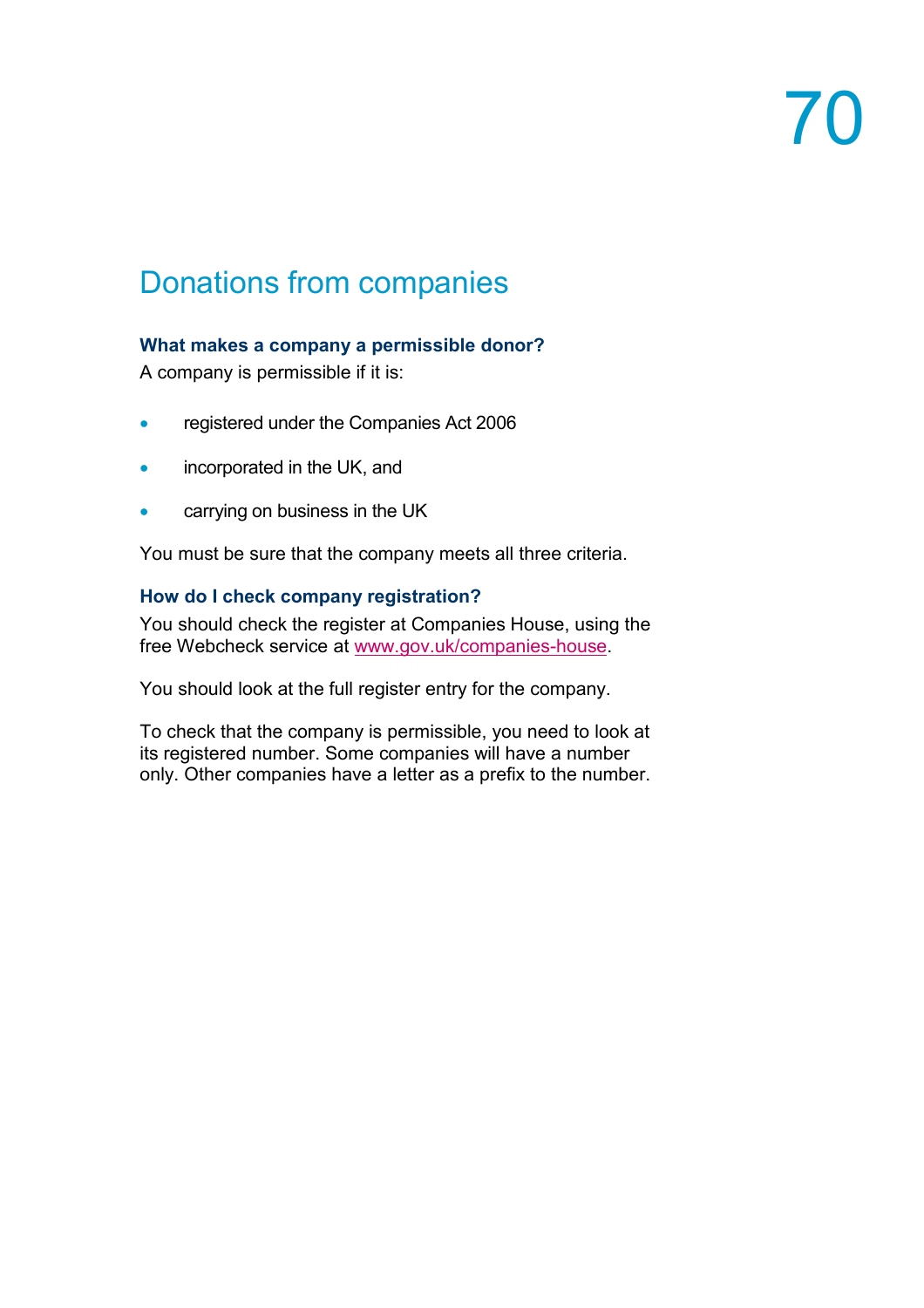# Donations from companies

### What makes a company a permissible donor?

A company is permissible if it is:

- registered under the Companies Act 2006
- incorporated in the UK, and
- carrying on business in the UK

You must be sure that the company meets all three criteria.

### How do I check company registration?

You should check the register at Companies House, using the free Webcheck service at www.gov.uk/companies-house.

You should look at the full register entry for the company.

To check that the company is permissible, you need to look at its registered number. Some companies will have a number only. Other companies have a letter as a prefix to the number.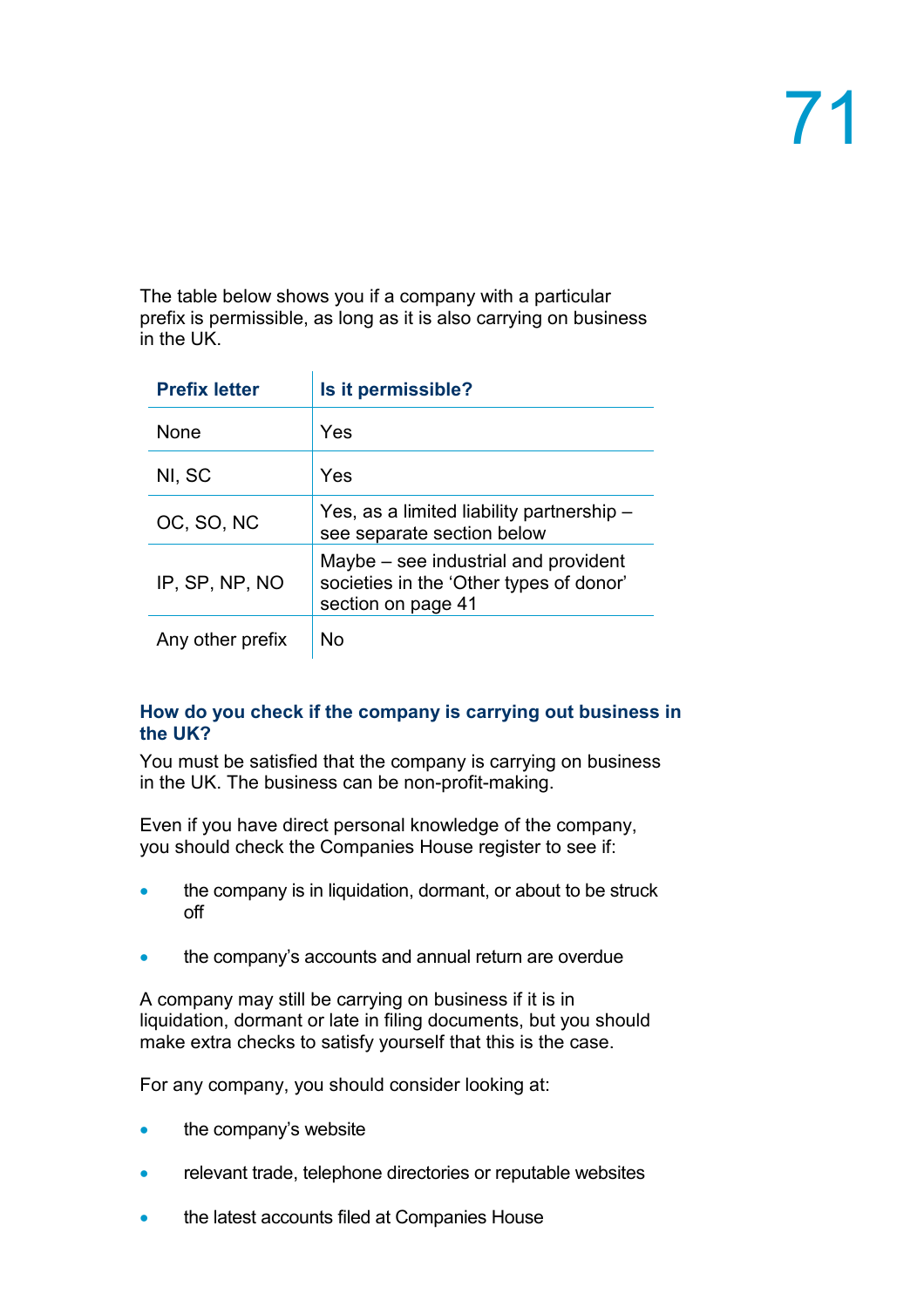The table below shows you if a company with a particular prefix is permissible, as long as it is also carrying on business in the UK.

| Prefix letter | Is it permissible? |
|---|---|
| None | Yes |
| NI, SC | Yes |
| OC, SO, NC | Yes, as a limited liability partnership – see separate section below |
| IP, SP, NP, NO | Maybe – see industrial and provident societies in the 'Other types of donor' section on page 41 |
| Any other prefix | No |

### How do you check if the company is carrying out business in the UK?

You must be satisfied that the company is carrying on business in the UK. The business can be non-profit-making.

Even if you have direct personal knowledge of the company, you should check the Companies House register to see if:

- the company is in liquidation, dormant, or about to be struck off
- the company's accounts and annual return are overdue

A company may still be carrying on business if it is in liquidation, dormant or late in filing documents, but you should make extra checks to satisfy yourself that this is the case.

For any company, you should consider looking at:

- the company's website
- relevant trade, telephone directories or reputable websites
- the latest accounts filed at Companies House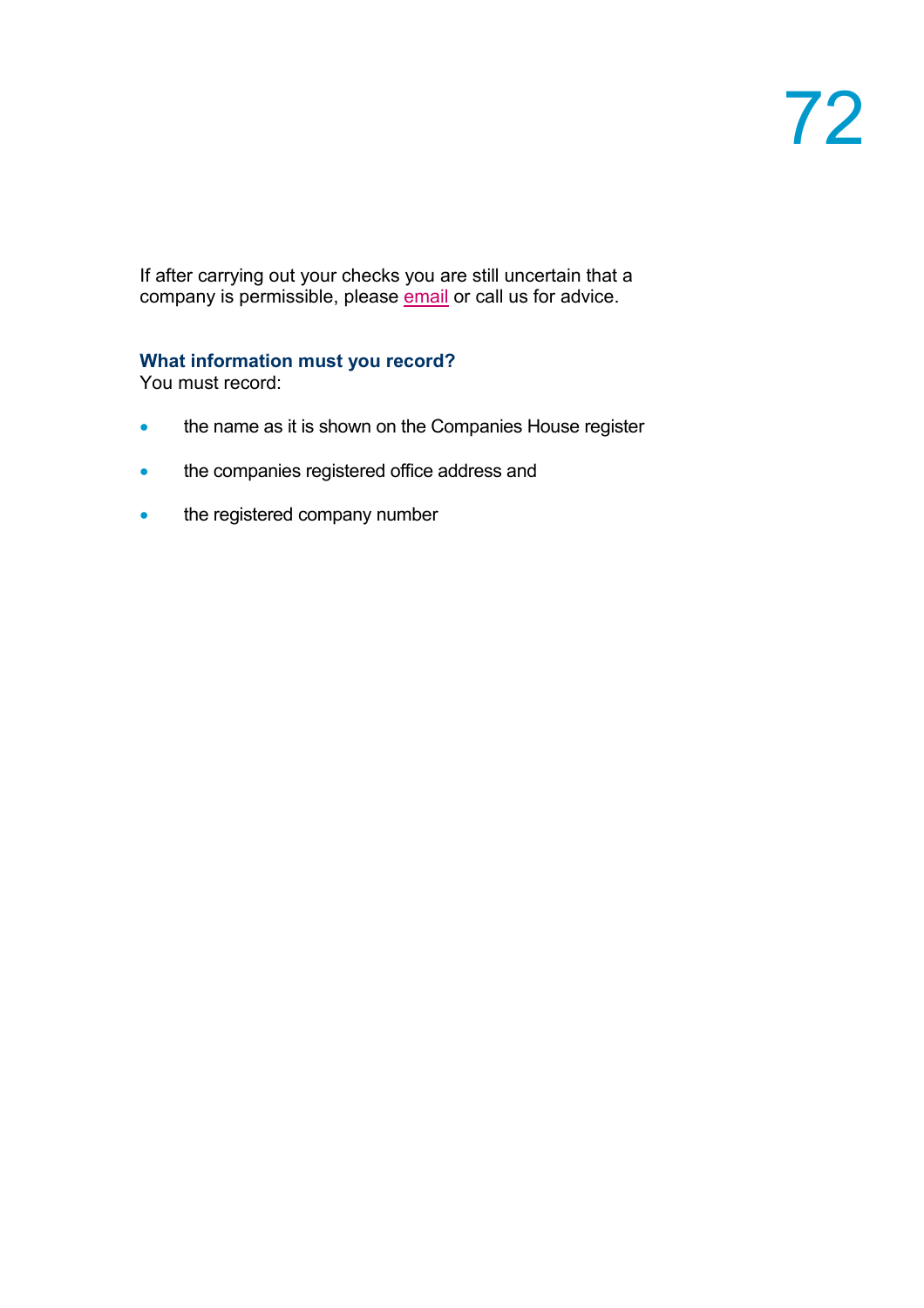If after carrying out your checks you are still uncertain that a company is permissible, please email or call us for advice.

### What information must you record?

You must record:

- the name as it is shown on the Companies House register
- the companies registered office address and
- the registered company number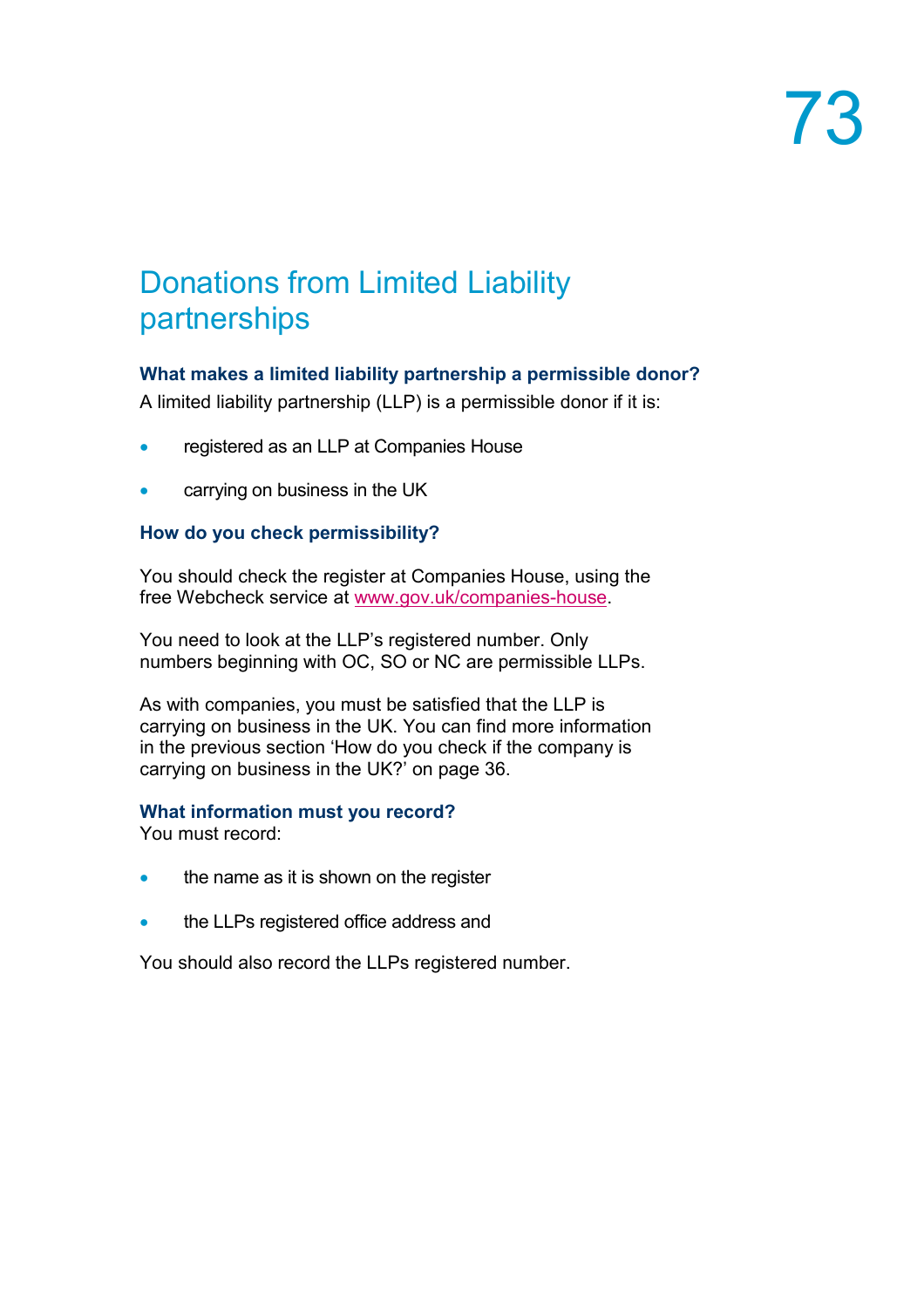# Donations from Limited Liability partnerships

### What makes a limited liability partnership a permissible donor?

A limited liability partnership (LLP) is a permissible donor if it is:

- registered as an LLP at Companies House
- carrying on business in the UK

### How do you check permissibility?

You should check the register at Companies House, using the free Webcheck service at [www.gov.uk/companies-house](http://www.gov.uk/companies-house).

You need to look at the LLP's registered number. Only numbers beginning with OC, SO or NC are permissible LLPs.

As with companies, you must be satisfied that the LLP is carrying on business in the UK. You can find more information in the previous section 'How do you check if the company is carrying on business in the UK?' on page 36.

### What information must you record?

You must record:

- the name as it is shown on the register
- the LLPs registered office address and

You should also record the LLPs registered number.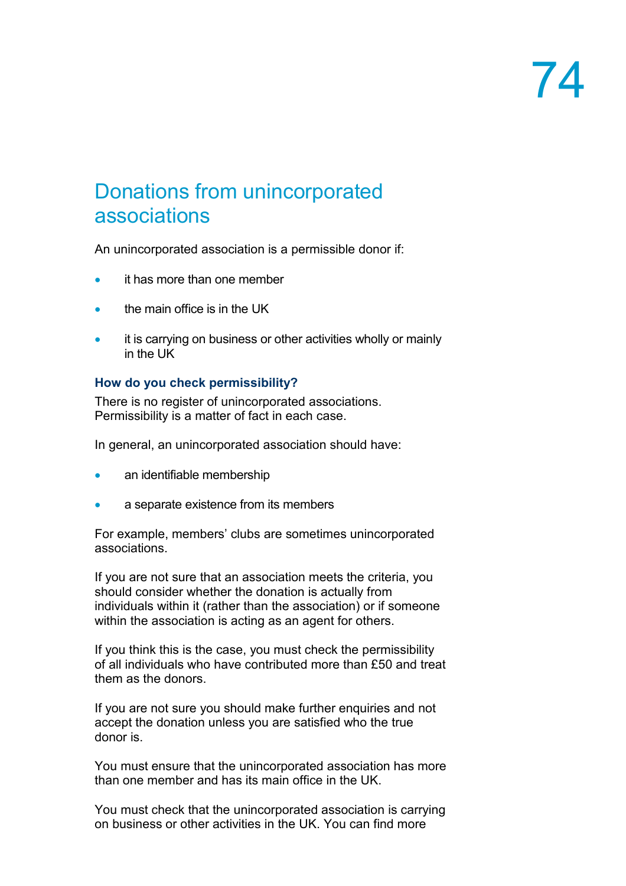# Donations from unincorporated associations

An unincorporated association is a permissible donor if:

- it has more than one member
- the main office is in the UK
- it is carrying on business or other activities wholly or mainly in the UK

### How do you check permissibility?

There is no register of unincorporated associations. Permissibility is a matter of fact in each case.

In general, an unincorporated association should have:

- an identifiable membership
- a separate existence from its members

For example, members' clubs are sometimes unincorporated associations.

If you are not sure that an association meets the criteria, you should consider whether the donation is actually from individuals within it (rather than the association) or if someone within the association is acting as an agent for others.

If you think this is the case, you must check the permissibility of all individuals who have contributed more than £50 and treat them as the donors.

If you are not sure you should make further enquiries and not accept the donation unless you are satisfied who the true donor is.

You must ensure that the unincorporated association has more than one member and has its main office in the UK.

You must check that the unincorporated association is carrying on business or other activities in the UK. You can find more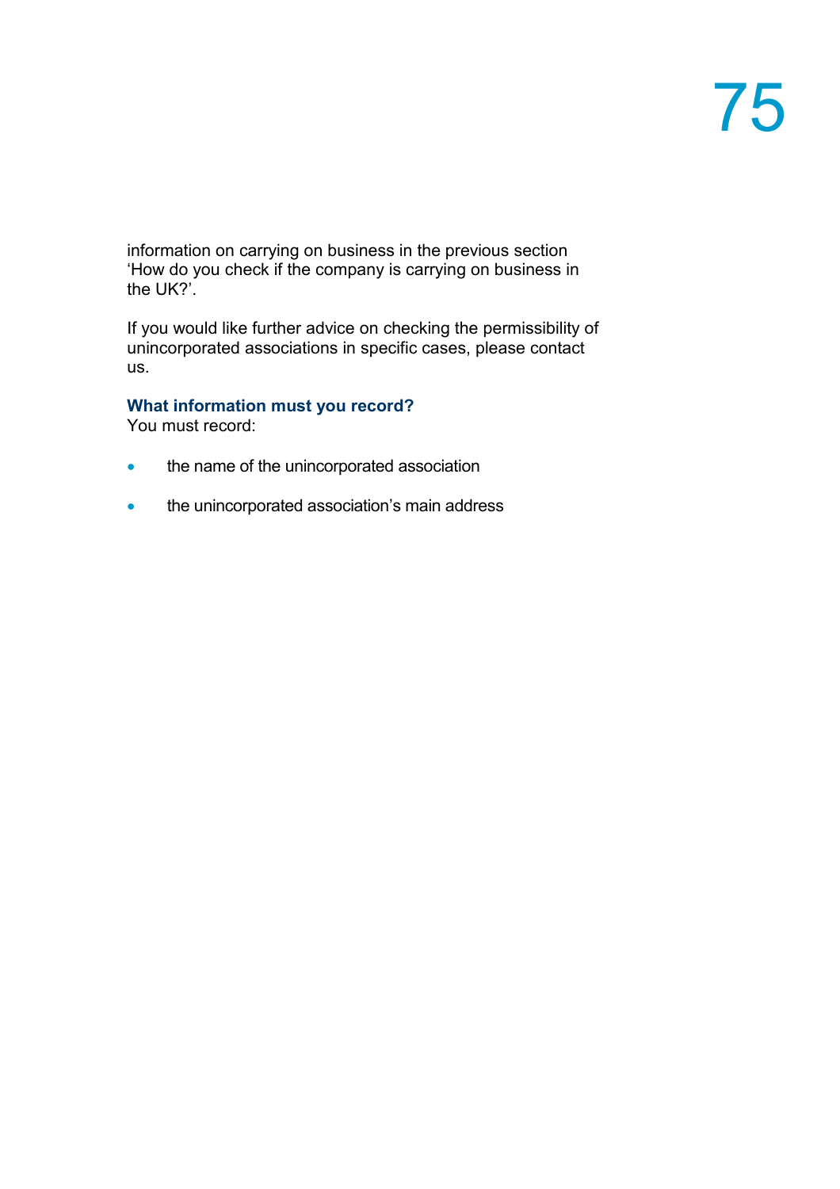information on carrying on business in the previous section 'How do you check if the company is carrying on business in the UK?'.

If you would like further advice on checking the permissibility of unincorporated associations in specific cases, please contact us.

### What information must you record?

You must record:

- the name of the unincorporated association
- the unincorporated association's main address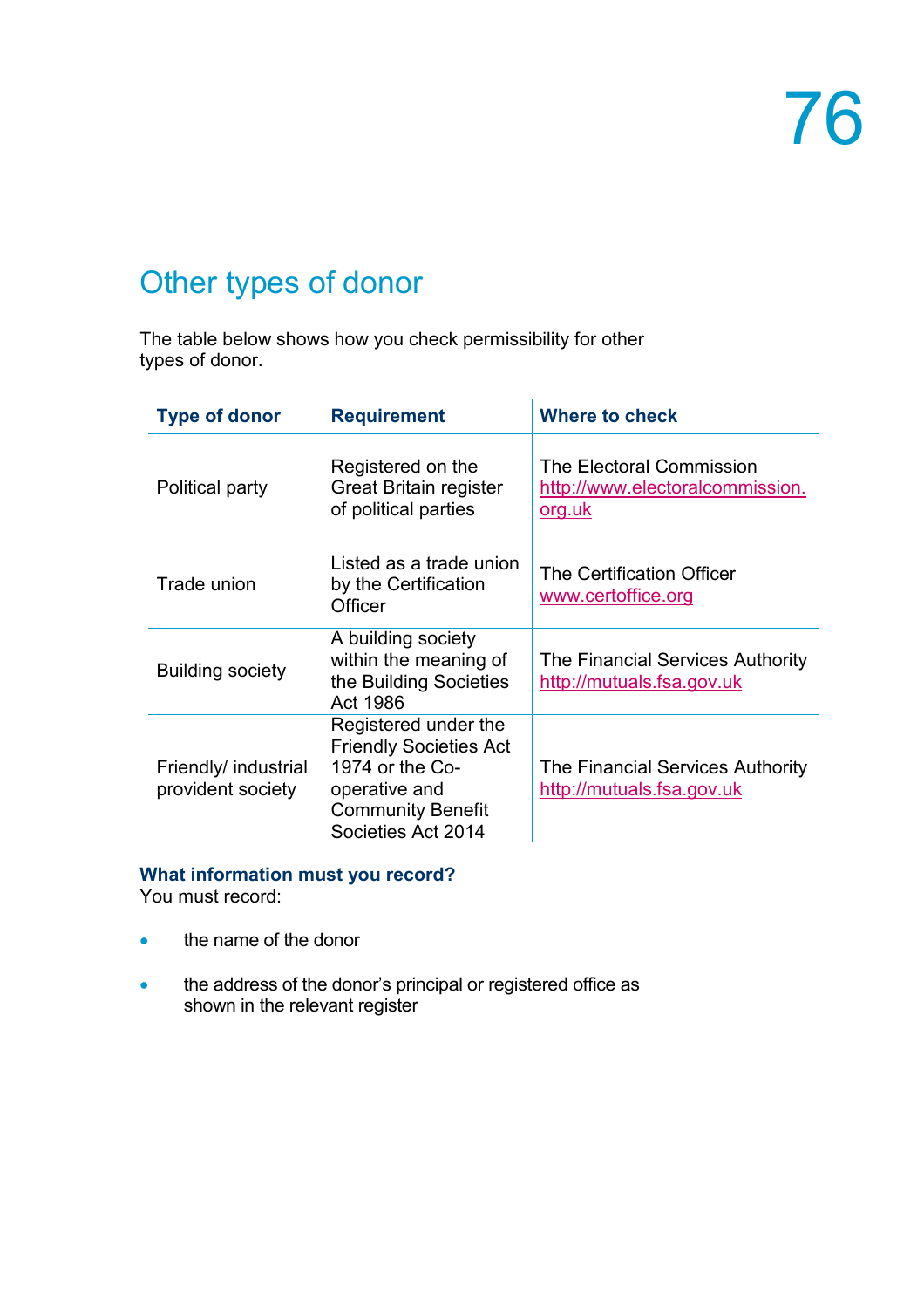## Other types of donor

The table below shows how you check permissibility for other types of donor.

| Type of donor | Requirement | Where to check |
|---|---|---|
| Political party | Registered on the Great Britain register of political parties | The Electoral Commission http://www.electoralcommission.org.uk |
| Trade union | Listed as a trade union by the Certification Officer | The Certification Officer www.certoffice.org |
| Building society | A building society within the meaning of the Building Societies Act 1986 | The Financial Services Authority http://mutuals.fsa.gov.uk |
| Friendly/ industrial provident society | Registered under the Friendly Societies Act 1974 or the Co-operative and Community Benefit Societies Act 2014 | The Financial Services Authority http://mutuals.fsa.gov.uk |

**What information must you record?**

You must record:

- the name of the donor
- the address of the donor's principal or registered office as shown in the relevant register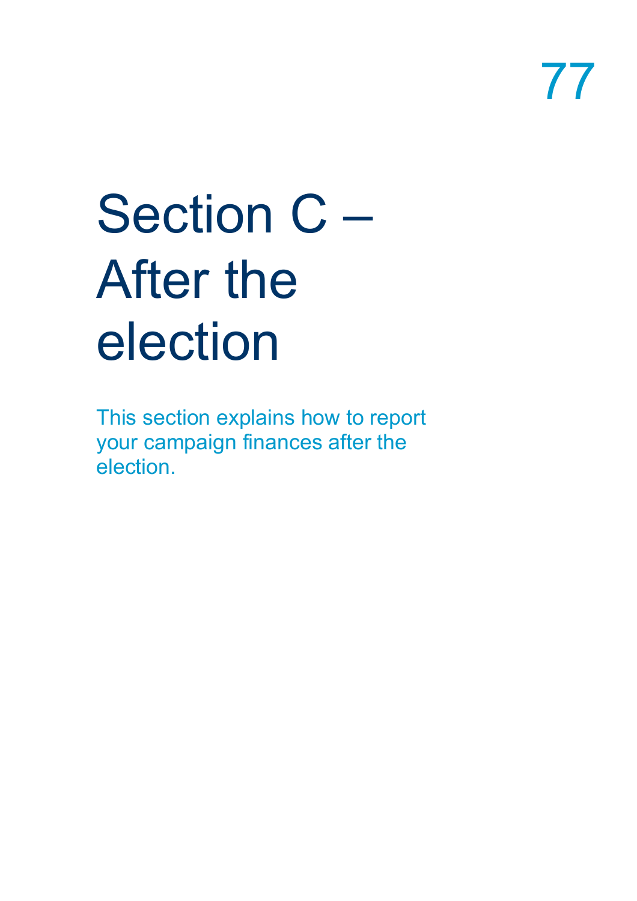# Section C – After the election

This section explains how to report your campaign finances after the election.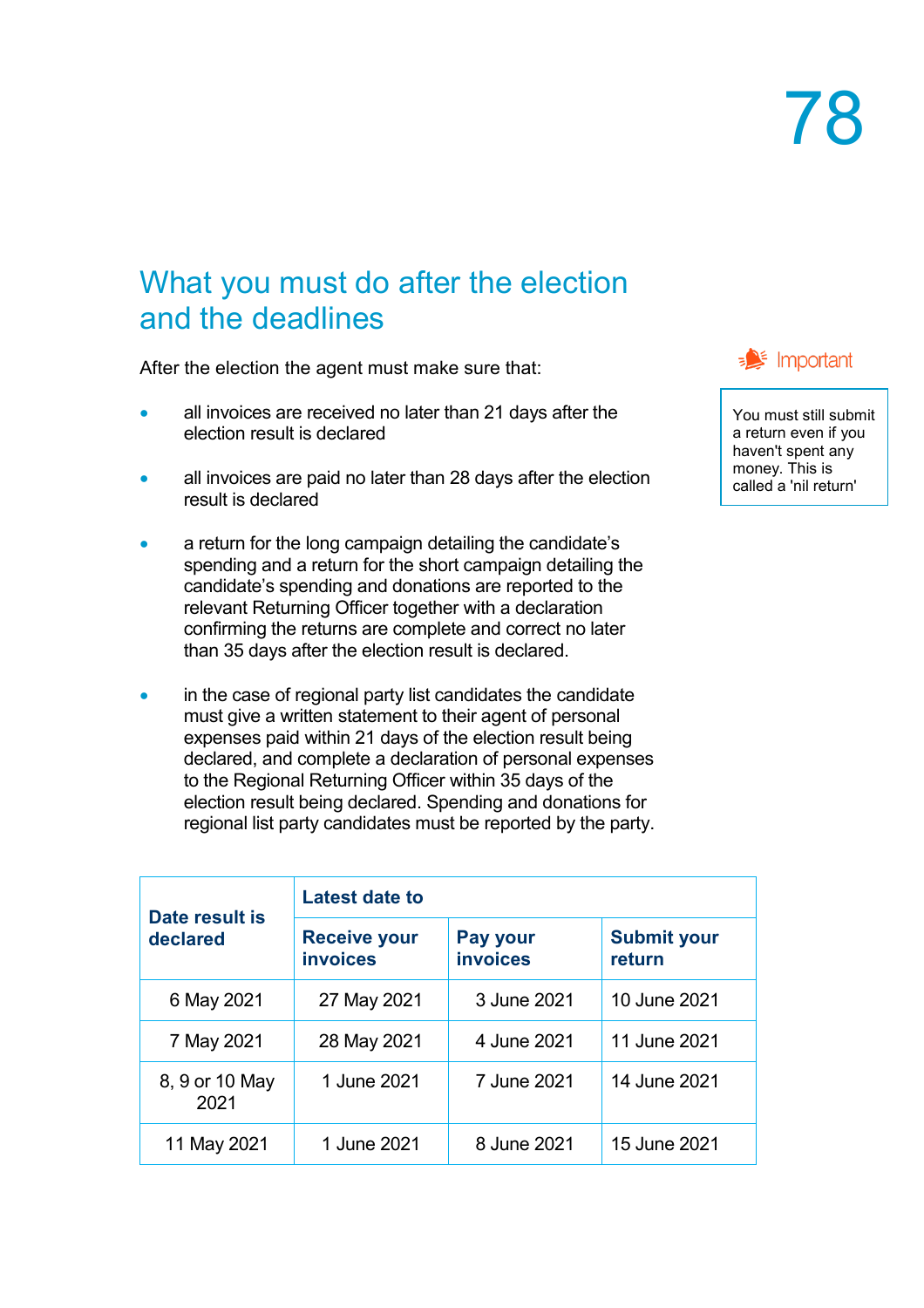## What you must do after the election and the deadlines

After the election the agent must make sure that:

- all invoices are received no later than 21 days after the election result is declared
- all invoices are paid no later than 28 days after the election result is declared
- a return for the long campaign detailing the candidate's spending and a return for the short campaign detailing the candidate's spending and donations are reported to the relevant Returning Officer together with a declaration confirming the returns are complete and correct no later than 35 days after the election result is declared.
- in the case of regional party list candidates the candidate must give a written statement to their agent of personal expenses paid within 21 days of the election result being declared, and complete a declaration of personal expenses to the Regional Returning Officer within 35 days of the election result being declared. Spending and donations for regional list party candidates must be reported by the party.

> **Important**
>
> You must still submit a return even if you haven't spent any money. This is called a 'nil return'

| Date result is declared | Latest date to | | |
|---|---|---|---|
| | **Receive your invoices** | **Pay your invoices** | **Submit your return** |
| 6 May 2021 | 27 May 2021 | 3 June 2021 | 10 June 2021 |
| 7 May 2021 | 28 May 2021 | 4 June 2021 | 11 June 2021 |
| 8, 9 or 10 May 2021 | 1 June 2021 | 7 June 2021 | 14 June 2021 |
| 11 May 2021 | 1 June 2021 | 8 June 2021 | 15 June 2021 |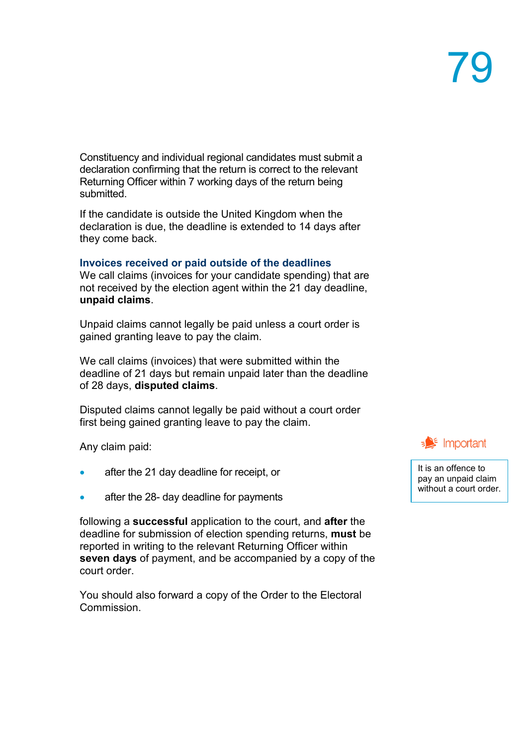Constituency and individual regional candidates must submit a declaration confirming that the return is correct to the relevant Returning Officer within 7 working days of the return being submitted.

If the candidate is outside the United Kingdom when the declaration is due, the deadline is extended to 14 days after they come back.

### Invoices received or paid outside of the deadlines

We call claims (invoices for your candidate spending) that are not received by the election agent within the 21 day deadline, **unpaid claims**.

Unpaid claims cannot legally be paid unless a court order is gained granting leave to pay the claim.

We call claims (invoices) that were submitted within the deadline of 21 days but remain unpaid later than the deadline of 28 days, **disputed claims**.

Disputed claims cannot legally be paid without a court order first being gained granting leave to pay the claim.

Any claim paid:

- after the 21 day deadline for receipt, or
- after the 28- day deadline for payments

following a **successful** application to the court, and **after** the deadline for submission of election spending returns, **must** be reported in writing to the relevant Returning Officer within **seven days** of payment, and be accompanied by a copy of the court order.

You should also forward a copy of the Order to the Electoral Commission.

> **Important**
>
> It is an offence to pay an unpaid claim without a court order.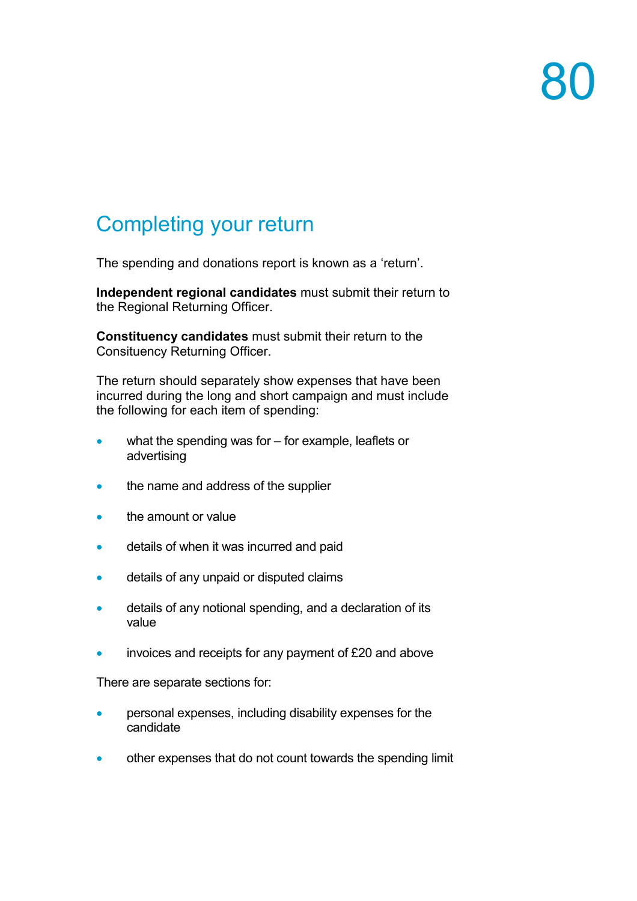## Completing your return

The spending and donations report is known as a 'return'.

**Independent regional candidates** must submit their return to the Regional Returning Officer.

**Constituency candidates** must submit their return to the Consituency Returning Officer.

The return should separately show expenses that have been incurred during the long and short campaign and must include the following for each item of spending:

- what the spending was for – for example, leaflets or advertising
- the name and address of the supplier
- the amount or value
- details of when it was incurred and paid
- details of any unpaid or disputed claims
- details of any notional spending, and a declaration of its value
- invoices and receipts for any payment of £20 and above

There are separate sections for:

- personal expenses, including disability expenses for the candidate
- other expenses that do not count towards the spending limit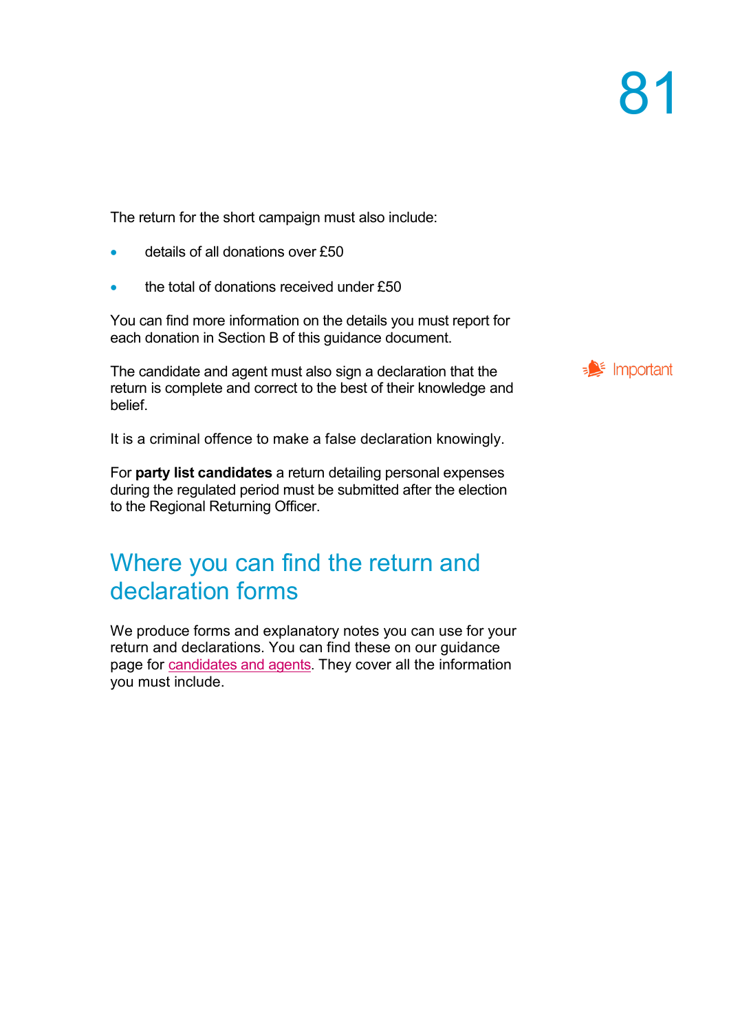The return for the short campaign must also include:

- details of all donations over £50
- the total of donations received under £50

You can find more information on the details you must report for each donation in Section B of this guidance document.

The candidate and agent must also sign a declaration that the return is complete and correct to the best of their knowledge and belief.

Important

It is a criminal offence to make a false declaration knowingly.

For **party list candidates** a return detailing personal expenses during the regulated period must be submitted after the election to the Regional Returning Officer.

## Where you can find the return and declaration forms

We produce forms and explanatory notes you can use for your return and declarations. You can find these on our guidance page for candidates and agents. They cover all the information you must include.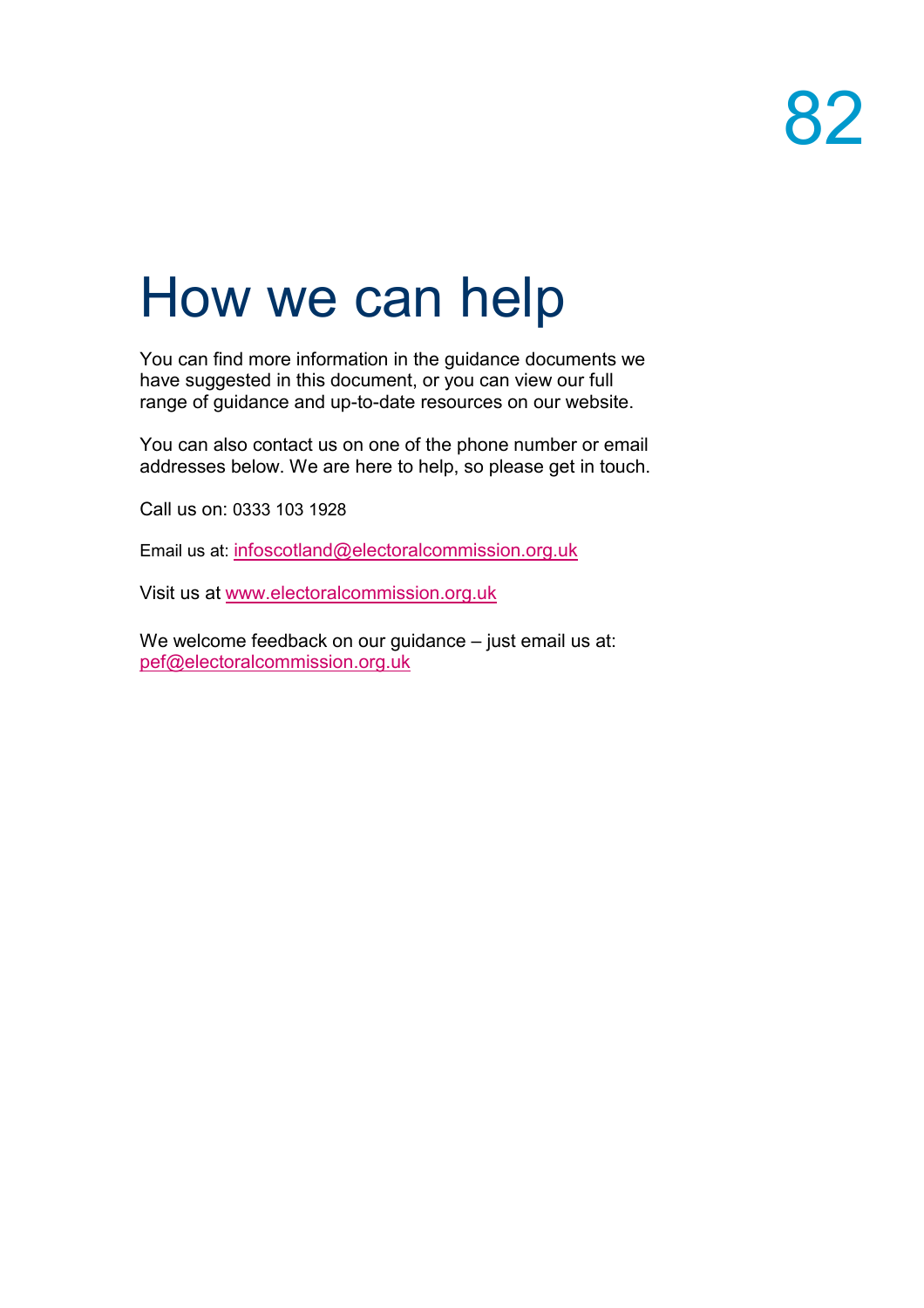# How we can help

You can find more information in the guidance documents we have suggested in this document, or you can view our full range of guidance and up-to-date resources on our website.

You can also contact us on one of the phone number or email addresses below. We are here to help, so please get in touch.

Call us on: 0333 103 1928

Email us at: infoscotland@electoralcommission.org.uk

Visit us at www.electoralcommission.org.uk

We welcome feedback on our guidance – just email us at: pef@electoralcommission.org.uk